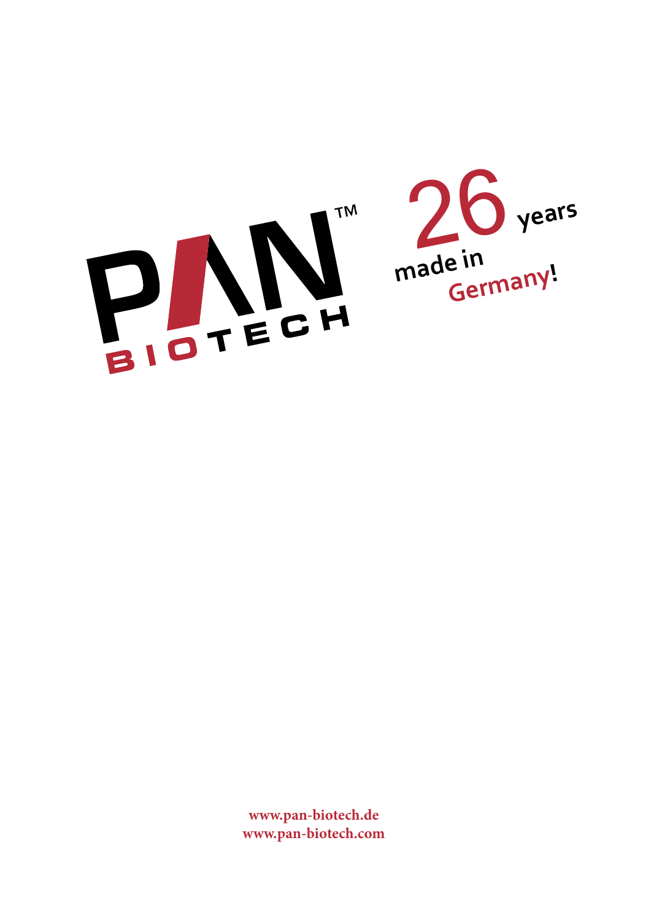# PAN™ BIOTECH

26 years made in Germany!

**www.pan-biotech.de**
**www.pan-biotech.com**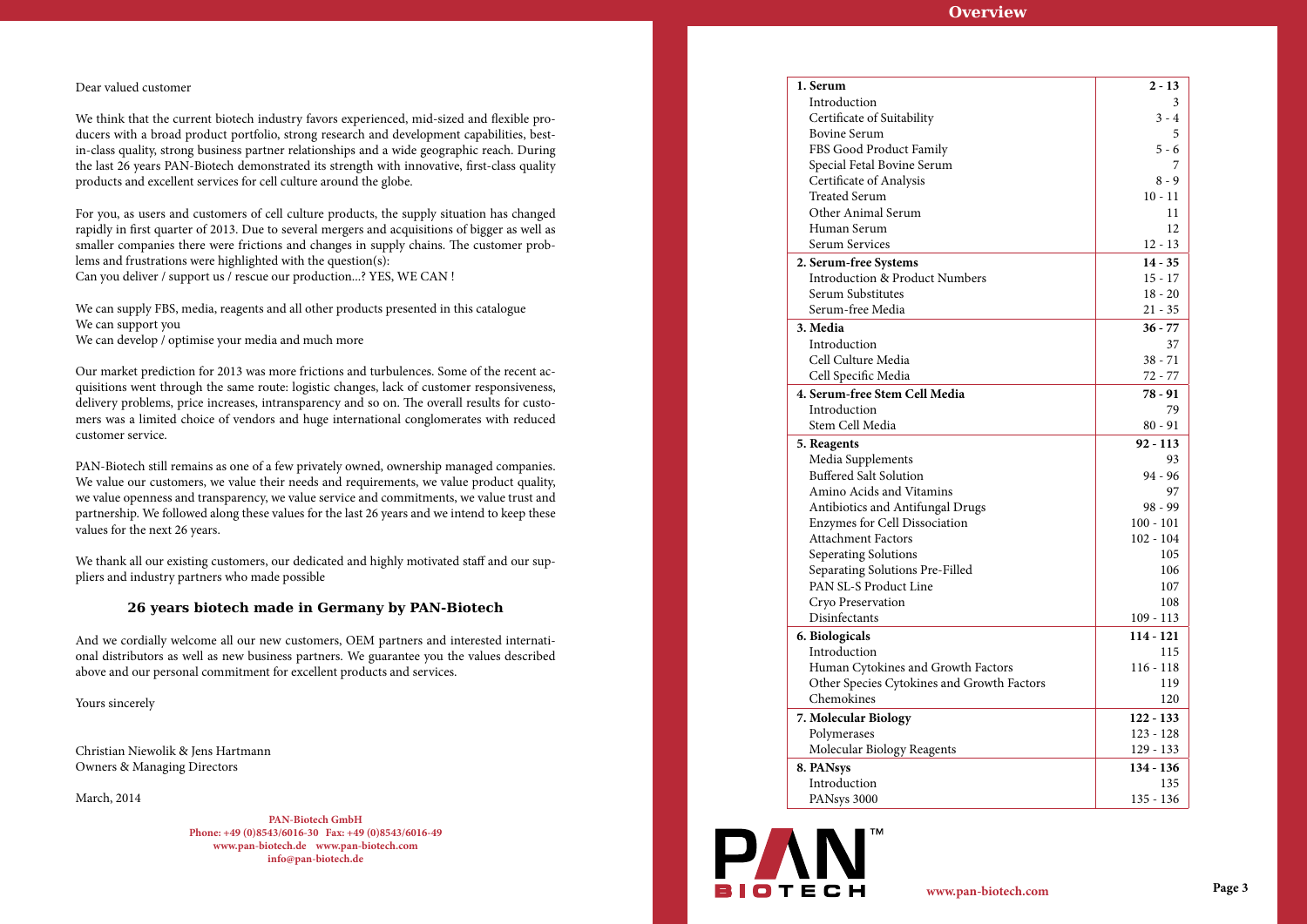Dear valued customer

We think that the current biotech industry favors experienced, mid-sized and flexible producers with a broad product portfolio, strong research and development capabilities, best-in-class quality, strong business partner relationships and a wide geographic reach. During the last 26 years PAN-Biotech demonstrated its strength with innovative, first-class quality products and excellent services for cell culture around the globe.

For you, as users and customers of cell culture products, the supply situation has changed rapidly in first quarter of 2013. Due to several mergers and acquisitions of bigger as well as smaller companies there were frictions and changes in supply chains. The customer problems and frustrations were highlighted with the question(s):
Can you deliver / support us / rescue our production...? YES, WE CAN !

We can supply FBS, media, reagents and all other products presented in this catalogue
We can support you
We can develop / optimise your media and much more

Our market prediction for 2013 was more frictions and turbulences. Some of the recent acquisitions went through the same route: logistic changes, lack of customer responsiveness, delivery problems, price increases, intransparency and so on. The overall results for customers was a limited choice of vendors and huge international conglomerates with reduced customer service.

PAN-Biotech still remains as one of a few privately owned, ownership managed companies. We value our customers, we value their needs and requirements, we value product quality, we value openness and transparency, we value service and commitments, we value trust and partnership. We followed along these values for the last 26 years and we intend to keep these values for the next 26 years.

We thank all our existing customers, our dedicated and highly motivated staff and our suppliers and industry partners who made possible

**26 years biotech made in Germany by PAN-Biotech**

And we cordially welcome all our new customers, OEM partners and interested international distributors as well as new business partners. We guarantee you the values described above and our personal commitment for excellent products and services.

Yours sincerely

Christian Niewolik & Jens Hartmann
Owners & Managing Directors

March, 2014

**PAN-Biotech GmbH**
**Phone: +49 (0)8543/6016-30 Fax: +49 (0)8543/6016-49**
**www.pan-biotech.de www.pan-biotech.com**
**info@pan-biotech.de**

## Overview

| | |
|---|---|
| **1. Serum** | **2 - 13** |
| Introduction | 3 |
| Certificate of Suitability | 3 - 4 |
| Bovine Serum | 5 |
| FBS Good Product Family | 5 - 6 |
| Special Fetal Bovine Serum | 7 |
| Certificate of Analysis | 8 - 9 |
| Treated Serum | 10 - 11 |
| Other Animal Serum | 11 |
| Human Serum | 12 |
| Serum Services | 12 - 13 |
| **2. Serum-free Systems** | **14 - 35** |
| Introduction & Product Numbers | 15 - 17 |
| Serum Substitutes | 18 - 20 |
| Serum-free Media | 21 - 35 |
| **3. Media** | **36 - 77** |
| Introduction | 37 |
| Cell Culture Media | 38 - 71 |
| Cell Specific Media | 72 - 77 |
| **4. Serum-free Stem Cell Media** | **78 - 91** |
| Introduction | 79 |
| Stem Cell Media | 80 - 91 |
| **5. Reagents** | **92 - 113** |
| Media Supplements | 93 |
| Buffered Salt Solution | 94 - 96 |
| Amino Acids and Vitamins | 97 |
| Antibiotics and Antifungal Drugs | 98 - 99 |
| Enzymes for Cell Dissociation | 100 - 101 |
| Attachment Factors | 102 - 104 |
| Seperating Solutions | 105 |
| Separating Solutions Pre-Filled | 106 |
| PAN SL-S Product Line | 107 |
| Cryo Preservation | 108 |
| Disinfectants | 109 - 113 |
| **6. Biologicals** | **114 - 121** |
| Introduction | 115 |
| Human Cytokines and Growth Factors | 116 - 118 |
| Other Species Cytokines and Growth Factors | 119 |
| Chemokines | 120 |
| **7. Molecular Biology** | **122 - 133** |
| Polymerases | 123 - 128 |
| Molecular Biology Reagents | 129 - 133 |
| **8. PANsys** | **134 - 136** |
| Introduction | 135 |
| PANsys 3000 | 135 - 136 |

PAN™ BIOTECH

www.pan-biotech.com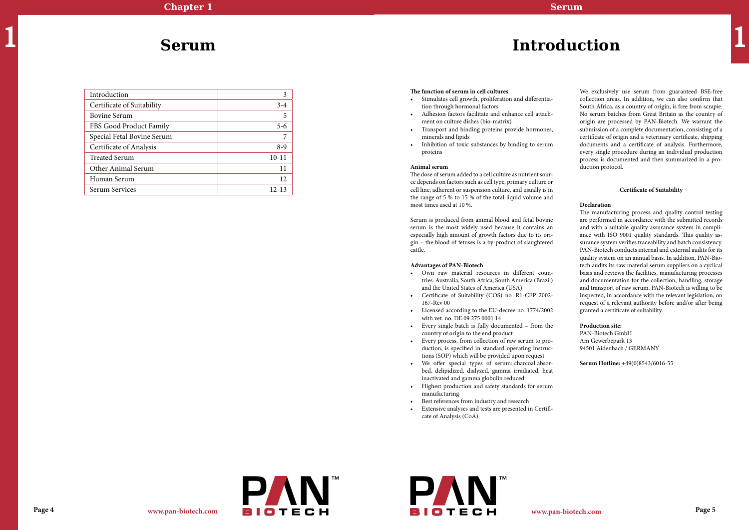# Serum

| Introduction | 3 |
|---|---|
| Certificate of Suitability | 3-4 |
| Bovine Serum | 5 |
| FBS Good Product Family | 5-6 |
| Special Fetal Bovine Serum | 7 |
| Certificate of Analysis | 8-9 |
| Treated Serum | 10-11 |
| Other Animal Serum | 11 |
| Human Serum | 12 |
| Serum Services | 12-13 |

# Introduction

**The function of serum in cell cultures**

- Stimulates cell growth, proliferation and differentiation through hormonal factors
- Adhesion factors facilitate and enhance cell attachment on culture dishes (bio-matrix)
- Transport and binding proteins provide hormones, minerals and lipids
- Inhibition of toxic substances by binding to serum proteins

**Animal serum**

The dose of serum added to a cell culture as nutrient source depends on factors such as cell type, primary culture or cell line, adherent or suspension culture, and usually is in the range of 5 % to 15 % of the total liquid volume and most times used at 10 %.

Serum is produced from animal blood and fetal bovine serum is the most widely used because it contains an especially high amount of growth factors due to its origin – the blood of fetuses is a by-product of slaughtered cattle.

**Advantages of PAN-Biotech**

- Own raw material resources in different countries: Australia, South Africa, South America (Brazil) and the United States of America (USA)
- Certificate of Suitability (COS) no. R1-CEP 2002-167-Rev 00
- Licensed according to the EU-decree no. 1774/2002 with vet. no. DE 09 275 0001 14
- Every single batch is fully documented – from the country of origin to the end product
- Every process, from collection of raw serum to production, is specified in standard operating instructions (SOP) which will be provided upon request
- We offer special types of serum: charcoal absorbed, delipidized, dialyzed, gamma irradiated, heat inactivated and gamma globulin reduced
- Highest production and safety standards for serum manufacturing
- Best references from industry and research
- Extensive analyses and tests are presented in Certificate of Analysis (CoA)

We exclusively use serum from guaranteed BSE-free collection areas. In addition, we can also confirm that South Africa, as a country of origin, is free from scrapie. No serum batches from Great Britain as the country of origin are processed by PAN-Biotech. We warrant the submission of a complete documentation, consisting of a certificate of origin and a veterinary certificate, shipping documents and a certificate of analysis. Furthermore, every single procedure during an individual production process is documented and then summarized in a production protocol.

## Certificate of Suitability

**Declaration**

The manufacturing process and quality control testing are performed in accordance with the submitted records and with a suitable quality assurance system in compliance with ISO 9001 quality standards. This quality assurance system verifies traceability and batch consistency. PAN-Biotech conducts internal and external audits for its quality system on an annual basis. In addition, PAN-Biotech audits its raw material serum suppliers on a cyclical basis and reviews the facilities, manufacturing processes and documentation for the collection, handling, storage and transport of raw serum. PAN-Biotech is willing to be inspected, in accordance with the relevant legislation, on request of a relevant authority before and/or after being granted a certificate of suitability.

**Production site:**
PAN-Biotech GmbH
Am Gewerbepark 13
94501 Aidenbach / GERMANY

**Serum Hotline:** +49(0)8543/6016-55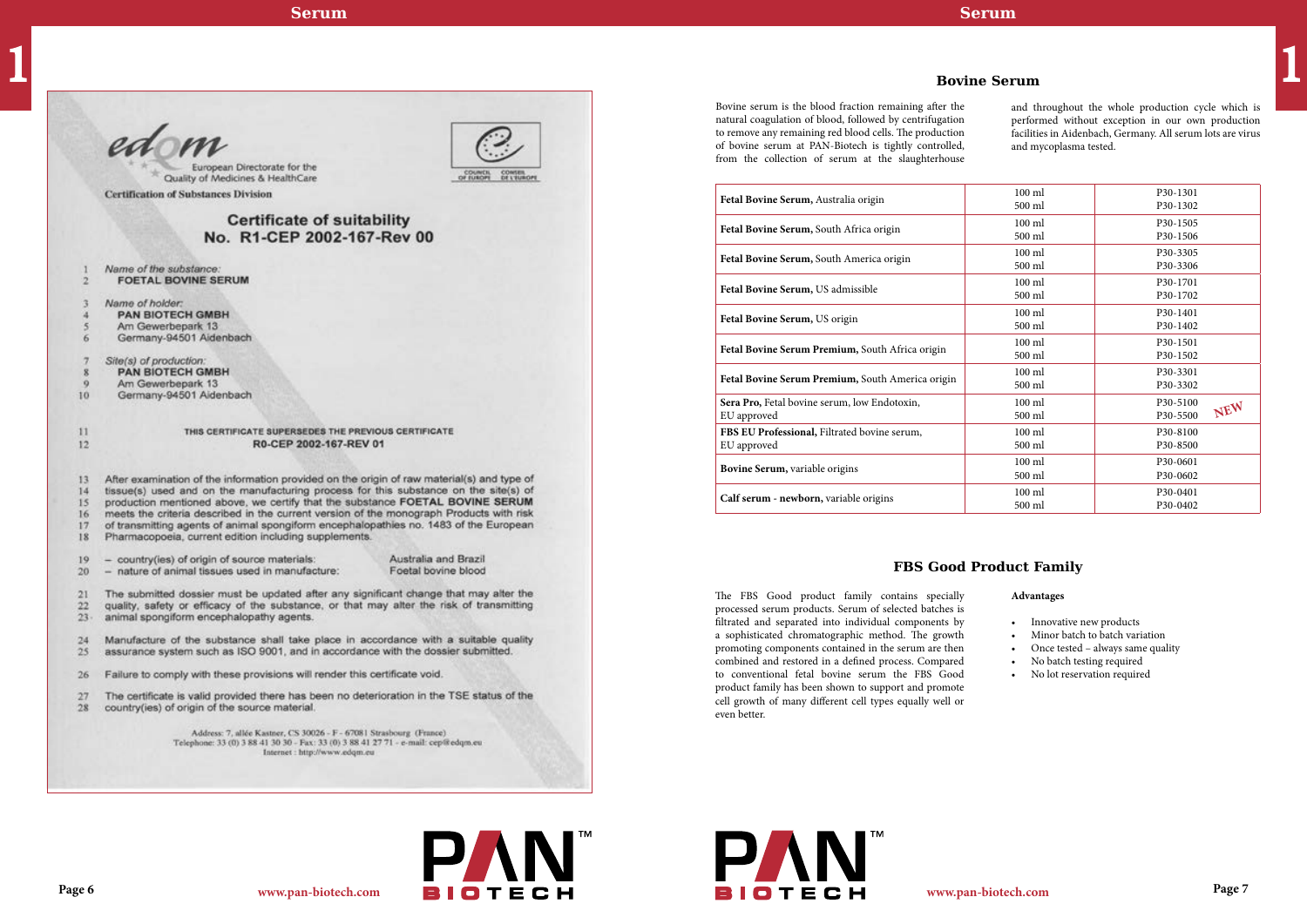European Directorate for the Quality of Medicines & HealthCare

Certification of Substances Division

## Certificate of suitability
## No. R1-CEP 2002-167-Rev 00

1 Name of the substance:
2 **FOETAL BOVINE SERUM**

3 Name of holder:
4 **PAN BIOTECH GMBH**
5 Am Gewerbepark 13
6 Germany-94501 Aidenbach

7 Site(s) of production:
8 **PAN BIOTECH GMBH**
9 Am Gewerbepark 13
10 Germany-94501 Aidenbach

11 THIS CERTIFICATE SUPERSEDES THE PREVIOUS CERTIFICATE
12 **R0-CEP 2002-167-REV 01**

13 After examination of the information provided on the origin of raw material(s) and type of
14 tissue(s) used and on the manufacturing process for this substance on the site(s) of
15 production mentioned above, we certify that the substance **FOETAL BOVINE SERUM**
16 meets the criteria described in the current version of the monograph Products with risk
17 of transmitting agents of animal spongiform encephalopathies no. 1483 of the European
18 Pharmacopoeia, current edition including supplements.

19 – country(ies) of origin of source materials: Australia and Brazil
20 – nature of animal tissues used in manufacture: Foetal bovine blood

21 The submitted dossier must be updated after any significant change that may alter the
22 quality, safety or efficacy of the substance, or that may alter the risk of transmitting
23 animal spongiform encephalopathy agents.

24 Manufacture of the substance shall take place in accordance with a suitable quality
25 assurance system such as ISO 9001, and in accordance with the dossier submitted.

26 Failure to comply with these provisions will render this certificate void.

27 The certificate is valid provided there has been no deterioration in the TSE status of the
28 country(ies) of origin of the source material.

Address: 7, allée Kastner, CS 30026 - F - 67081 Strasbourg (France)
Telephone: 33 (0) 3 88 41 30 30 - Fax: 33 (0) 3 88 41 27 71 - e-mail: cep@edqm.eu
Internet : http://www.edqm.eu

## Bovine Serum

Bovine serum is the blood fraction remaining after the natural coagulation of blood, followed by centrifugation to remove any remaining red blood cells. The production of bovine serum at PAN-Biotech is tightly controlled, from the collection of serum at the slaughterhouse and throughout the whole production cycle which is performed without exception in our own production facilities in Aidenbach, Germany. All serum lots are virus and mycoplasma tested.

| Product | Size | Cat. No. |
|---|---|---|
| **Fetal Bovine Serum**, Australia origin | 100 ml<br>500 ml | P30-1301<br>P30-1302 |
| **Fetal Bovine Serum**, South Africa origin | 100 ml<br>500 ml | P30-1505<br>P30-1506 |
| **Fetal Bovine Serum**, South America origin | 100 ml<br>500 ml | P30-3305<br>P30-3306 |
| **Fetal Bovine Serum**, US admissible | 100 ml<br>500 ml | P30-1701<br>P30-1702 |
| **Fetal Bovine Serum**, US origin | 100 ml<br>500 ml | P30-1401<br>P30-1402 |
| **Fetal Bovine Serum Premium**, South Africa origin | 100 ml<br>500 ml | P30-1501<br>P30-1502 |
| **Fetal Bovine Serum Premium**, South America origin | 100 ml<br>500 ml | P30-3301<br>P30-3302 |
| **Sera Pro,** Fetal bovine serum, low Endotoxin, EU approved | 100 ml<br>500 ml | P30-5100<br>P30-5500 NEW |
| **FBS EU Professional,** Filtrated bovine serum, EU approved | 100 ml<br>500 ml | P30-8100<br>P30-8500 |
| **Bovine Serum,** variable origins | 100 ml<br>500 ml | P30-0601<br>P30-0602 |
| **Calf serum - newborn,** variable origins | 100 ml<br>500 ml | P30-0401<br>P30-0402 |

## FBS Good Product Family

The FBS Good product family contains specially processed serum products. Serum of selected batches is filtrated and separated into individual components by a sophisticated chromatographic method. The growth promoting components contained in the serum are then combined and restored in a defined process. Compared to conventional fetal bovine serum the FBS Good product family has been shown to support and promote cell growth of many different cell types equally well or even better.

**Advantages**

- Innovative new products
- Minor batch to batch variation
- Once tested – always same quality
- No batch testing required
- No lot reservation required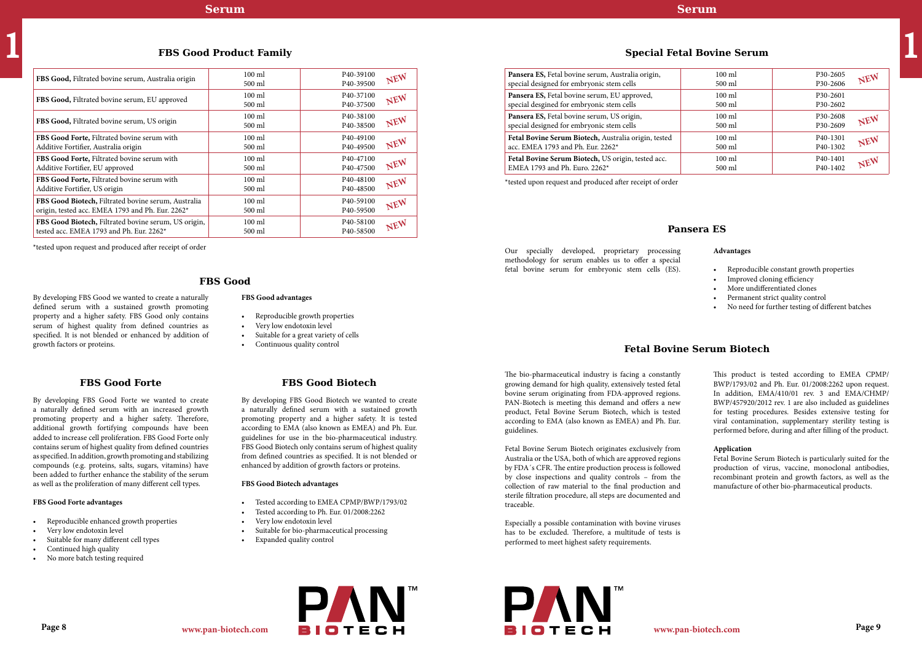## FBS Good Product Family

| Product | Volume | Cat. No. | |
|---|---|---|---|
| **FBS Good,** Filtrated bovine serum, Australia origin | 100 ml<br>500 ml | P40-39100<br>P40-39500 | NEW |
| **FBS Good,** Filtrated bovine serum, EU approved | 100 ml<br>500 ml | P40-37100<br>P40-37500 | NEW |
| **FBS Good,** Filtrated bovine serum, US origin | 100 ml<br>500 ml | P40-38100<br>P40-38500 | NEW |
| **FBS Good Forte,** Filtrated bovine serum with Additive Fortifier, Australia origin | 100 ml<br>500 ml | P40-49100<br>P40-49500 | NEW |
| **FBS Good Forte,** Filtrated bovine serum with Additive Fortifier, EU approved | 100 ml<br>500 ml | P40-47100<br>P40-47500 | NEW |
| **FBS Good Forte,** Filtrated bovine serum with Additive Fortifier, US origin | 100 ml<br>500 ml | P40-48100<br>P40-48500 | NEW |
| **FBS Good Biotech,** Filtrated bovine serum, Australia origin, tested acc. EMEA 1793 and Ph. Eur. 2262* | 100 ml<br>500 ml | P40-59100<br>P40-59500 | NEW |
| **FBS Good Biotech,** Filtrated bovine serum, US origin, tested acc. EMEA 1793 and Ph. Eur. 2262* | 100 ml<br>500 ml | P40-58100<br>P40-58500 | NEW |

*tested upon request and produced after receipt of order

## FBS Good

By developing FBS Good we wanted to create a naturally defined serum with a sustained growth promoting property and a higher safety. FBS Good only contains serum of highest quality from defined countries as specified. It is not blended or enhanced by addition of growth factors or proteins.

**FBS Good advantages**

- Reproducible growth properties
- Very low endotoxin level
- Suitable for a great variety of cells
- Continuous quality control

## FBS Good Forte

By developing FBS Good Forte we wanted to create a naturally defined serum with an increased growth promoting property and a higher safety. Therefore, additional growth fortifying compounds have been added to increase cell proliferation. FBS Good Forte only contains serum of highest quality from defined countries as specified. In addition, growth promoting and stabilizing compounds (e.g. proteins, salts, sugars, vitamins) have been added to further enhance the stability of the serum as well as the proliferation of many different cell types.

**FBS Good Forte advantages**

- Reproducible enhanced growth properties
- Very low endotoxin level
- Suitable for many different cell types
- Continued high quality
- No more batch testing required

## FBS Good Biotech

By developing FBS Good Biotech we wanted to create a naturally defined serum with a sustained growth promoting property and a higher safety. It is tested according to EMA (also known as EMEA) and Ph. Eur. guidelines for use in the bio-pharmaceutical industry. FBS Good Biotech only contains serum of highest quality from defined countries as specified. It is not blended or enhanced by addition of growth factors or proteins.

**FBS Good Biotech advantages**

- Tested according to EMEA CPMP/BWP/1793/02
- Tested according to Ph. Eur. 01/2008:2262
- Very low endotoxin level
- Suitable for bio-pharmaceutical processing
- Expanded quality control

## Special Fetal Bovine Serum

| Product | Volume | Cat. No. | |
|---|---|---|---|
| **Pansera ES,** Fetal bovine serum, Australia origin, special desgined for embryonic stem cells | 100 ml<br>500 ml | P30-2605<br>P30-2606 | NEW |
| **Pansera ES,** Fetal bovine serum, EU approved, special desgined for embryonic stem cells | 100 ml<br>500 ml | P30-2601<br>P30-2602 | |
| **Pansera ES,** Fetal bovine serum, US origin, special desgined for embryonic stem cells | 100 ml<br>500 ml | P30-2608<br>P30-2609 | NEW |
| **Fetal Bovine Serum Biotech,** Australia origin, tested acc. EMEA 1793 and Ph. Eur. 2262* | 100 ml<br>500 ml | P40-1301<br>P40-1302 | NEW |
| **Fetal Bovine Serum Biotech,** US origin, tested acc. EMEA 1793 and Ph. Euro. 2262* | 100 ml<br>500 ml | P40-1401<br>P40-1402 | NEW |

*tested upon request and produced after receipt of order

## Pansera ES

Our specially developed, proprietary processing methodology for serum enables us to offer a special fetal bovine serum for embryonic stem cells (ES).

**Advantages**

- Reproducible constant growth properties
- Improved cloning efficiency
- More undifferentiated clones
- Permanent strict quality control
- No need for further testing of different batches

## Fetal Bovine Serum Biotech

The bio-pharmaceutical industry is facing a constantly growing demand for high quality, extensively tested fetal bovine serum originating from FDA-approved regions. PAN-Biotech is meeting this demand and offers a new product, Fetal Bovine Serum Biotech, which is tested according to EMA (also known as EMEA) and Ph. Eur. guidelines.

Fetal Bovine Serum Biotech originates exclusively from Australia or the USA, both of which are approved regions by FDA´s CFR. The entire production process is followed by close inspections and quality controls – from the collection of raw material to the final production and sterile filtration procedure, all steps are documented and traceable.

Especially a possible contamination with bovine viruses has to be excluded. Therefore, a multitude of tests is performed to meet highest safety requirements.

This product is tested according to EMEA CPMP/BWP/1793/02 and Ph. Eur. 01/2008:2262 upon request. In addition, EMA/410/01 rev. 3 and EMA/CHMP/BWP/457920/2012 rev. 1 are also included as guidelines for testing procedures. Besides extensive testing for viral contamination, supplementary sterility testing is performed before, during and after filling of the product.

**Application**

Fetal Bovine Serum Biotech is particularly suited for the production of virus, vaccine, monoclonal antibodies, recombinant protein and growth factors, as well as the manufacture of other bio-pharmaceutical products.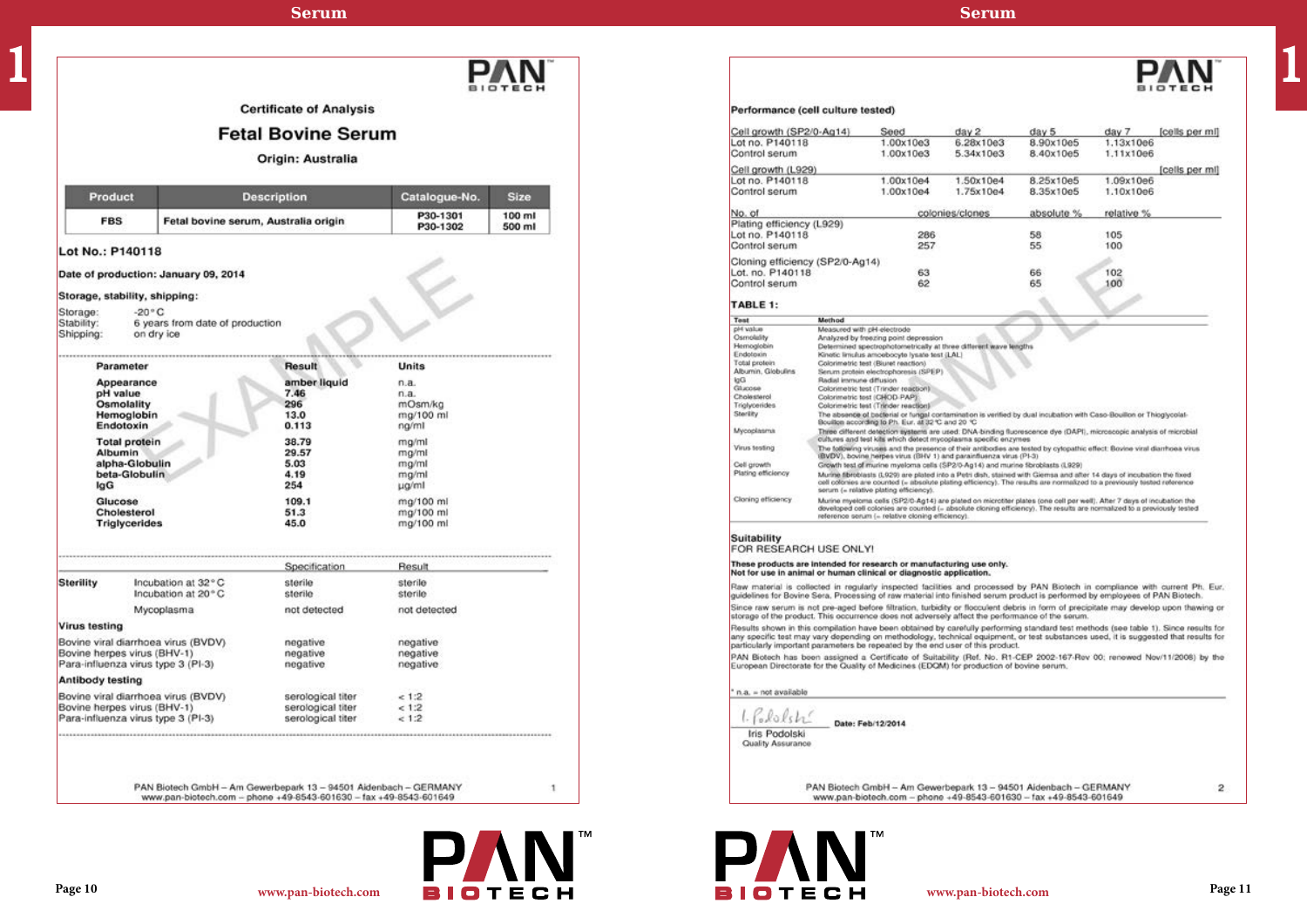# Certificate of Analysis

## Fetal Bovine Serum

**Origin: Australia**

| Product | Description | Catalogue-No. | Size |
|---|---|---|---|
| FBS | Fetal bovine serum, Australia origin | P30-1301<br>P30-1302 | 100 ml<br>500 ml |

**Lot No.: P140118**

**Date of production: January 09, 2014**

**Storage, stability, shipping:**

Storage: -20 °C
Stability: 6 years from date of production
Shipping: on dry ice

EXAMPLE

| Parameter | Result | Units |
|---|---|---|
| **Appearance** | amber liquid | n.a. |
| **pH value** | 7.46 | n.a. |
| **Osmolality** | 296 | mOsm/kg |
| **Hemoglobin** | 13.0 | mg/100 ml |
| **Endotoxin** | 0.113 | ng/ml |
| **Total protein** | 38.79 | mg/ml |
| **Albumin** | 29.57 | mg/ml |
| **alpha-Globulin** | 5.03 | mg/ml |
| **beta-Globulin** | 4.19 | mg/ml |
| **IgG** | 254 | µg/ml |
| **Glucose** | 109.1 | mg/100 ml |
| **Cholesterol** | 51.3 | mg/100 ml |
| **Triglycerides** | 45.0 | mg/100 ml |

| | | Specification | Result |
|---|---|---|---|
| **Sterility** | Incubation at 32 °C | sterile | sterile |
| | Incubation at 20 °C | sterile | sterile |
| | Mycoplasma | not detected | not detected |
| **Virus testing** | | | |
| Bovine viral diarrhoea virus (BVDV) | | negative | negative |
| Bovine herpes virus (BHV-1) | | negative | negative |
| Para-influenza virus type 3 (PI-3) | | negative | negative |
| **Antibody testing** | | | |
| Bovine viral diarrhoea virus (BVDV) | | serological titer | < 1:2 |
| Bovine herpes virus (BHV-1) | | serological titer | < 1:2 |
| Para-influenza virus type 3 (PI-3) | | serological titer | < 1:2 |

PAN Biotech GmbH – Am Gewerbepark 13 – 94501 Aidenbach – GERMANY
www.pan-biotech.com – phone +49-8543-601630 – fax +49-8543-601649

**Performance (cell culture tested)**

| Cell growth (SP2/0-Ag14) | Seed | day 2 | day 5 | day 7 [cells per ml] |
|---|---|---|---|---|
| Lot no. P140118 | 1.00x10e3 | 6.28x10e3 | 8.90x10e5 | 1.13x10e6 |
| Control serum | 1.00x10e3 | 5.34x10e3 | 8.40x10e5 | 1.11x10e6 |

| Cell growth (L929) | | | | [cells per ml] |
|---|---|---|---|---|
| Lot no. P140118 | 1.00x10e4 | 1.50x10e4 | 8.25x10e5 | 1.09x10e6 |
| Control serum | 1.00x10e4 | 1.75x10e4 | 8.35x10e5 | 1.10x10e6 |

| No. of | colonies/clones | absolute % | relative % |
|---|---|---|---|
| Plating efficiency (L929) | | | |
| Lot no. P140118 | 286 | 58 | 105 |
| Control serum | 257 | 55 | 100 |
| Cloning efficiency (SP2/0-Ag14) | | | |
| Lot. no. P140118 | 63 | 66 | 102 |
| Control serum | 62 | 65 | 100 |

**TABLE 1:**

| Test | Method |
|---|---|
| pH value | Measured with pH-electrode |
| Osmolality | Analyzed by freezing point depression |
| Hemoglobin | Determined spectrophotometrically at three different wave lengths |
| Endotoxin | Kinetic limulus amoebocyte lysate test (LAL) |
| Total protein | Colorimetric test (Biuret reaction) |
| Albumin, Globulins | Serum protein electrophoresis (SPEP) |
| IgG | Radial immune diffusion |
| Glucose | Colorimetric test (Trinder reaction) |
| Cholesterol | Colorimetric test (CHOD-PAP) |
| Triglycerides | Colorimetric test (Trinder reaction) |
| Sterility | The absence of bacterial or fungal contamination is verified by dual incubation with Caso-Bouillon or Thioglycolat-Bouillon according to Ph. Eur. at 32 °C and 20 °C |
| Mycoplasma | Three different detection systems are used: DNA-binding fluorescence dye (DAPI), microscopic analysis of microbial cultures and test kits which detect mycoplasma specific enzymes |
| Virus testing | The following viruses and the presence of their antibodies are tested by cytopathic effect: Bovine viral diarrhoea virus (BVDV), bovine herpes virus (BHV 1) and parainfluenza virus (PI-3) |
| Cell growth | Growth test of murine myeloma cells (SP2/0-Ag14) and murine fibroblasts (L929) |
| Plating efficiency | Murine fibroblasts (L929) are plated into a Petri dish, stained with Giemsa and after 14 days of incubation the fixed cell colonies are counted (= absolute plating efficiency). The results are normalized to a previously tested reference serum (= relative plating efficiency). |
| Cloning efficiency | Murine myeloma cells (SP2/0-Ag14) are plated on microtiter plates (one cell per well). After 7 days of incubation the developed cell colonies are counted (= absolute cloning efficiency). The results are normalized to a previously tested reference serum (= relative cloning efficiency). |

**Suitability**
FOR RESEARCH USE ONLY!

**These products are intended for research or manufacturing use only.**
**Not for use in animal or human clinical or diagnostic application.**

Raw material is collected in regularly inspected facilities and processed by PAN Biotech in compliance with current Ph. Eur. guidelines for Bovine Sera. Processing of raw material into finished serum product is performed by employees of PAN Biotech.

Since raw serum is not pre-aged before filtration, turbidity or flocculent debris in form of precipitate may develop upon thawing or storage of the product. This occurrence does not adversely affect the performance of the serum.

Results shown in this compilation have been obtained by carefully performing standard test methods (see table 1). Since results for any specific test may vary depending on methodology, technical equipment, or test substances used, it is suggested that results for particularly important parameters be repeated by the end user of this product.

PAN Biotech has been assigned a Certificate of Suitability (Ref. No. R1-CEP 2002-167-Rev 00; renewed Nov/11/2008) by the European Directorate for the Quality of Medicines (EDQM) for production of bovine serum.

* n.a. = not available

Iris Podolski
Quality Assurance

**Date: Feb/12/2014**

PAN Biotech GmbH – Am Gewerbepark 13 – 94501 Aidenbach – GERMANY
www.pan-biotech.com – phone +49-8543-601630 – fax +49-8543-601649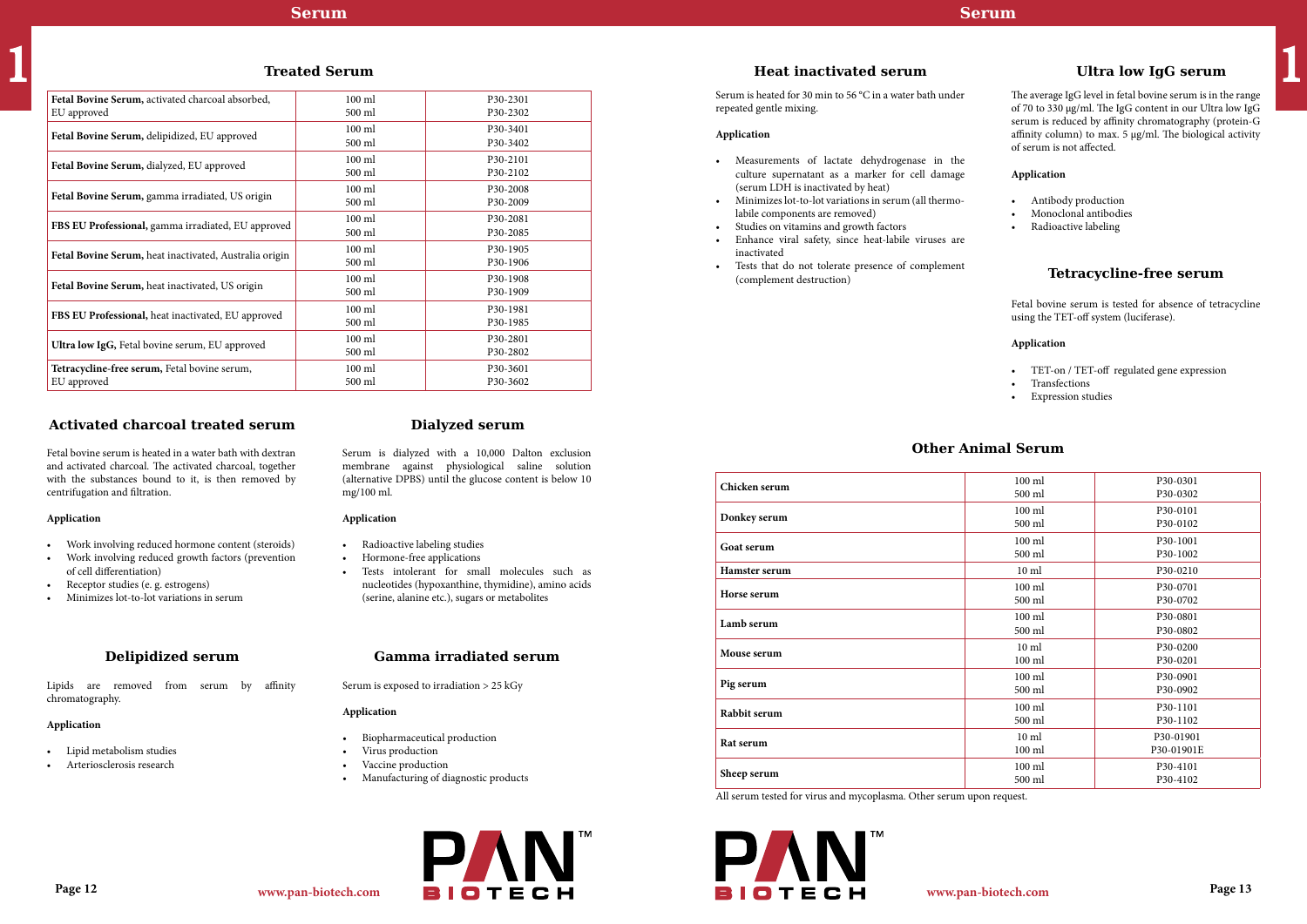## Treated Serum

| Product | Size | Cat. No. |
|---|---|---|
| **Fetal Bovine Serum,** activated charcoal absorbed, EU approved | 100 ml<br>500 ml | P30-2301<br>P30-2302 |
| **Fetal Bovine Serum,** delipidized, EU approved | 100 ml<br>500 ml | P30-3401<br>P30-3402 |
| **Fetal Bovine Serum,** dialyzed, EU approved | 100 ml<br>500 ml | P30-2101<br>P30-2102 |
| **Fetal Bovine Serum,** gamma irradiated, US origin | 100 ml<br>500 ml | P30-2008<br>P30-2009 |
| **FBS EU Professional,** gamma irradiated, EU approved | 100 ml<br>500 ml | P30-2081<br>P30-2085 |
| **Fetal Bovine Serum,** heat inactivated, Australia origin | 100 ml<br>500 ml | P30-1905<br>P30-1906 |
| **Fetal Bovine Serum,** heat inactivated, US origin | 100 ml<br>500 ml | P30-1908<br>P30-1909 |
| **FBS EU Professional,** heat inactivated, EU approved | 100 ml<br>500 ml | P30-1981<br>P30-1985 |
| **Ultra low IgG,** Fetal bovine serum, EU approved | 100 ml<br>500 ml | P30-2801<br>P30-2802 |
| **Tetracycline-free serum,** Fetal bovine serum, EU approved | 100 ml<br>500 ml | P30-3601<br>P30-3602 |

## Activated charcoal treated serum

Fetal bovine serum is heated in a water bath with dextran and activated charcoal. The activated charcoal, together with the substances bound to it, is then removed by centrifugation and filtration.

**Application**

- Work involving reduced hormone content (steroids)
- Work involving reduced growth factors (prevention of cell differentiation)
- Receptor studies (e. g. estrogens)
- Minimizes lot-to-lot variations in serum

## Dialyzed serum

Serum is dialyzed with a 10,000 Dalton exclusion membrane against physiological saline solution (alternative DPBS) until the glucose content is below 10 mg/100 ml.

**Application**

- Radioactive labeling studies
- Hormone-free applications
- Tests intolerant for small molecules such as nucleotides (hypoxanthine, thymidine), amino acids (serine, alanine etc.), sugars or metabolites

## Delipidized serum

Lipids are removed from serum by affinity chromatography.

**Application**

- Lipid metabolism studies
- Arteriosclerosis research

## Gamma irradiated serum

Serum is exposed to irradiation > 25 kGy

**Application**

- Biopharmaceutical production
- Virus production
- Vaccine production
- Manufacturing of diagnostic products

## Heat inactivated serum

Serum is heated for 30 min to 56 °C in a water bath under repeated gentle mixing.

**Application**

- Measurements of lactate dehydrogenase in the culture supernatant as a marker for cell damage (serum LDH is inactivated by heat)
- Minimizes lot-to-lot variations in serum (all thermo-labile components are removed)
- Studies on vitamins and growth factors
- Enhance viral safety, since heat-labile viruses are inactivated
- Tests that do not tolerate presence of complement (complement destruction)

## Ultra low IgG serum

The average IgG level in fetal bovine serum is in the range of 70 to 330 µg/ml. The IgG content in our Ultra low IgG serum is reduced by affinity chromatography (protein-G affinity column) to max. 5 µg/ml. The biological activity of serum is not affected.

**Application**

- Antibody production
- Monoclonal antibodies
- Radioactive labeling

## Tetracycline-free serum

Fetal bovine serum is tested for absence of tetracycline using the TET-off system (luciferase).

**Application**

- TET-on / TET-off regulated gene expression
- Transfections
- Expression studies

## Other Animal Serum

| Product | Size | Cat. No. |
|---|---|---|
| **Chicken serum** | 100 ml<br>500 ml | P30-0301<br>P30-0302 |
| **Donkey serum** | 100 ml<br>500 ml | P30-0101<br>P30-0102 |
| **Goat serum** | 100 ml<br>500 ml | P30-1001<br>P30-1002 |
| **Hamster serum** | 10 ml | P30-0210 |
| **Horse serum** | 100 ml<br>500 ml | P30-0701<br>P30-0702 |
| **Lamb serum** | 100 ml<br>500 ml | P30-0801<br>P30-0802 |
| **Mouse serum** | 10 ml<br>100 ml | P30-0200<br>P30-0201 |
| **Pig serum** | 100 ml<br>500 ml | P30-0901<br>P30-0902 |
| **Rabbit serum** | 100 ml<br>500 ml | P30-1101<br>P30-1102 |
| **Rat serum** | 10 ml<br>100 ml | P30-01901<br>P30-01901E |
| **Sheep serum** | 100 ml<br>500 ml | P30-4101<br>P30-4102 |

All serum tested for virus and mycoplasma. Other serum upon request.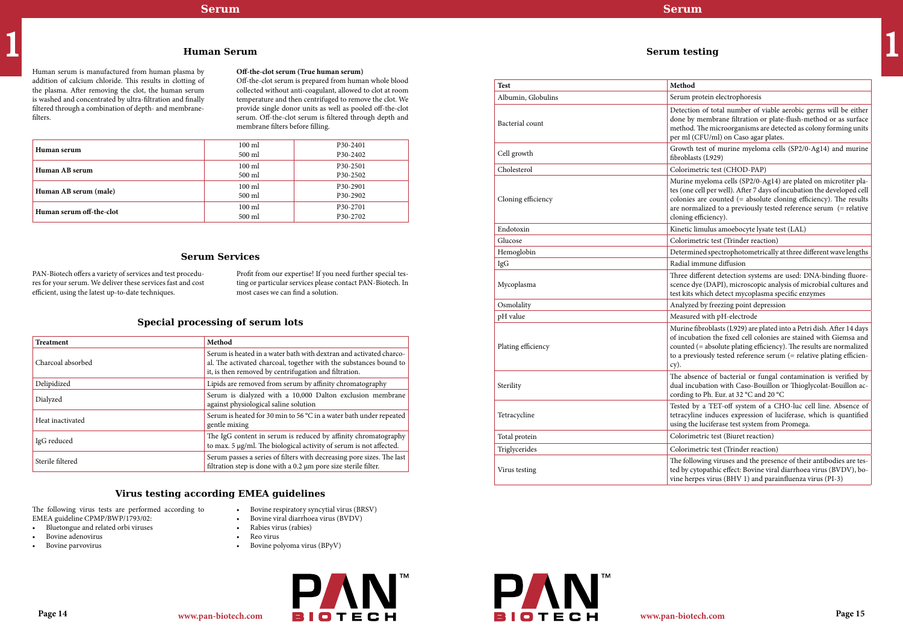## Human Serum

Human serum is manufactured from human plasma by addition of calcium chloride. This results in clotting of the plasma. After removing the clot, the human serum is washed and concentrated by ultra-filtration and finally filtered through a combination of depth- and membrane-filters.

**Off-the-clot serum (True human serum)**
Off-the-clot serum is prepared from human whole blood collected without anti-coagulant, allowed to clot at room temperature and then centrifuged to remove the clot. We provide single donor units as well as pooled off-the-clot serum. Off-the-clot serum is filtered through depth and membrane filters before filling.

| | | |
|---|---|---|
| **Human serum** | 100 ml<br>500 ml | P30-2401<br>P30-2402 |
| **Human AB serum** | 100 ml<br>500 ml | P30-2501<br>P30-2502 |
| **Human AB serum (male)** | 100 ml<br>500 ml | P30-2901<br>P30-2902 |
| **Human serum off-the-clot** | 100 ml<br>500 ml | P30-2701<br>P30-2702 |

## Serum Services

PAN-Biotech offers a variety of services and test procedures for your serum. We deliver these services fast and cost efficient, using the latest up-to-date techniques.

Profit from our expertise! If you need further special testing or particular services please contact PAN-Biotech. In most cases we can find a solution.

## Special processing of serum lots

| Treatment | Method |
|---|---|
| Charcoal absorbed | Serum is heated in a water bath with dextran and activated charcoal. The activated charcoal, together with the substances bound to it, is then removed by centrifugation and filtration. |
| Delipidized | Lipids are removed from serum by affinity chromatography |
| Dialyzed | Serum is dialyzed with a 10,000 Dalton exclusion membrane against physiological saline solution |
| Heat inactivated | Serum is heated for 30 min to 56 °C in a water bath under repeated gentle mixing |
| IgG reduced | The IgG content in serum is reduced by affinity chromatography to max. 5 µg/ml. The biological activity of serum is not affected. |
| Sterile filtered | Serum passes a series of filters with decreasing pore sizes. The last filtration step is done with a 0.2 µm pore size sterile filter. |

## Virus testing according EMEA guidelines

The following virus tests are performed according to EMEA guideline CPMP/BWP/1793/02:

- Bluetongue and related orbi viruses
- Bovine adenovirus
- Bovine parvovirus
- Bovine respiratory syncytial virus (BRSV)
- Bovine viral diarrhoea virus (BVDV)
- Rabies virus (rabies)
- Reo virus
- Bovine polyoma virus (BPyV)

## Serum testing

| Test | Method |
|---|---|
| Albumin, Globulins | Serum protein electrophoresis |
| Bacterial count | Detection of total number of viable aerobic germs will be either done by membrane filtration or plate-flush-method or as surface method. The microorganisms are detected as colony forming units per ml (CFU/ml) on Caso agar plates. |
| Cell growth | Growth test of murine myeloma cells (SP2/0-Ag14) and murine fibroblasts (L929) |
| Cholesterol | Colorimetric test (CHOD-PAP) |
| Cloning efficiency | Murine myeloma cells (SP2/0-Ag14) are plated on microtiter plates (one cell per well). After 7 days of incubation the developed cell colonies are counted (= absolute cloning efficiency). The results are normalized to a previously tested reference serum (= relative cloning efficiency). |
| Endotoxin | Kinetic limulus amoebocyte lysate test (LAL) |
| Glucose | Colorimetric test (Trinder reaction) |
| Hemoglobin | Determined spectrophotometrically at three different wave lengths |
| IgG | Radial immune diffusion |
| Mycoplasma | Three different detection systems are used: DNA-binding fluorescence dye (DAPI), microscopic analysis of microbial cultures and test kits which detect mycoplasma specific enzymes |
| Osmolality | Analyzed by freezing point depression |
| pH value | Measured with pH-electrode |
| Plating efficiency | Murine fibroblasts (L929) are plated into a Petri dish. After 14 days of incubation the fixed cell colonies are stained with Giemsa and counted (= absolute plating efficiency). The results are normalized to a previously tested reference serum (= relative plating efficiency). |
| Sterility | The absence of bacterial or fungal contamination is verified by dual incubation with Caso-Bouillon or Thioglycolat-Bouillon according to Ph. Eur. at 32 °C and 20 °C |
| Tetracycline | Tested by a TET-off system of a CHO-luc cell line. Absence of tetracycline induces expression of luciferase, which is quantified using the luciferase test system from Promega. |
| Total protein | Colorimetric test (Biuret reaction) |
| Triglycerides | Colorimetric test (Trinder reaction) |
| Virus testing | The following viruses and the presence of their antibodies are tested by cytopathic effect: Bovine viral diarrhoea virus (BVDV), bovine herpes virus (BHV 1) and parainfluenza virus (PI-3) |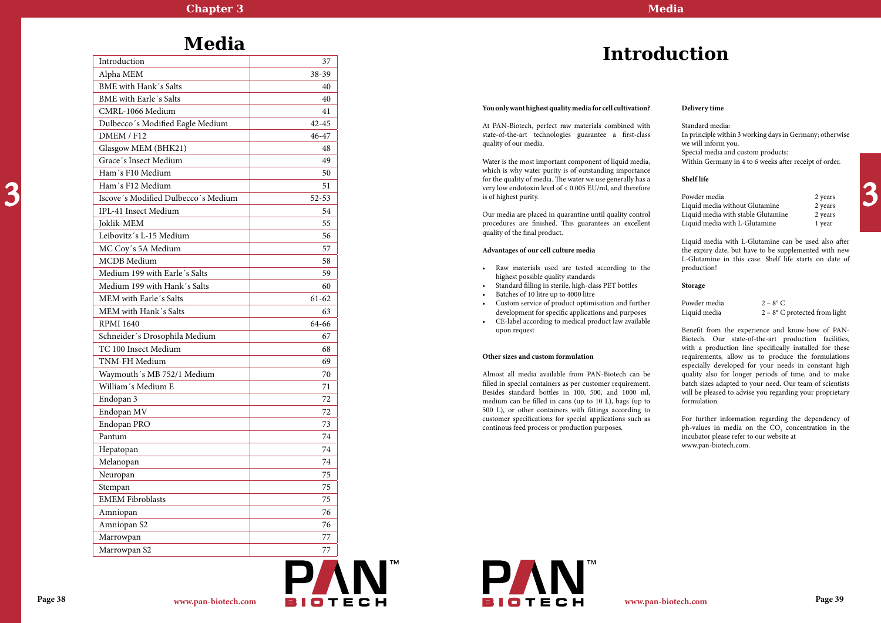# Media

| Introduction | 37 |
|---|---|
| Alpha MEM | 38-39 |
| BME with Hank´s Salts | 40 |
| BME with Earle´s Salts | 40 |
| CMRL-1066 Medium | 41 |
| Dulbecco´s Modified Eagle Medium | 42-45 |
| DMEM / F12 | 46-47 |
| Glasgow MEM (BHK21) | 48 |
| Grace´s Insect Medium | 49 |
| Ham´s F10 Medium | 50 |
| Ham´s F12 Medium | 51 |
| Iscove´s Modified Dulbecco´s Medium | 52-53 |
| IPL-41 Insect Medium | 54 |
| Joklik-MEM | 55 |
| Leibovitz´s L-15 Medium | 56 |
| MC Coy´s 5A Medium | 57 |
| MCDB Medium | 58 |
| Medium 199 with Earle´s Salts | 59 |
| Medium 199 with Hank´s Salts | 60 |
| MEM with Earle´s Salts | 61-62 |
| MEM with Hank´s Salts | 63 |
| RPMI 1640 | 64-66 |
| Schneider´s Drosophila Medium | 67 |
| TC 100 Insect Medium | 68 |
| TNM-FH Medium | 69 |
| Waymouth´s MB 752/1 Medium | 70 |
| William´s Medium E | 71 |
| Endopan 3 | 72 |
| Endopan MV | 72 |
| Endopan PRO | 73 |
| Pantum | 74 |
| Hepatopan | 74 |
| Melanopan | 74 |
| Neuropan | 75 |
| Stempan | 75 |
| EMEM Fibroblasts | 75 |
| Amniopan | 76 |
| Amniopan S2 | 76 |
| Marrowpan | 77 |
| Marrowpan S2 | 77 |

# Introduction

**You only want highest quality media for cell cultivation?**

At PAN-Biotech, perfect raw materials combined with state-of-the-art technologies guarantee a first-class quality of our media.

Water is the most important component of liquid media, which is why water purity is of outstanding importance for the quality of media. The water we use generally has a very low endotoxin level of < 0.005 EU/ml, and therefore is of highest purity.

Our media are placed in quarantine until quality control procedures are finished. This guarantees an excellent quality of the final product.

**Advantages of our cell culture media**

- Raw materials used are tested according to the highest possible quality standards
- Standard filling in sterile, high-class PET bottles
- Batches of 10 litre up to 4000 litre
- Custom service of product optimisation and further development for specific applications and purposes
- CE-label according to medical product law available upon request

**Other sizes and custom formulation**

Almost all media available from PAN-Biotech can be filled in special containers as per customer requirement. Besides standard bottles in 100, 500, and 1000 ml, medium can be filled in cans (up to 10 L), bags (up to 500 L), or other containers with fittings according to customer specifications for special applications such as continous feed process or production purposes.

**Delivery time**

Standard media:
In principle within 3 working days in Germany; otherwise we will inform you.
Special media and custom products:
Within Germany in 4 to 6 weeks after receipt of order.

**Shelf life**

| Powder media | 2 years |
|---|---|
| Liquid media without Glutamine | 2 years |
| Liquid media with stable Glutamine | 2 years |
| Liquid media with L-Glutamine | 1 year |

Liquid media with L-Glutamine can be used also after the expiry date, but have to be supplemented with new L-Glutamine in this case. Shelf life starts on date of production!

**Storage**

| Powder media | 2 – 8° C |
|---|---|
| Liquid media | 2 – 8° C protected from light |

Benefit from the experience and know-how of PAN-Biotech. Our state-of-the-art production facilities, with a production line specifically installed for these requirements, allow us to produce the formulations especially developed for your needs in constant high quality also for longer periods of time, and to make batch sizes adapted to your need. Our team of scientists will be pleased to advise you regarding your proprietary formulation.

For further information regarding the dependency of ph-values in media on the $CO_2$ concentration in the incubator please refer to our website at www.pan-biotech.com.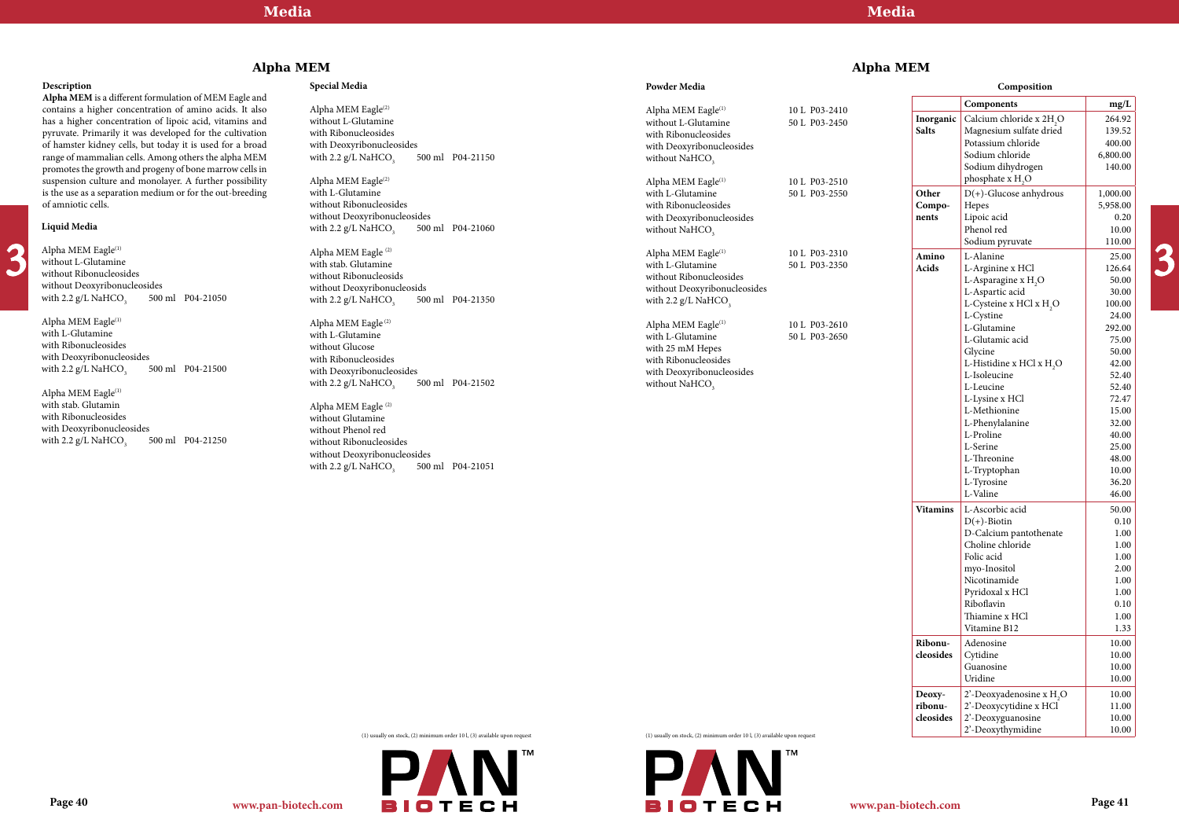# Alpha MEM

### Description

**Alpha MEM** is a different formulation of MEM Eagle and contains a higher concentration of amino acids. It also has a higher concentration of lipoic acid, vitamins and pyruvate. Primarily it was developed for the cultivation of hamster kidney cells, but today it is used for a broad range of mammalian cells. Among others the alpha MEM promotes the growth and progeny of bone marrow cells in suspension culture and monolayer. A further possibility is the use as a separation medium or for the out-breeding of amniotic cells.

### Liquid Media

Alpha MEM Eagle(1)
without L-Glutamine
without Ribonucleosides
without Deoxyribonucleosides
with 2.2 g/L $NaHCO_3$ 500 ml P04-21050

Alpha MEM Eagle(1)
with L-Glutamine
with Ribonucleosides
with Deoxyribonucleosides
with 2.2 g/L $NaHCO_3$ 500 ml P04-21500

Alpha MEM Eagle(1)
with stab. Glutamin
with Ribonucleosides
with Deoxyribonucleosides
with 2.2 g/L $NaHCO_3$ 500 ml P04-21250

### Special Media

Alpha MEM Eagle(2)
without L-Glutamine
with Ribonucleosides
with Deoxyribonucleosides
with 2.2 g/L $NaHCO_3$ 500 ml P04-21150

Alpha MEM Eagle(2)
with L-Glutamine
without Ribonucleosides
without Deoxyribonucleosides
with 2.2 g/L $NaHCO_3$ 500 ml P04-21060

Alpha MEM Eagle (2)
with stab. Glutamine
without Ribonucleosids
without Deoxyribonucleosids
with 2.2 g/L $NaHCO_3$ 500 ml P04-21350

Alpha MEM Eagle (2)
with L-Glutamine
without Glucose
with Ribonucleosides
with Deoxyribonucleosides
with 2.2 g/L $NaHCO_3$ 500 ml P04-21502

Alpha MEM Eagle (2)
without Glutamine
without Phenol red
without Ribonucleosides
without Deoxyribonucleosides
with 2.2 g/L $NaHCO_3$ 500 ml P04-21051

(1) usually on stock, (2) minimum order 10 l, (3) available upon request

### Powder Media

Alpha MEM Eagle(1)
without L-Glutamine
with Ribonucleosides
with Deoxyribonucleosides
without $NaHCO_3$
10 L P03-2410
50 L P03-2450

Alpha MEM Eagle(1)
with L-Glutamine
with Ribonucleosides
with Deoxyribonucleosides
without $NaHCO_3$
10 L P03-2510
50 L P03-2550

Alpha MEM Eagle(1)
with L-Glutamine
without Ribonucleosides
without Deoxyribonucleosides
with 2.2 g/L $NaHCO_3$
10 L P03-2310
50 L P03-2350

Alpha MEM Eagle(1)
with L-Glutamine
with 25 mM Hepes
with Ribonucleosides
with Deoxyribonucleosides
without $NaHCO_3$
10 L P03-2610
50 L P03-2650

(1) usually on stock, (2) minimum order 10 l, (3) available upon request

### Composition

| | Components | mg/L |
|---|---|---|
| **Inorganic Salts** | Calcium chloride x $2H_2O$ | 264.92 |
| | Magnesium sulfate dried | 139.52 |
| | Potassium chloride | 400.00 |
| | Sodium chloride | 6,800.00 |
| | Sodium dihydrogen phosphate x $H_2O$ | 140.00 |
| **Other Components** | D(+)-Glucose anhydrous | 1,000.00 |
| | Hepes | 5,958.00 |
| | Lipoic acid | 0.20 |
| | Phenol red | 10.00 |
| | Sodium pyruvate | 110.00 |
| **Amino Acids** | L-Alanine | 25.00 |
| | L-Arginine x HCl | 126.64 |
| | L-Asparagine x $H_2O$ | 50.00 |
| | L-Aspartic acid | 30.00 |
| | L-Cysteine x HCl x $H_2O$ | 100.00 |
| | L-Cystine | 24.00 |
| | L-Glutamine | 292.00 |
| | L-Glutamic acid | 75.00 |
| | Glycine | 50.00 |
| | L-Histidine x HCl x $H_2O$ | 42.00 |
| | L-Isoleucine | 52.40 |
| | L-Leucine | 52.40 |
| | L-Lysine x HCl | 72.47 |
| | L-Methionine | 15.00 |
| | L-Phenylalanine | 32.00 |
| | L-Proline | 40.00 |
| | L-Serine | 25.00 |
| | L-Threonine | 48.00 |
| | L-Tryptophan | 10.00 |
| | L-Tyrosine | 36.20 |
| | L-Valine | 46.00 |
| **Vitamins** | L-Ascorbic acid | 50.00 |
| | D(+)-Biotin | 0.10 |
| | D-Calcium pantothenate | 1.00 |
| | Choline chloride | 1.00 |
| | Folic acid | 1.00 |
| | myo-Inositol | 2.00 |
| | Nicotinamide | 1.00 |
| | Pyridoxal x HCl | 1.00 |
| | Riboflavin | 0.10 |
| | Thiamine x HCl | 1.00 |
| | Vitamine B12 | 1.33 |
| **Ribonucleosides** | Adenosine | 10.00 |
| | Cytidine | 10.00 |
| | Guanosine | 10.00 |
| | Uridine | 10.00 |
| **Deoxyribonucleosides** | 2'-Deoxyadenosine x $H_2O$ | 10.00 |
| | 2'-Deoxycytidine x HCl | 11.00 |
| | 2'-Deoxyguanosine | 10.00 |
| | 2'-Deoxythymidine | 10.00 |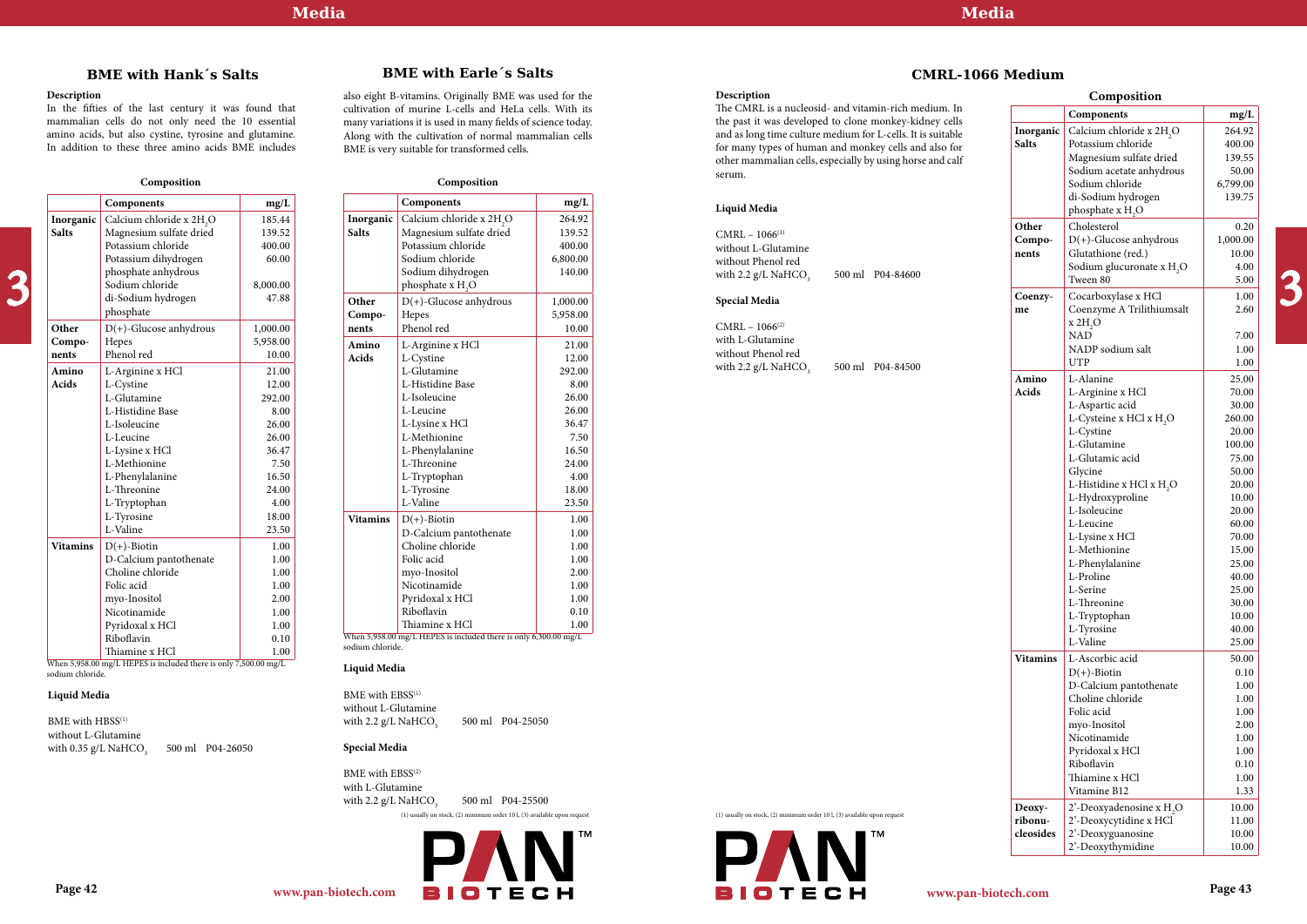## BME with Hank´s Salts

### Description

In the fifties of the last century it was found that mammalian cells do not only need the 10 essential amino acids, but also cystine, tyrosine and glutamine. In addition to these three amino acids BME includes

### Composition

| | Components | mg/L |
|---|---|---|
| Inorganic Salts | Calcium chloride x $2H_2O$ | 185.44 |
| | Magnesium sulfate dried | 139.52 |
| | Potassium chloride | 400.00 |
| | Potassium dihydrogen phosphate anhydrous | 60.00 |
| | Sodium chloride | 8,000.00 |
| | di-Sodium hydrogen phosphate | 47.88 |
| Other Components | D(+)-Glucose anhydrous | 1,000.00 |
| | Hepes | 5,958.00 |
| | Phenol red | 10.00 |
| Amino Acids | L-Arginine x HCl | 21.00 |
| | L-Cystine | 12.00 |
| | L-Glutamine | 292.00 |
| | L-Histidine Base | 8.00 |
| | L-Isoleucine | 26.00 |
| | L-Leucine | 26.00 |
| | L-Lysine x HCl | 36.47 |
| | L-Methionine | 7.50 |
| | L-Phenylalanine | 16.50 |
| | L-Threonine | 24.00 |
| | L-Tryptophan | 4.00 |
| | L-Tyrosine | 18.00 |
| | L-Valine | 23.50 |
| Vitamins | D(+)-Biotin | 1.00 |
| | D-Calcium pantothenate | 1.00 |
| | Choline chloride | 1.00 |
| | Folic acid | 1.00 |
| | myo-Inositol | 2.00 |
| | Nicotinamide | 1.00 |
| | Pyridoxal x HCl | 1.00 |
| | Riboflavin | 0.10 |
| | Thiamine x HCl | 1.00 |

When 5,958.00 mg/L HEPES is included there is only 7,500.00 mg/L sodium chloride.

### Liquid Media

BME with HBSS[1]
without L-Glutamine
with 0.35 g/L $NaHCO_3$ 500 ml P04-26050

## BME with Earle´s Salts

also eight B-vitamins. Originally BME was used for the cultivation of murine L-cells and HeLa cells. With its many variations it is used in many fields of science today. Along with the cultivation of normal mammalian cells BME is very suitable for transformed cells.

### Composition

| | Components | mg/L |
|---|---|---|
| Inorganic Salts | Calcium chloride x $2H_2O$ | 264.92 |
| | Magnesium sulfate dried | 139.52 |
| | Potassium chloride | 400.00 |
| | Sodium chloride | 6,800.00 |
| | Sodium dihydrogen phosphate x $H_2O$ | 140.00 |
| Other Components | D(+)-Glucose anhydrous | 1,000.00 |
| | Hepes | 5,958.00 |
| | Phenol red | 10.00 |
| Amino Acids | L-Arginine x HCl | 21.00 |
| | L-Cystine | 12.00 |
| | L-Glutamine | 292.00 |
| | L-Histidine Base | 8.00 |
| | L-Isoleucine | 26.00 |
| | L-Leucine | 26.00 |
| | L-Lysine x HCl | 36.47 |
| | L-Methionine | 7.50 |
| | L-Phenylalanine | 16.50 |
| | L-Threonine | 24.00 |
| | L-Tryptophan | 4.00 |
| | L-Tyrosine | 18.00 |
| | L-Valine | 23.50 |
| Vitamins | D(+)-Biotin | 1.00 |
| | D-Calcium pantothenate | 1.00 |
| | Choline chloride | 1.00 |
| | Folic acid | 1.00 |
| | myo-Inositol | 2.00 |
| | Nicotinamide | 1.00 |
| | Pyridoxal x HCl | 1.00 |
| | Riboflavin | 0.10 |
| | Thiamine x HCl | 1.00 |

When 5,958.00 mg/L HEPES is included there is only 6,300.00 mg/L sodium chloride.

### Liquid Media

BME with EBSS[1]
without L-Glutamine
with 2.2 g/L $NaHCO_3$ 500 ml P04-25050

### Special Media

BME with EBSS[2]
with L-Glutamine
with 2.2 g/L $NaHCO_3$ 500 ml P04-25500

(1) usually on stock, (2) minimum order 10 l, (3) available upon request

## CMRL-1066 Medium

### Description

The CMRL is a nucleosid- and vitamin-rich medium. In the past it was developed to clone monkey-kidney cells and as long time culture medium for L-cells. It is suitable for many types of human and monkey cells and also for other mammalian cells, especially by using horse and calf serum.

### Liquid Media

CMRL – 1066[1]
without L-Glutamine
without Phenol red
with 2.2 g/L $NaHCO_3$ 500 ml P04-84600

### Special Media

CMRL – 1066[2]
with L-Glutamine
without Phenol red
with 2.2 g/L $NaHCO_3$ 500 ml P04-84500

(1) usually on stock, (2) minimum order 10 l, (3) available upon request

### Composition

| | Components | mg/L |
|---|---|---|
| Inorganic Salts | Calcium chloride x $2H_2O$ | 264.92 |
| | Potassium chloride | 400.00 |
| | Magnesium sulfate dried | 139.55 |
| | Sodium acetate anhydrous | 50.00 |
| | Sodium chloride | 6,799.00 |
| | di-Sodium hydrogen phosphate x $H_2O$ | 139.75 |
| Other Components | Cholesterol | 0.20 |
| | D(+)-Glucose anhydrous | 1,000.00 |
| | Glutathione (red.) | 10.00 |
| | Sodium glucuronate x $H_2O$ | 4.00 |
| | Tween 80 | 5.00 |
| Coenzyme | Cocarboxylase x HCl | 1.00 |
| | Coenzyme A Trilithiumsalt x $2H_2O$ | 2.60 |
| | NAD | 7.00 |
| | NADP sodium salt | 1.00 |
| | UTP | 1.00 |
| Amino Acids | L-Alanine | 25.00 |
| | L-Arginine x HCl | 70.00 |
| | L-Aspartic acid | 30.00 |
| | L-Cysteine x HCl x $H_2O$ | 260.00 |
| | L-Cystine | 20.00 |
| | L-Glutamine | 100.00 |
| | L-Glutamic acid | 75.00 |
| | Glycine | 50.00 |
| | L-Histidine x HCl x $H_2O$ | 20.00 |
| | L-Hydroxyproline | 10.00 |
| | L-Isoleucine | 20.00 |
| | L-Leucine | 60.00 |
| | L-Lysine x HCl | 70.00 |
| | L-Methionine | 15.00 |
| | L-Phenylalanine | 25.00 |
| | L-Proline | 40.00 |
| | L-Serine | 25.00 |
| | L-Threonine | 30.00 |
| | L-Tryptophan | 10.00 |
| | L-Tyrosine | 40.00 |
| | L-Valine | 25.00 |
| Vitamins | L-Ascorbic acid | 50.00 |
| | D(+)-Biotin | 0.10 |
| | D-Calcium pantothenate | 1.00 |
| | Choline chloride | 1.00 |
| | Folic acid | 1.00 |
| | myo-Inositol | 2.00 |
| | Nicotinamide | 1.00 |
| | Pyridoxal x HCl | 1.00 |
| | Riboflavin | 0.10 |
| | Thiamine x HCl | 1.00 |
| | Vitamine B12 | 1.33 |
| Deoxyribonucleosides | 2'-Deoxyadenosine x $H_2O$ | 10.00 |
| | 2'-Deoxycytidine x HCl | 11.00 |
| | 2'-Deoxyguanosine | 10.00 |
| | 2'-Deoxythymidine | 10.00 |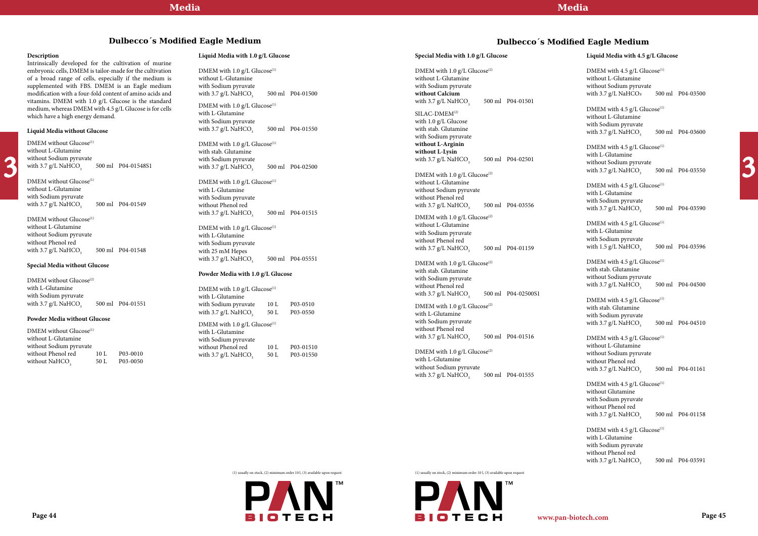# Dulbecco´s Modified Eagle Medium

### Description

Intrinsically developed for the cultivation of murine embryonic cells, DMEM is tailor-made for the cultivation of a broad range of cells, especially if the medium is supplemented with FBS. DMEM is an Eagle medium modification with a four-fold content of amino acids and vitamins. DMEM with 1.0 g/L Glucose is the standard medium, whereas DMEM with 4.5 g/L Glucose is for cells which have a high energy demand.

### Liquid Media without Glucose

| Product | Size | Cat. No. |
|---|---|---|
| DMEM without Glucose(1) without L-Glutamine without Sodium pyruvate with 3.7 g/L $NaHCO_3$ | 500 ml | P04-01548S1 |
| DMEM without Glucose(1) without L-Glutamine with Sodium pyruvate with 3.7 g/L $NaHCO_3$ | 500 ml | P04-01549 |
| DMEM without Glucose(1) without L-Glutamine without Sodium pyruvate without Phenol red with 3.7 g/L $NaHCO_3$ | 500 ml | P04-01548 |

### Special Media without Glucose

| Product | Size | Cat. No. |
|---|---|---|
| DMEM without Glucose(2) with L-Glutamine with Sodium pyruvate with 3.7 g/L $NaHCO_3$ | 500 ml | P04-01551 |

### Powder Media without Glucose

| Product | Size | Cat. No. |
|---|---|---|
| DMEM without Glucose(1) without L-Glutamine without Sodium pyruvate without Phenol red without $NaHCO_3$ | 10 L | P03-0010 |
| | 50 L | P03-0050 |

### Liquid Media with 1.0 g/L Glucose

| Product | Size | Cat. No. |
|---|---|---|
| DMEM with 1.0 g/L Glucose(1) without L-Glutamine with Sodium pyruvate with 3.7 g/L $NaHCO_3$ | 500 ml | P04-01500 |
| DMEM with 1.0 g/L Glucose(1) with L-Glutamine with Sodium pyruvate with 3.7 g/L $NaHCO_3$ | 500 ml | P04-01550 |
| DMEM with 1.0 g/L Glucose(1) with stab. Glutamine with Sodium pyruvate with 3.7 g/L $NaHCO_3$ | 500 ml | P04-02500 |
| DMEM with 1.0 g/L Glucose(1) with L-Glutamine with Sodium pyruvate without Phenol red with 3.7 g/L $NaHCO_3$ | 500 ml | P04-01515 |
| DMEM with 1.0 g/L Glucose(1) with L-Glutamine with Sodium pyruvate with 25 mM Hepes with 3.7 g/L $NaHCO_3$ | 500 ml | P04-05551 |

### Powder Media with 1.0 g/L Glucose

| Product | Size | Cat. No. |
|---|---|---|
| DMEM with 1.0 g/L Glucose(1) with L-Glutamine with Sodium pyruvate with 3.7 g/L $NaHCO_3$ | 10 L | P03-0510 |
| | 50 L | P03-0550 |
| DMEM with 1.0 g/L Glucose(1) with L-Glutamine with Sodium pyruvate without Phenol red with 3.7 g/L $NaHCO_3$ | 10 L | P03-01510 |
| | 50 L | P03-01550 |

(1) usually on stock, (2) minimum order 10 l, (3) available upon request

### Special Media with 1.0 g/L Glucose

| Product | Size | Cat. No. |
|---|---|---|
| DMEM with 1.0 g/L Glucose(2) without L-Glutamine with Sodium pyruvate **without Calcium** with 3.7 g/L $NaHCO_3$ | 500 ml | P04-01501 |
| SILAC-DMEM(2) with 1.0 g/L Glucose with stab. Glutamine with Sodium pyruvate **without L-Arginin** **without L-Lysin** with 3.7 g/L $NaHCO_3$ | 500 ml | P04-02501 |
| DMEM with 1.0 g/L Glucose(2) without L-Glutamine without Sodium pyruvate without Phenol red with 3.7 g/L $NaHCO_3$ | 500 ml | P04-03556 |
| DMEM with 1.0 g/L Glucose(2) without L-Glutamine with Sodium pyruvate without Phenol red with 3.7 g/L $NaHCO_3$ | 500 ml | P04-01159 |
| DMEM with 1.0 g/L Glucose(2) with stab. Glutamine with Sodium pyruvate without Phenol red with 3.7 g/L $NaHCO_3$ | 500 ml | P04-02500S1 |
| DMEM with 1.0 g/L Glucose(2) with L-Glutamine with Sodium pyruvate without Phenol red with 3.7 g/L $NaHCO_3$ | 500 ml | P04-01516 |
| DMEM with 1.0 g/L Glucose(2) with L-Glutamine without Sodium pyruvate with 3.7 g/L $NaHCO_3$ | 500 ml | P04-01555 |

### Liquid Media with 4.5 g/L Glucose

| Product | Size | Cat. No. |
|---|---|---|
| DMEM with 4.5 g/L Glucose(1) without L-Glutamine without Sodium pyruvate with 3.7 g/L $NaHCO_3$ | 500 ml | P04-03500 |
| DMEM with 4.5 g/L Glucose(1) without L-Glutamine with Sodium pyruvate with 3.7 g/L $NaHCO_3$ | 500 ml | P04-03600 |
| DMEM with 4.5 g/L Glucose(1) with L-Glutamine without Sodium pyruvate with 3.7 g/L $NaHCO_3$ | 500 ml | P04-03550 |
| DMEM with 4.5 g/L Glucose(1) with L-Glutamine with Sodium pyruvate with 3.7 g/L $NaHCO_3$ | 500 ml | P04-03590 |
| DMEM with 4.5 g/L Glucose(1) with L-Glutamine with Sodium pyruvate with 1.5 g/L $NaHCO_3$ | 500 ml | P04-03596 |
| DMEM with 4.5 g/L Glucose(1) with stab. Glutamine without Sodium pyruvate with 3.7 g/L $NaHCO_3$ | 500 ml | P04-04500 |
| DMEM with 4.5 g/L Glucose(1) with stab. Glutamine with Sodium pyruvate with 3.7 g/L $NaHCO_3$ | 500 ml | P04-04510 |
| DMEM with 4.5 g/L Glucose(1) without L-Glutamine without Sodium pyruvate without Phenol red with 3.7 g/L $NaHCO_3$ | 500 ml | P04-01161 |
| DMEM with 4.5 g/L Glucose(1) without Glutamine with Sodium pyruvate without Phenol red with 3.7 g/L $NaHCO_3$ | 500 ml | P04-01158 |
| DMEM with 4.5 g/L Glucose(1) with L-Glutamine with Sodium pyruvate without Phenol red with 3.7 g/L $NaHCO_3$ | 500 ml | P04-03591 |

(1) usually on stock, (2) minimum order 10 l, (3) available upon request

www.pan-biotech.com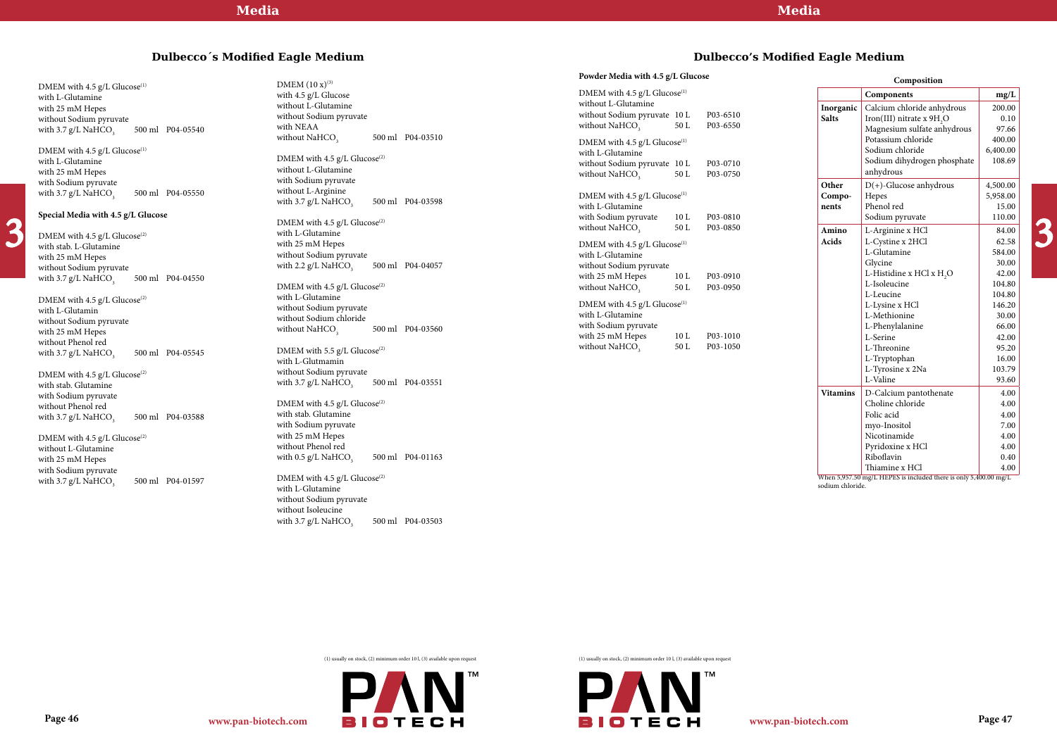## Dulbecco´s Modified Eagle Medium

DMEM with 4.5 g/L Glucose[1]
with L-Glutamine
with 25 mM Hepes
without Sodium pyruvate
with 3.7 g/L $NaHCO_3$ — 500 ml — P04-05540

DMEM with 4.5 g/L Glucose[1]
with L-Glutamine
with 25 mM Hepes
with Sodium pyruvate
with 3.7 g/L $NaHCO_3$ — 500 ml — P04-05550

### Special Media with 4.5 g/L Glucose

DMEM with 4.5 g/L Glucose[2]
with stab. L-Glutamine
with 25 mM Hepes
without Sodium pyruvate
with 3.7 g/L $NaHCO_3$ — 500 ml — P04-04550

DMEM with 4.5 g/L Glucose[2]
with L-Glutamin
without Sodium pyruvate
with 25 mM Hepes
without Phenol red
with 3.7 g/L $NaHCO_3$ — 500 ml — P04-05545

DMEM with 4.5 g/L Glucose[2]
with stab. Glutamine
with Sodium pyruvate
without Phenol red
with 3.7 g/L $NaHCO_3$ — 500 ml — P04-03588

DMEM with 4.5 g/L Glucose[2]
without L-Glutamine
with 25 mM Hepes
with Sodium pyruvate
with 3.7 g/L $NaHCO_3$ — 500 ml — P04-01597

DMEM (10 x)[3]
with 4.5 g/L Glucose
without L-Glutamine
without Sodium pyruvate
with NEAA
without $NaHCO_3$ — 500 ml — P04-03510

DMEM with 4.5 g/L Glucose[2]
without L-Glutamine
with Sodium pyruvate
without L-Arginine
with 3.7 g/L $NaHCO_3$ — 500 ml — P04-03598

DMEM with 4.5 g/L Glucose[2]
with L-Glutamine
with 25 mM Hepes
without Sodium pyruvate
with 2.2 g/L $NaHCO_3$ — 500 ml — P04-04057

DMEM with 4.5 g/L Glucose[2]
with L-Glutamine
without Sodium pyruvate
without Sodium chloride
without $NaHCO_3$ — 500 ml — P04-03560

DMEM with 5.5 g/L Glucose[2]
with L-Glutmamin
without Sodium pyruvate
with 3.7 g/L $NaHCO_3$ — 500 ml — P04-03551

DMEM with 4.5 g/L Glucose[2]
with stab. Glutamine
with Sodium pyruvate
with 25 mM Hepes
without Phenol red
with 0.5 g/L $NaHCO_3$ — 500 ml — P04-01163

DMEM with 4.5 g/L Glucose[2]
with L-Glutamine
without Sodium pyruvate
without Isoleucine
with 3.7 g/L $NaHCO_3$ — 500 ml — P04-03503

(1) usually on stock, (2) minimum order 10 l, (3) available upon request

## Dulbecco's Modified Eagle Medium

### Powder Media with 4.5 g/L Glucose

DMEM with 4.5 g/L Glucose[1]
without L-Glutamine
without Sodium pyruvate — 10 L — P03-6510
without $NaHCO_3$ — 50 L — P03-6550

DMEM with 4.5 g/L Glucose[1]
with L-Glutamine
without Sodium pyruvate — 10 L — P03-0710
without $NaHCO_3$ — 50 L — P03-0750

DMEM with 4.5 g/L Glucose[1]
with L-Glutamine
with Sodium pyruvate — 10 L — P03-0810
without $NaHCO_3$ — 50 L — P03-0850

DMEM with 4.5 g/L Glucose[1]
with L-Glutamine
without Sodium pyruvate
with 25 mM Hepes — 10 L — P03-0910
without $NaHCO_3$ — 50 L — P03-0950

DMEM with 4.5 g/L Glucose[1]
with L-Glutamine
with Sodium pyruvate
with 25 mM Hepes — 10 L — P03-1010
without $NaHCO_3$ — 50 L — P03-1050

(1) usually on stock, (2) minimum order 10 l, (3) available upon request

### Composition

| | Components | mg/L |
|---|---|---|
| Inorganic Salts | Calcium chloride anhydrous | 200.00 |
| | Iron(III) nitrate x $9H_2O$ | 0.10 |
| | Magnesium sulfate anhydrous | 97.66 |
| | Potassium chloride | 400.00 |
| | Sodium chloride | 6,400.00 |
| | Sodium dihydrogen phosphate anhydrous | 108.69 |
| Other Components | D(+)-Glucose anhydrous | 4,500.00 |
| | Hepes | 5,958.00 |
| | Phenol red | 15.00 |
| | Sodium pyruvate | 110.00 |
| Amino Acids | L-Arginine x HCl | 84.00 |
| | L-Cystine x 2HCl | 62.58 |
| | L-Glutamine | 584.00 |
| | Glycine | 30.00 |
| | L-Histidine x HCl x $H_2O$ | 42.00 |
| | L-Isoleucine | 104.80 |
| | L-Leucine | 104.80 |
| | L-Lysine x HCl | 146.20 |
| | L-Methionine | 30.00 |
| | L-Phenylalanine | 66.00 |
| | L-Serine | 42.00 |
| | L-Threonine | 95.20 |
| | L-Tryptophan | 16.00 |
| | L-Tyrosine x 2Na | 103.79 |
| | L-Valine | 93.60 |
| Vitamins | D-Calcium pantothenate | 4.00 |
| | Choline chloride | 4.00 |
| | Folic acid | 4.00 |
| | myo-Inositol | 7.00 |
| | Nicotinamide | 4.00 |
| | Pyridoxine x HCl | 4.00 |
| | Riboflavin | 0.40 |
| | Thiamine x HCl | 4.00 |

When 5,957.50 mg/L HEPES is included there is only 5,400.00 mg/L sodium chloride.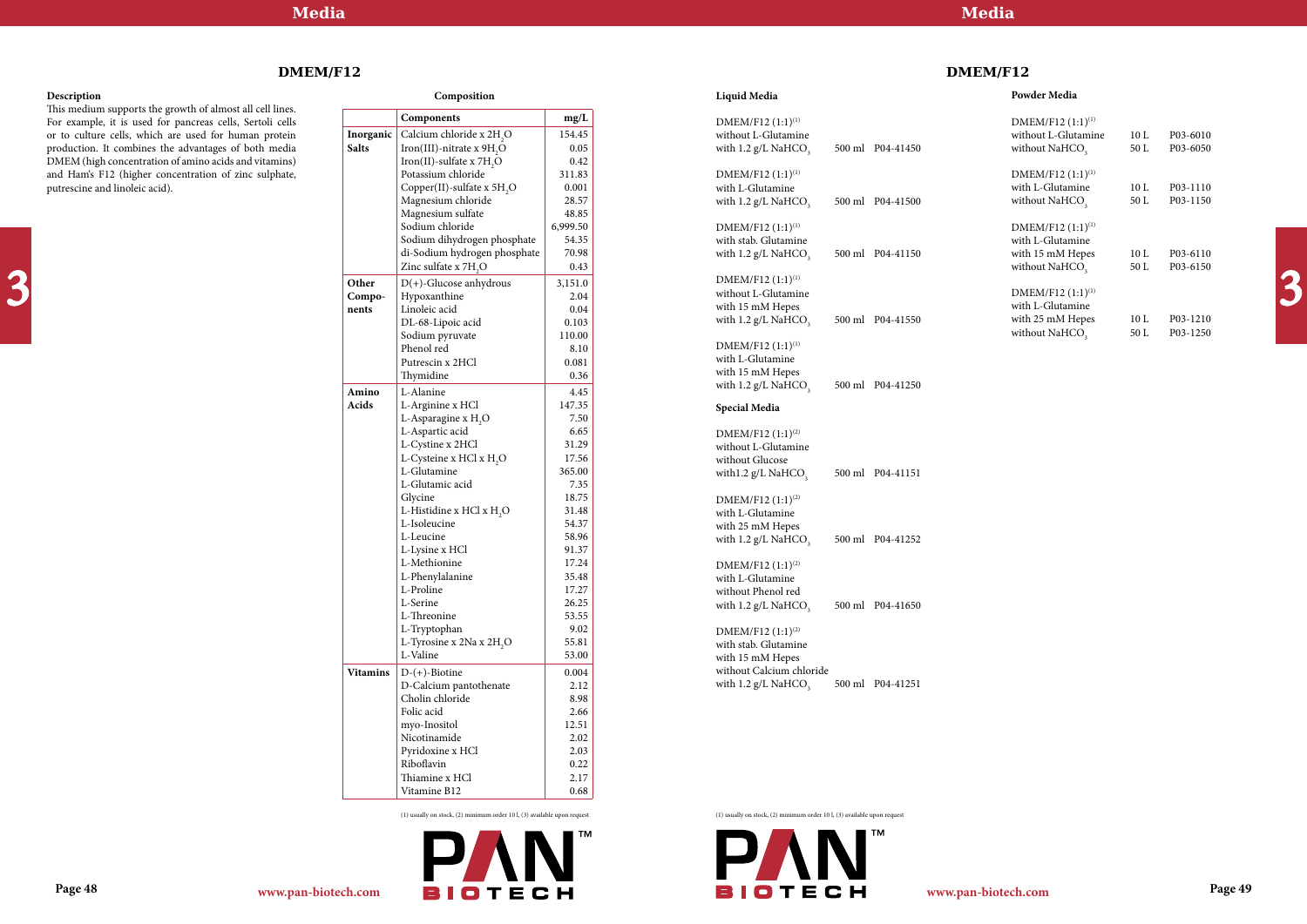## DMEM/F12

### Description

This medium supports the growth of almost all cell lines. For example, it is used for pancreas cells, Sertoli cells or to culture cells, which are used for human protein production. It combines the advantages of both media DMEM (high concentration of amino acids and vitamins) and Ham's F12 (higher concentration of zinc sulphate, putrescine and linoleic acid).

### Composition

| | Components | mg/L |
|---|---|---|
| **Inorganic Salts** | Calcium chloride x $2H_2O$ | 154.45 |
| | Iron(III)-nitrate x $9H_2O$ | 0.05 |
| | Iron(II)-sulfate x $7H_2O$ | 0.42 |
| | Potassium chloride | 311.83 |
| | Copper(II)-sulfate x $5H_2O$ | 0.001 |
| | Magnesium chloride | 28.57 |
| | Magnesium sulfate | 48.85 |
| | Sodium chloride | 6,999.50 |
| | Sodium dihydrogen phosphate | 54.35 |
| | di-Sodium hydrogen phosphate | 70.98 |
| | Zinc sulfate x $7H_2O$ | 0.43 |
| **Other Components** | D(+)-Glucose anhydrous | 3,151.0 |
| | Hypoxanthine | 2.04 |
| | Linoleic acid | 0.04 |
| | DL-68-Lipoic acid | 0.103 |
| | Sodium pyruvate | 110.00 |
| | Phenol red | 8.10 |
| | Putrescin x 2HCl | 0.081 |
| | Thymidine | 0.36 |
| **Amino Acids** | L-Alanine | 4.45 |
| | L-Arginine x HCl | 147.35 |
| | L-Asparagine x $H_2O$ | 7.50 |
| | L-Aspartic acid | 6.65 |
| | L-Cystine x 2HCl | 31.29 |
| | L-Cysteine x HCl x $H_2O$ | 17.56 |
| | L-Glutamine | 365.00 |
| | L-Glutamic acid | 7.35 |
| | Glycine | 18.75 |
| | L-Histidine x HCl x $H_2O$ | 31.48 |
| | L-Isoleucine | 54.37 |
| | L-Leucine | 58.96 |
| | L-Lysine x HCl | 91.37 |
| | L-Methionine | 17.24 |
| | L-Phenylalanine | 35.48 |
| | L-Proline | 17.27 |
| | L-Serine | 26.25 |
| | L-Threonine | 53.55 |
| | L-Tryptophan | 9.02 |
| | L-Tyrosine x 2Na x $2H_2O$ | 55.81 |
| | L-Valine | 53.00 |
| **Vitamins** | D-(+)-Biotine | 0.004 |
| | D-Calcium pantothenate | 2.12 |
| | Cholin chloride | 8.98 |
| | Folic acid | 2.66 |
| | myo-Inositol | 12.51 |
| | Nicotinamide | 2.02 |
| | Pyridoxine x HCl | 2.03 |
| | Riboflavin | 0.22 |
| | Thiamine x HCl | 2.17 |
| | Vitamine B12 | 0.68 |

(1) usually on stock, (2) minimum order 10 l, (3) available upon request

## DMEM/F12

### Liquid Media

| Product | Size | Cat. No. |
|---|---|---|
| DMEM/F12 (1:1)[1] without L-Glutamine with 1.2 g/L $NaHCO_3$ | 500 ml | P04-41450 |
| DMEM/F12 (1:1)[1] with L-Glutamine with 1.2 g/L $NaHCO_3$ | 500 ml | P04-41500 |
| DMEM/F12 (1:1)[1] with stab. Glutamine with 1.2 g/L $NaHCO_3$ | 500 ml | P04-41150 |
| DMEM/F12 (1:1)[1] without L-Glutamine with 15 mM Hepes with 1.2 g/L $NaHCO_3$ | 500 ml | P04-41550 |
| DMEM/F12 (1:1)[1] with L-Glutamine with 15 mM Hepes with 1.2 g/L $NaHCO_3$ | 500 ml | P04-41250 |

### Special Media

| Product | Size | Cat. No. |
|---|---|---|
| DMEM/F12 (1:1)[2] without L-Glutamine without Glucose with1.2 g/L $NaHCO_3$ | 500 ml | P04-41151 |
| DMEM/F12 (1:1)[2] with L-Glutamine with 25 mM Hepes with 1.2 g/L $NaHCO_3$ | 500 ml | P04-41252 |
| DMEM/F12 (1:1)[2] with L-Glutamine without Phenol red with 1.2 g/L $NaHCO_3$ | 500 ml | P04-41650 |
| DMEM/F12 (1:1)[2] with stab. Glutamine with 15 mM Hepes without Calcium chloride with 1.2 g/L $NaHCO_3$ | 500 ml | P04-41251 |

### Powder Media

| Product | Size | Cat. No. |
|---|---|---|
| DMEM/F12 (1:1)[1] without L-Glutamine without $NaHCO_3$ | 10 L | P03-6010 |
| | 50 L | P03-6050 |
| DMEM/F12 (1:1)[1] with L-Glutamine without $NaHCO_3$ | 10 L | P03-1110 |
| | 50 L | P03-1150 |
| DMEM/F12 (1:1)[1] with L-Glutamine with 15 mM Hepes without $NaHCO_3$ | 10 L | P03-6110 |
| | 50 L | P03-6150 |
| DMEM/F12 (1:1)[1] with L-Glutamine with 25 mM Hepes without $NaHCO_3$ | 10 L | P03-1210 |
| | 50 L | P03-1250 |

(1) usually on stock, (2) minimum order 10 l, (3) available upon request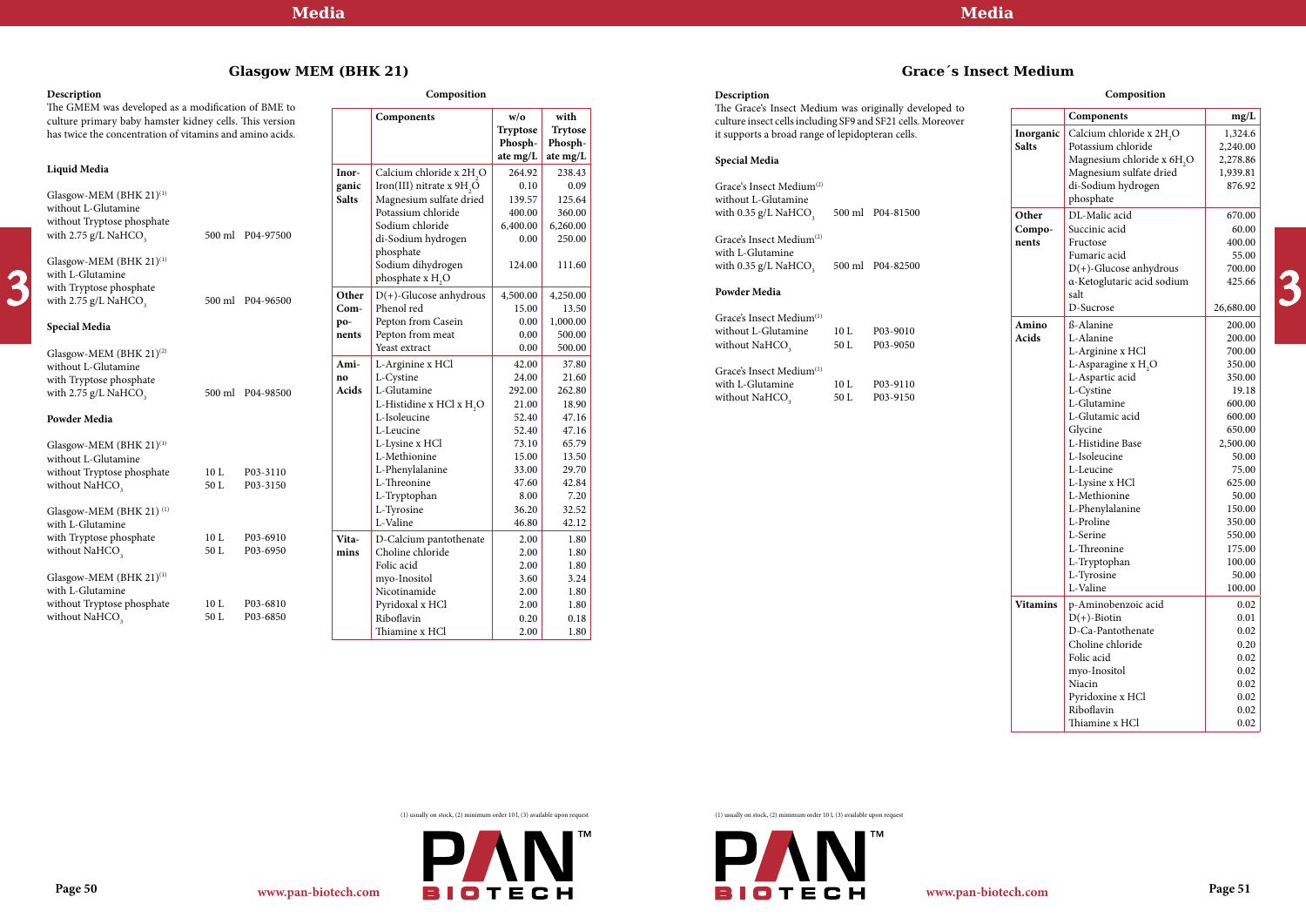## Glasgow MEM (BHK 21)

### Description

The GMEM was developed as a modification of BME to culture primary baby hamster kidney cells. This version has twice the concentration of vitamins and amino acids.

### Liquid Media

| Product | Size | Cat. No. |
|---|---|---|
| Glasgow-MEM (BHK 21)(1) without L-Glutamine without Tryptose phosphate with 2.75 g/L $NaHCO_3$ | 500 ml | P04-97500 |
| Glasgow-MEM (BHK 21)(1) with L-Glutamine with Tryptose phosphate with 2.75 g/L $NaHCO_3$ | 500 ml | P04-96500 |

### Special Media

| Product | Size | Cat. No. |
|---|---|---|
| Glasgow-MEM (BHK 21)(2) without L-Glutamine with Tryptose phosphate with 2.75 g/L $NaHCO_3$ | 500 ml | P04-98500 |

### Powder Media

| Product | Size | Cat. No. |
|---|---|---|
| Glasgow-MEM (BHK 21)(1) without L-Glutamine without Tryptose phosphate without $NaHCO_3$ | 10 L | P03-3110 |
| | 50 L | P03-3150 |
| Glasgow-MEM (BHK 21)(1) with L-Glutamine with Tryptose phosphate without $NaHCO_3$ | 10 L | P03-6910 |
| | 50 L | P03-6950 |
| Glasgow-MEM (BHK 21)(1) with L-Glutamine without Tryptose phosphate without $NaHCO_3$ | 10 L | P03-6810 |
| | 50 L | P03-6850 |

### Composition

| | Components | w/o Tryptose Phosphate mg/L | with Trytose Phosphate mg/L |
|---|---|---|---|
| Inorganic Salts | Calcium chloride x $2H_2O$ | 264.92 | 238.43 |
| | Iron(III) nitrate x $9H_2O$ | 0.10 | 0.09 |
| | Magnesium sulfate dried | 139.57 | 125.64 |
| | Potassium chloride | 400.00 | 360.00 |
| | Sodium chloride | 6,400.00 | 6,260.00 |
| | di-Sodium hydrogen phosphate | 0.00 | 250.00 |
| | Sodium dihydrogen phosphate x $H_2O$ | 124.00 | 111.60 |
| Other Components | D(+)-Glucose anhydrous | 4,500.00 | 4,250.00 |
| | Phenol red | 15.00 | 13.50 |
| | Pepton from Casein | 0.00 | 1,000.00 |
| | Pepton from meat | 0.00 | 500.00 |
| | Yeast extract | 0.00 | 500.00 |
| Amino Acids | L-Arginine x HCl | 42.00 | 37.80 |
| | L-Cystine | 24.00 | 21.60 |
| | L-Glutamine | 292.00 | 262.80 |
| | L-Histidine x HCl x $H_2O$ | 21.00 | 18.90 |
| | L-Isoleucine | 52.40 | 47.16 |
| | L-Leucine | 52.40 | 47.16 |
| | L-Lysine x HCl | 73.10 | 65.79 |
| | L-Methionine | 15.00 | 13.50 |
| | L-Phenylalanine | 33.00 | 29.70 |
| | L-Threonine | 47.60 | 42.84 |
| | L-Tryptophan | 8.00 | 7.20 |
| | L-Tyrosine | 36.20 | 32.52 |
| | L-Valine | 46.80 | 42.12 |
| Vitamins | D-Calcium pantothenate | 2.00 | 1.80 |
| | Choline chloride | 2.00 | 1.80 |
| | Folic acid | 2.00 | 1.80 |
| | myo-Inositol | 3.60 | 3.24 |
| | Nicotinamide | 2.00 | 1.80 |
| | Pyridoxal x HCl | 2.00 | 1.80 |
| | Riboflavin | 0.20 | 0.18 |
| | Thiamine x HCl | 2.00 | 1.80 |

(1) usually on stock, (2) minimum order 10 l, (3) available upon request

## Grace´s Insect Medium

### Description

The Grace's Insect Medium was originally developed to culture insect cells including SF9 and SF21 cells. Moreover it supports a broad range of lepidopteran cells.

### Special Media

| Product | Size | Cat. No. |
|---|---|---|
| Grace's Insect Medium(2) without L-Glutamine with 0.35 g/L $NaHCO_3$ | 500 ml | P04-81500 |
| Grace's Insect Medium(2) with L-Glutamine with 0.35 g/L $NaHCO_3$ | 500 ml | P04-82500 |

### Powder Media

| Product | Size | Cat. No. |
|---|---|---|
| Grace's Insect Medium(1) without L-Glutamine without $NaHCO_3$ | 10 L | P03-9010 |
| | 50 L | P03-9050 |
| Grace's Insect Medium(1) with L-Glutamine without $NaHCO_3$ | 10 L | P03-9110 |
| | 50 L | P03-9150 |

### Composition

| | Components | mg/L |
|---|---|---|
| Inorganic Salts | Calcium chloride x $2H_2O$ | 1,324.6 |
| | Potassium chloride | 2,240.00 |
| | Magnesium chloride x $6H_2O$ | 2,278.86 |
| | Magnesium sulfate dried | 1,939.81 |
| | di-Sodium hydrogen phosphate | 876.92 |
| Other Components | DL-Malic acid | 670.00 |
| | Succinic acid | 60.00 |
| | Fructose | 400.00 |
| | Fumaric acid | 55.00 |
| | D(+)-Glucose anhydrous | 700.00 |
| | α-Ketoglutaric acid sodium salt | 425.66 |
| | D-Sucrose | 26,680.00 |
| Amino Acids | ß-Alanine | 200.00 |
| | L-Alanine | 200.00 |
| | L-Arginine x HCl | 700.00 |
| | L-Asparagine x $H_2O$ | 350.00 |
| | L-Aspartic acid | 350.00 |
| | L-Cystine | 19.18 |
| | L-Glutamine | 600.00 |
| | L-Glutamic acid | 600.00 |
| | Glycine | 650.00 |
| | L-Histidine Base | 2,500.00 |
| | L-Isoleucine | 50.00 |
| | L-Leucine | 75.00 |
| | L-Lysine x HCl | 625.00 |
| | L-Methionine | 50.00 |
| | L-Phenylalanine | 150.00 |
| | L-Proline | 350.00 |
| | L-Serine | 550.00 |
| | L-Threonine | 175.00 |
| | L-Tryptophan | 100.00 |
| | L-Tyrosine | 50.00 |
| | L-Valine | 100.00 |
| Vitamins | p-Aminobenzoic acid | 0.02 |
| | D(+)-Biotin | 0.01 |
| | D-Ca-Pantothenate | 0.02 |
| | Choline chloride | 0.20 |
| | Folic acid | 0.02 |
| | myo-Inositol | 0.02 |
| | Niacin | 0.02 |
| | Pyridoxine x HCl | 0.02 |
| | Riboflavin | 0.02 |
| | Thiamine x HCl | 0.02 |

(1) usually on stock, (2) minimum order 10 l, (3) available upon request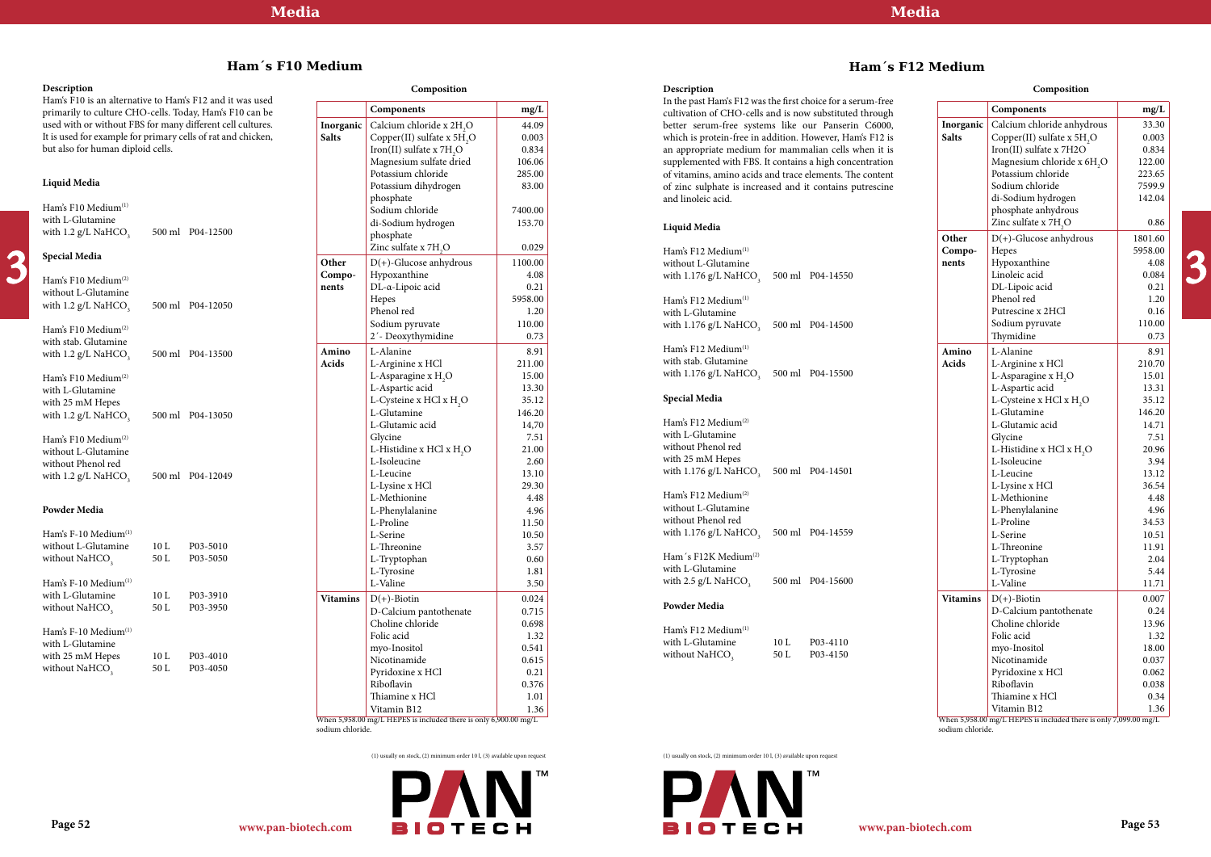## Ham´s F10 Medium

### Description

Ham's F10 is an alternative to Ham's F12 and it was used primarily to culture CHO-cells. Today, Ham's F10 can be used with or without FBS for many different cell cultures. It is used for example for primary cells of rat and chicken, but also for human diploid cells.

### Liquid Media

| | | |
|---|---|---|
| Ham's F10 Medium(1) with L-Glutamine with 1.2 g/L $NaHCO_3$ | 500 ml | P04-12500 |

### Special Media

| | | |
|---|---|---|
| Ham's F10 Medium(2) without L-Glutamine with 1.2 g/L $NaHCO_3$ | 500 ml | P04-12050 |
| Ham's F10 Medium(2) with stab. Glutamine with 1.2 g/L $NaHCO_3$ | 500 ml | P04-13500 |
| Ham's F10 Medium(2) with L-Glutamine with 25 mM Hepes with 1.2 g/L $NaHCO_3$ | 500 ml | P04-13050 |
| Ham's F10 Medium(2) without L-Glutamine without Phenol red with 1.2 g/L $NaHCO_3$ | 500 ml | P04-12049 |

### Powder Media

| | | |
|---|---|---|
| Ham's F-10 Medium(1) without L-Glutamine without $NaHCO_3$ | 10 L | P03-5010 |
| | 50 L | P03-5050 |
| Ham's F-10 Medium(1) with L-Glutamine without $NaHCO_3$ | 10 L | P03-3910 |
| | 50 L | P03-3950 |
| Ham's F-10 Medium(1) with L-Glutamine with 25 mM Hepes without $NaHCO_3$ | 10 L | P03-4010 |
| | 50 L | P03-4050 |

### Composition

| | Components | mg/L |
|---|---|---|
| Inorganic Salts | Calcium chloride x $2H_2O$ | 44.09 |
| | Copper(II) sulfate x $5H_2O$ | 0.003 |
| | Iron(II) sulfate x $7H_2O$ | 0.834 |
| | Magnesium sulfate dried | 106.06 |
| | Potassium chloride | 285.00 |
| | Potassium dihydrogen phosphate | 83.00 |
| | Sodium chloride | 7400.00 |
| | di-Sodium hydrogen phosphate | 153.70 |
| | Zinc sulfate x $7H_2O$ | 0.029 |
| Other Compo-nents | D(+)-Glucose anhydrous | 1100.00 |
| | Hypoxanthine | 4.08 |
| | DL-α-Lipoic acid | 0.21 |
| | Hepes | 5958.00 |
| | Phenol red | 1.20 |
| | Sodium pyruvate | 110.00 |
| | 2´- Deoxythymidine | 0.73 |
| Amino Acids | L-Alanine | 8.91 |
| | L-Arginine x HCl | 211.00 |
| | L-Asparagine x $H_2O$ | 15.00 |
| | L-Aspartic acid | 13.30 |
| | L-Cysteine x HCl x $H_2O$ | 35.12 |
| | L-Glutamine | 146.20 |
| | L-Glutamic acid | 14,70 |
| | Glycine | 7.51 |
| | L-Histidine x HCl x $H_2O$ | 21.00 |
| | L-Isoleucine | 2.60 |
| | L-Leucine | 13.10 |
| | L-Lysine x HCl | 29.30 |
| | L-Methionine | 4.48 |
| | L-Phenylalanine | 4.96 |
| | L-Proline | 11.50 |
| | L-Serine | 10.50 |
| | L-Threonine | 3.57 |
| | L-Tryptophan | 0.60 |
| | L-Tyrosine | 1.81 |
| | L-Valine | 3.50 |
| Vitamins | D(+)-Biotin | 0.024 |
| | D-Calcium pantothenate | 0.715 |
| | Choline chloride | 0.698 |
| | Folic acid | 1.32 |
| | myo-Inositol | 0.541 |
| | Nicotinamide | 0.615 |
| | Pyridoxine x HCl | 0.21 |
| | Riboflavin | 0.376 |
| | Thiamine x HCl | 1.01 |
| | Vitamin B12 | 1.36 |

When 5,958.00 mg/L HEPES is included there is only 6,900.00 mg/L sodium chloride.

(1) usually on stock, (2) minimum order 10 l, (3) available upon request

## Ham´s F12 Medium

### Description

In the past Ham's F12 was the first choice for a serum-free cultivation of CHO-cells and is now substituted through better serum-free systems like our Panserin C6000, which is protein-free in addition. However, Ham's F12 is an appropriate medium for mammalian cells when it is supplemented with FBS. It contains a high concentration of vitamins, amino acids and trace elements. The content of zinc sulphate is increased and it contains putrescine and linoleic acid.

### Liquid Media

| | | |
|---|---|---|
| Ham's F12 Medium(1) without L-Glutamine with 1.176 g/L $NaHCO_3$ | 500 ml | P04-14550 |
| Ham's F12 Medium(1) with L-Glutamine with 1.176 g/L $NaHCO_3$ | 500 ml | P04-14500 |
| Ham's F12 Medium(1) with stab. Glutamine with 1.176 g/L $NaHCO_3$ | 500 ml | P04-15500 |

### Special Media

| | | |
|---|---|---|
| Ham's F12 Medium(2) with L-Glutamine without Phenol red with 25 mM Hepes with 1.176 g/L $NaHCO_3$ | 500 ml | P04-14501 |
| Ham's F12 Medium(2) without L-Glutamine without Phenol red with 1.176 g/L $NaHCO_3$ | 500 ml | P04-14559 |
| Ham´s F12K Medium(2) with L-Glutamine with 2.5 g/L $NaHCO_3$ | 500 ml | P04-15600 |

### Powder Media

| | | |
|---|---|---|
| Ham's F12 Medium(1) with L-Glutamine without $NaHCO_3$ | 10 L | P03-4110 |
| | 50 L | P03-4150 |

### Composition

| | Components | mg/L |
|---|---|---|
| Inorganic Salts | Calcium chloride anhydrous | 33.30 |
| | Copper(II) sulfate x $5H_2O$ | 0.003 |
| | Iron(II) sulfate x 7H2O | 0.834 |
| | Magnesium chloride x $6H_2O$ | 122.00 |
| | Potassium chloride | 223.65 |
| | Sodium chloride | 7599.9 |
| | di-Sodium hydrogen phosphate anhydrous | 142.04 |
| | Zinc sulfate x $7H_2O$ | 0.86 |
| Other Compo-nents | D(+)-Glucose anhydrous | 1801.60 |
| | Hepes | 5958.00 |
| | Hypoxanthine | 4.08 |
| | Linoleic acid | 0.084 |
| | DL-Lipoic acid | 0.21 |
| | Phenol red | 1.20 |
| | Putrescine x 2HCl | 0.16 |
| | Sodium pyruvate | 110.00 |
| | Thymidine | 0.73 |
| Amino Acids | L-Alanine | 8.91 |
| | L-Arginine x HCl | 210.70 |
| | L-Asparagine x $H_2O$ | 15.01 |
| | L-Aspartic acid | 13.31 |
| | L-Cysteine x HCl x $H_2O$ | 35.12 |
| | L-Glutamine | 146.20 |
| | L-Glutamic acid | 14.71 |
| | Glycine | 7.51 |
| | L-Histidine x HCl x $H_2O$ | 20.96 |
| | L-Isoleucine | 3.94 |
| | L-Leucine | 13.12 |
| | L-Lysine x HCl | 36.54 |
| | L-Methionine | 4.48 |
| | L-Phenylalanine | 4.96 |
| | L-Proline | 34.53 |
| | L-Serine | 10.51 |
| | L-Threonine | 11.91 |
| | L-Tryptophan | 2.04 |
| | L-Tyrosine | 5.44 |
| | L-Valine | 11.71 |
| Vitamins | D(+)-Biotin | 0.007 |
| | D-Calcium pantothenate | 0.24 |
| | Choline chloride | 13.96 |
| | Folic acid | 1.32 |
| | myo-Inositol | 18.00 |
| | Nicotinamide | 0.037 |
| | Pyridoxine x HCl | 0.062 |
| | Riboflavin | 0.038 |
| | Thiamine x HCl | 0.34 |
| | Vitamin B12 | 1.36 |

When 5,958.00 mg/L HEPES is included there is only 7,099.00 mg/L sodium chloride.

(1) usually on stock, (2) minimum order 10 l, (3) available upon request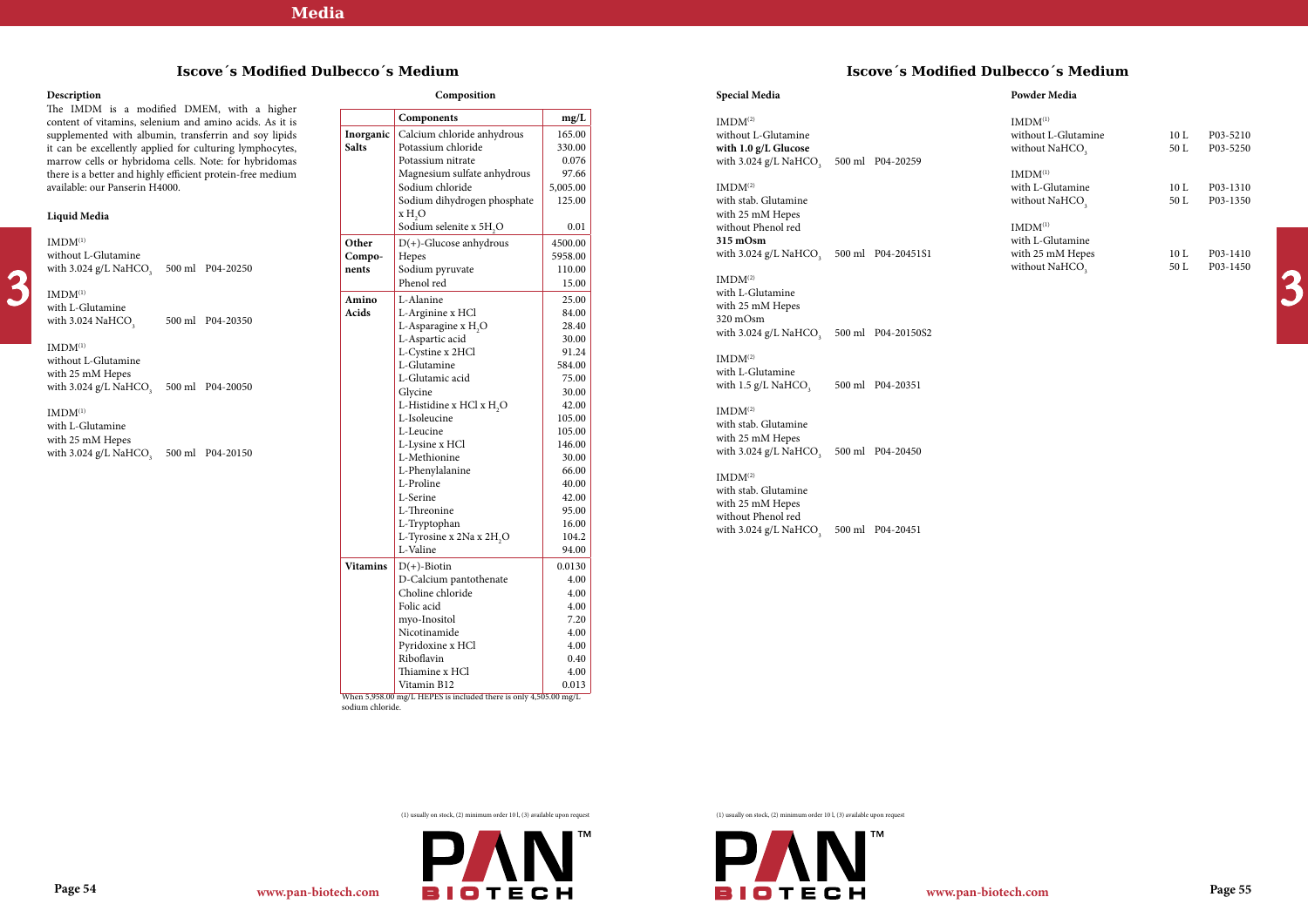## Iscove´s Modified Dulbecco´s Medium

### Description

The IMDM is a modified DMEM, with a higher content of vitamins, selenium and amino acids. As it is supplemented with albumin, transferrin and soy lipids it can be excellently applied for culturing lymphocytes, marrow cells or hybridoma cells. Note: for hybridomas there is a better and highly efficient protein-free medium available: our Panserin H4000.

### Liquid Media

IMDM[1]
without L-Glutamine
with 3.024 g/L $NaHCO_3$ 500 ml P04-20250

IMDM[1]
with L-Glutamine
with 3.024 $NaHCO_3$ 500 ml P04-20350

IMDM[1]
without L-Glutamine
with 25 mM Hepes
with 3.024 g/L $NaHCO_3$ 500 ml P04-20050

IMDM[1]
with L-Glutamine
with 25 mM Hepes
with 3.024 g/L $NaHCO_3$ 500 ml P04-20150

### Composition

| | Components | mg/L |
|---|---|---|
| **Inorganic Salts** | Calcium chloride anhydrous | 165.00 |
| | Potassium chloride | 330.00 |
| | Potassium nitrate | 0.076 |
| | Magnesium sulfate anhydrous | 97.66 |
| | Sodium chloride | 5,005.00 |
| | Sodium dihydrogen phosphate x $H_2O$ | 125.00 |
| | Sodium selenite x $5H_2O$ | 0.01 |
| **Other Components** | D(+)-Glucose anhydrous | 4500.00 |
| | Hepes | 5958.00 |
| | Sodium pyruvate | 110.00 |
| | Phenol red | 15.00 |
| **Amino Acids** | L-Alanine | 25.00 |
| | L-Arginine x HCl | 84.00 |
| | L-Asparagine x $H_2O$ | 28.40 |
| | L-Aspartic acid | 30.00 |
| | L-Cystine x 2HCl | 91.24 |
| | L-Glutamine | 584.00 |
| | L-Glutamic acid | 75.00 |
| | Glycine | 30.00 |
| | L-Histidine x HCl x $H_2O$ | 42.00 |
| | L-Isoleucine | 105.00 |
| | L-Leucine | 105.00 |
| | L-Lysine x HCl | 146.00 |
| | L-Methionine | 30.00 |
| | L-Phenylalanine | 66.00 |
| | L-Proline | 40.00 |
| | L-Serine | 42.00 |
| | L-Threonine | 95.00 |
| | L-Tryptophan | 16.00 |
| | L-Tyrosine x 2Na x $2H_2O$ | 104.2 |
| | L-Valine | 94.00 |
| **Vitamins** | D(+)-Biotin | 0.0130 |
| | D-Calcium pantothenate | 4.00 |
| | Choline chloride | 4.00 |
| | Folic acid | 4.00 |
| | myo-Inositol | 7.20 |
| | Nicotinamide | 4.00 |
| | Pyridoxine x HCl | 4.00 |
| | Riboflavin | 0.40 |
| | Thiamine x HCl | 4.00 |
| | Vitamin B12 | 0.013 |

When 5,958.00 mg/L HEPES is included there is only 4,505.00 mg/L sodium chloride.

(1) usually on stock, (2) minimum order 10 l, (3) available upon request

## Iscove´s Modified Dulbecco´s Medium

### Special Media

IMDM[2]
without L-Glutamine
**with 1.0 g/L Glucose**
with 3.024 g/L $NaHCO_3$ 500 ml P04-20259

IMDM[2]
with stab. Glutamine
with 25 mM Hepes
without Phenol red
**315 mOsm**
with 3.024 g/L $NaHCO_3$ 500 ml P04-20451S1

IMDM[2]
with L-Glutamine
with 25 mM Hepes
320 mOsm
with 3.024 g/L $NaHCO_3$ 500 ml P04-20150S2

IMDM[2]
with L-Glutamine
with 1.5 g/L $NaHCO_3$ 500 ml P04-20351

IMDM[2]
with stab. Glutamine
with 25 mM Hepes
with 3.024 g/L $NaHCO_3$ 500 ml P04-20450

IMDM[2]
with stab. Glutamine
with 25 mM Hepes
without Phenol red
with 3.024 g/L $NaHCO_3$ 500 ml P04-20451

### Powder Media

IMDM[1]
without L-Glutamine
without $NaHCO_3$
10 L P03-5210
50 L P03-5250

IMDM[1]
with L-Glutamine
without $NaHCO_3$
10 L P03-1310
50 L P03-1350

IMDM[1]
with L-Glutamine
with 25 mM Hepes
without $NaHCO_3$
10 L P03-1410
50 L P03-1450

(1) usually on stock, (2) minimum order 10 l, (3) available upon request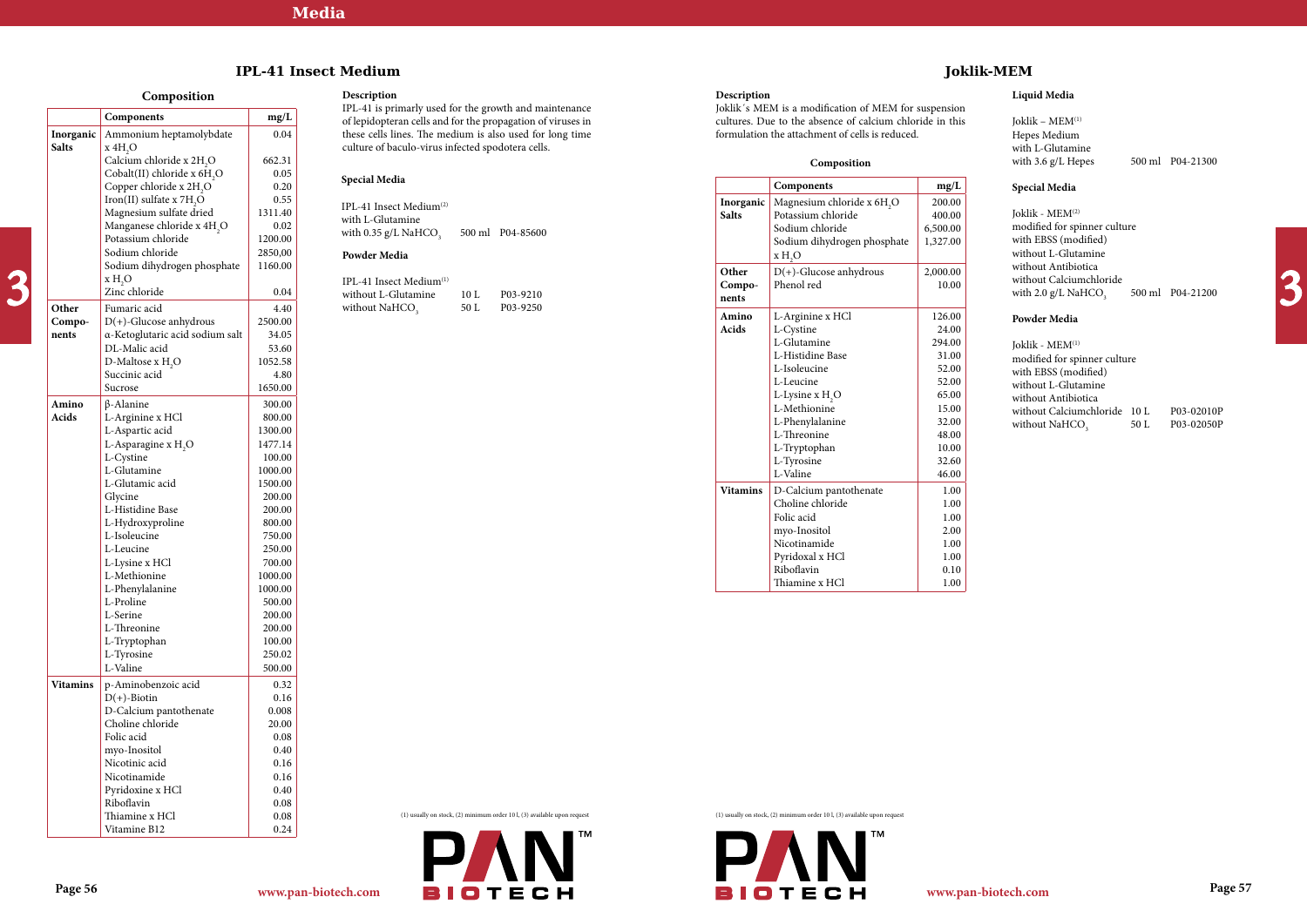# IPL-41 Insect Medium

## Composition

| | Components | mg/L |
|---|---|---|
| Inorganic Salts | Ammonium heptamolybdate x $4H_2O$ | 0.04 |
| | Calcium chloride x $2H_2O$ | 662.31 |
| | Cobalt(II) chloride x $6H_2O$ | 0.05 |
| | Copper chloride x $2H_2O$ | 0.20 |
| | Iron(II) sulfate x $7H_2O$ | 0.55 |
| | Magnesium sulfate dried | 1311.40 |
| | Manganese chloride x $4H_2O$ | 0.02 |
| | Potassium chloride | 1200.00 |
| | Sodium chloride | 2850,00 |
| | Sodium dihydrogen phosphate x $H_2O$ | 1160.00 |
| | Zinc chloride | 0.04 |
| Other Components | Fumaric acid | 4.40 |
| | D(+)-Glucose anhydrous | 2500.00 |
| | α-Ketoglutaric acid sodium salt | 34.05 |
| | DL-Malic acid | 53.60 |
| | D-Maltose x $H_2O$ | 1052.58 |
| | Succinic acid | 4.80 |
| | Sucrose | 1650.00 |
| Amino Acids | β-Alanine | 300.00 |
| | L-Arginine x HCl | 800.00 |
| | L-Aspartic acid | 1300.00 |
| | L-Asparagine x $H_2O$ | 1477.14 |
| | L-Cystine | 100.00 |
| | L-Glutamine | 1000.00 |
| | L-Glutamic acid | 1500.00 |
| | Glycine | 200.00 |
| | L-Histidine Base | 200.00 |
| | L-Hydroxyproline | 800.00 |
| | L-Isoleucine | 750.00 |
| | L-Leucine | 250.00 |
| | L-Lysine x HCl | 700.00 |
| | L-Methionine | 1000.00 |
| | L-Phenylalanine | 1000.00 |
| | L-Proline | 500.00 |
| | L-Serine | 200.00 |
| | L-Threonine | 200.00 |
| | L-Tryptophan | 100.00 |
| | L-Tyrosine | 250.02 |
| | L-Valine | 500.00 |
| Vitamins | p-Aminobenzoic acid | 0.32 |
| | D(+)-Biotin | 0.16 |
| | D-Calcium pantothenate | 0.008 |
| | Choline chloride | 20.00 |
| | Folic acid | 0.08 |
| | myo-Inositol | 0.40 |
| | Nicotinic acid | 0.16 |
| | Nicotinamide | 0.16 |
| | Pyridoxine x HCl | 0.40 |
| | Riboflavin | 0.08 |
| | Thiamine x HCl | 0.08 |
| | Vitamine B12 | 0.24 |

### Description

IPL-41 is primarily used for the growth and maintenance of lepidopteran cells and for the propagation of viruses in these cells lines. The medium is also used for long time culture of baculo-virus infected spodotera cells.

### Special Media

IPL-41 Insect Medium[2]
with L-Glutamine
with 0.35 g/L $NaHCO_3$ — 500 ml — P04-85600

### Powder Media

IPL-41 Insect Medium[1]
without L-Glutamine — 10 L — P03-9210
without $NaHCO_3$ — 50 L — P03-9250

(1) usually on stock, (2) minimum order 10 l, (3) available upon request

# Joklik-MEM

### Description

Joklik´s MEM is a modification of MEM for suspension cultures. Due to the absence of calcium chloride in this formulation the attachment of cells is reduced.

## Composition

| | Components | mg/L |
|---|---|---|
| Inorganic Salts | Magnesium chloride x $6H_2O$ | 200.00 |
| | Potassium chloride | 400.00 |
| | Sodium chloride | 6,500.00 |
| | Sodium dihydrogen phosphate x $H_2O$ | 1,327.00 |
| Other Components | D(+)-Glucose anhydrous | 2,000.00 |
| | Phenol red | 10.00 |
| Amino Acids | L-Arginine x HCl | 126.00 |
| | L-Cystine | 24.00 |
| | L-Glutamine | 294.00 |
| | L-Histidine Base | 31.00 |
| | L-Isoleucine | 52.00 |
| | L-Leucine | 52.00 |
| | L-Lysine x $H_2O$ | 65.00 |
| | L-Methionine | 15.00 |
| | L-Phenylalanine | 32.00 |
| | L-Threonine | 48.00 |
| | L-Tryptophan | 10.00 |
| | L-Tyrosine | 32.60 |
| | L-Valine | 46.00 |
| Vitamins | D-Calcium pantothenate | 1.00 |
| | Choline chloride | 1.00 |
| | Folic acid | 1.00 |
| | myo-Inositol | 2.00 |
| | Nicotinamide | 1.00 |
| | Pyridoxal x HCl | 1.00 |
| | Riboflavin | 0.10 |
| | Thiamine x HCl | 1.00 |

### Liquid Media

Joklik – MEM[1]
Hepes Medium
with L-Glutamine
with 3.6 g/L Hepes — 500 ml — P04-21300

### Special Media

Joklik - MEM[2]
modified for spinner culture
with EBSS (modified)
without L-Glutamine
without Antibiotica
without Calciumchloride
with 2.0 g/L $NaHCO_3$ — 500 ml — P04-21200

### Powder Media

Joklik - MEM[1]
modified for spinner culture
with EBSS (modified)
without L-Glutamine
without Antibiotica
without Calciumchloride — 10 L — P03-02010P
without $NaHCO_3$ — 50 L — P03-02050P

(1) usually on stock, (2) minimum order 10 l, (3) available upon request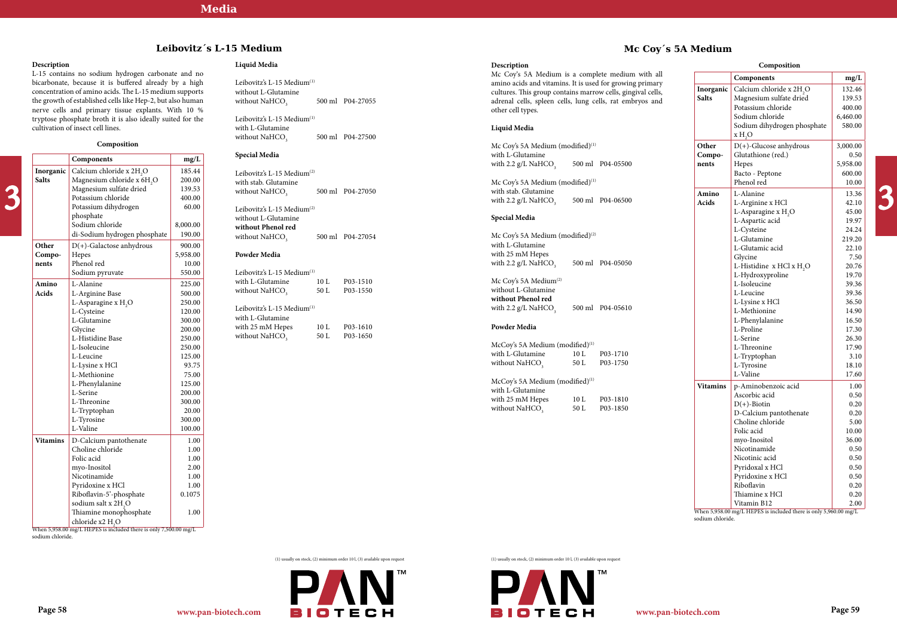## Leibovitz´s L-15 Medium

### Description

L-15 contains no sodium hydrogen carbonate and no bicarbonate, because it is buffered already by a high concentration of amino acids. The L-15 medium supports the growth of established cells like Hep-2, but also human nerve cells and primary tissue explants. With 10 % tryptose phosphate broth it is also ideally suited for the cultivation of insect cell lines.

### Composition

| | Components | mg/L |
|---|---|---|
| Inorganic Salts | Calcium chloride x $2H_2O$ | 185.44 |
| | Magnesium chloride x $6H_2O$ | 200.00 |
| | Magnesium sulfate dried | 139.53 |
| | Potassium chloride | 400.00 |
| | Potassium dihydrogen phosphate | 60.00 |
| | Sodium chloride | 8,000.00 |
| | di-Sodium hydrogen phosphate | 190.00 |
| Other Components | D(+)-Galactose anhydrous | 900.00 |
| | Hepes | 5,958.00 |
| | Phenol red | 10.00 |
| | Sodium pyruvate | 550.00 |
| Amino Acids | L-Alanine | 225.00 |
| | L-Arginine Base | 500.00 |
| | L-Asparagine x $H_2O$ | 250.00 |
| | L-Cysteine | 120.00 |
| | L-Glutamine | 300.00 |
| | Glycine | 200.00 |
| | L-Histidine Base | 250.00 |
| | L-Isoleucine | 250.00 |
| | L-Leucine | 125.00 |
| | L-Lysine x HCl | 93.75 |
| | L-Methionine | 75.00 |
| | L-Phenylalanine | 125.00 |
| | L-Serine | 200.00 |
| | L-Threonine | 300.00 |
| | L-Tryptophan | 20.00 |
| | L-Tyrosine | 300.00 |
| | L-Valine | 100.00 |
| Vitamins | D-Calcium pantothenate | 1.00 |
| | Choline chloride | 1.00 |
| | Folic acid | 1.00 |
| | myo-Inositol | 2.00 |
| | Nicotinamide | 1.00 |
| | Pyridoxine x HCl | 1.00 |
| | Riboflavin-5'-phosphate sodium salt x $2H_2O$ | 0.1075 |
| | Thiamine monophosphate chloride x2 $H_2O$ | 1.00 |

When 5,958.00 mg/L HEPES is included there is only 7,500.00 mg/L sodium chloride.

### Liquid Media

Leibovitz's L-15 Medium[1]
without L-Glutamine
without $NaHCO_3$ — 500 ml — P04-27055

Leibovitz's L-15 Medium[1]
with L-Glutamine
without $NaHCO_3$ — 500 ml — P04-27500

### Special Media

Leibovitz's L-15 Medium[2]
with stab. Glutamine
without $NaHCO_3$ — 500 ml — P04-27050

Leibovitz's L-15 Medium[2]
without L-Glutamine
**without Phenol red**
without $NaHCO_3$ — 500 ml — P04-27054

### Powder Media

Leibovitz's L-15 Medium[1]
with L-Glutamine
without $NaHCO_3$ — 10 L — P03-1510; 50 L — P03-1550

Leibovitz's L-15 Medium[1]
with L-Glutamine
with 25 mM Hepes
without $NaHCO_3$ — 10 L — P03-1610; 50 L — P03-1650

(1) usually on stock, (2) minimum order 10 l, (3) available upon request

## Mc Coy´s 5A Medium

### Description

Mc Coy's 5A Medium is a complete medium with all amino acids and vitamins. It is used for growing primary cultures. This group contains marrow cells, gingival cells, adrenal cells, spleen cells, lung cells, rat embryos and other cell types.

### Liquid Media

Mc Coy's 5A Medium (modified)[1]
with L-Glutamine
with 2.2 g/L $NaHCO_3$ — 500 ml — P04-05500

Mc Coy's 5A Medium (modified)[1]
with stab. Glutamine
with 2.2 g/L $NaHCO_3$ — 500 ml — P04-06500

### Special Media

Mc Coy's 5A Medium (modified)[2]
with L-Glutamine
with 25 mM Hepes
with 2.2 g/L $NaHCO_3$ — 500 ml — P04-05050

Mc Coy's 5A Medium[2]
without L-Glutamine
**without Phenol red**
with 2.2 g/L $NaHCO_3$ — 500 ml — P04-05610

### Powder Media

McCoy's 5A Medium (modified)[1]
with L-Glutamine
without $NaHCO_3$ — 10 L — P03-1710; 50 L — P03-1750

McCoy's 5A Medium (modified)[1]
with L-Glutamine
with 25 mM Hepes
without $NaHCO_3$ — 10 L — P03-1810; 50 L — P03-1850

### Composition

| | Components | mg/L |
|---|---|---|
| Inorganic Salts | Calcium chloride x $2H_2O$ | 132.46 |
| | Magnesium sulfate dried | 139.53 |
| | Potassium chloride | 400.00 |
| | Sodium chloride | 6,460.00 |
| | Sodium dihydrogen phosphate x $H_2O$ | 580.00 |
| Other Components | D(+)-Glucose anhydrous | 3,000.00 |
| | Glutathione (red.) | 0.50 |
| | Hepes | 5,958.00 |
| | Bacto - Peptone | 600.00 |
| | Phenol red | 10.00 |
| Amino Acids | L-Alanine | 13.36 |
| | L-Arginine x HCl | 42.10 |
| | L-Asparagine x $H_2O$ | 45.00 |
| | L-Aspartic acid | 19.97 |
| | L-Cysteine | 24.24 |
| | L-Glutamine | 219.20 |
| | L-Glutamic acid | 22.10 |
| | Glycine | 7.50 |
| | L-Histidine x HCl x $H_2O$ | 20.76 |
| | L-Hydroxyproline | 19.70 |
| | L-Isoleucine | 39.36 |
| | L-Leucine | 39.36 |
| | L-Lysine x HCl | 36.50 |
| | L-Methionine | 14.90 |
| | L-Phenylalanine | 16.50 |
| | L-Proline | 17.30 |
| | L-Serine | 26.30 |
| | L-Threonine | 17.90 |
| | L-Tryptophan | 3.10 |
| | L-Tyrosine | 18.10 |
| | L-Valine | 17.60 |
| Vitamins | p-Aminobenzoic acid | 1.00 |
| | Ascorbic acid | 0.50 |
| | D(+)-Biotin | 0.20 |
| | D-Calcium pantothenate | 0.20 |
| | Choline chloride | 5.00 |
| | Folic acid | 10.00 |
| | myo-Inositol | 36.00 |
| | Nicotinamide | 0.50 |
| | Nicotinic acid | 0.50 |
| | Pyridoxal x HCl | 0.50 |
| | Pyridoxine x HCl | 0.50 |
| | Riboflavin | 0.20 |
| | Thiamine x HCl | 0.20 |
| | Vitamin B12 | 2.00 |

When 5,958.00 mg/L HEPES is included there is only 5,960.00 mg/L sodium chloride.

(1) usually on stock, (2) minimum order 10 l, (3) available upon request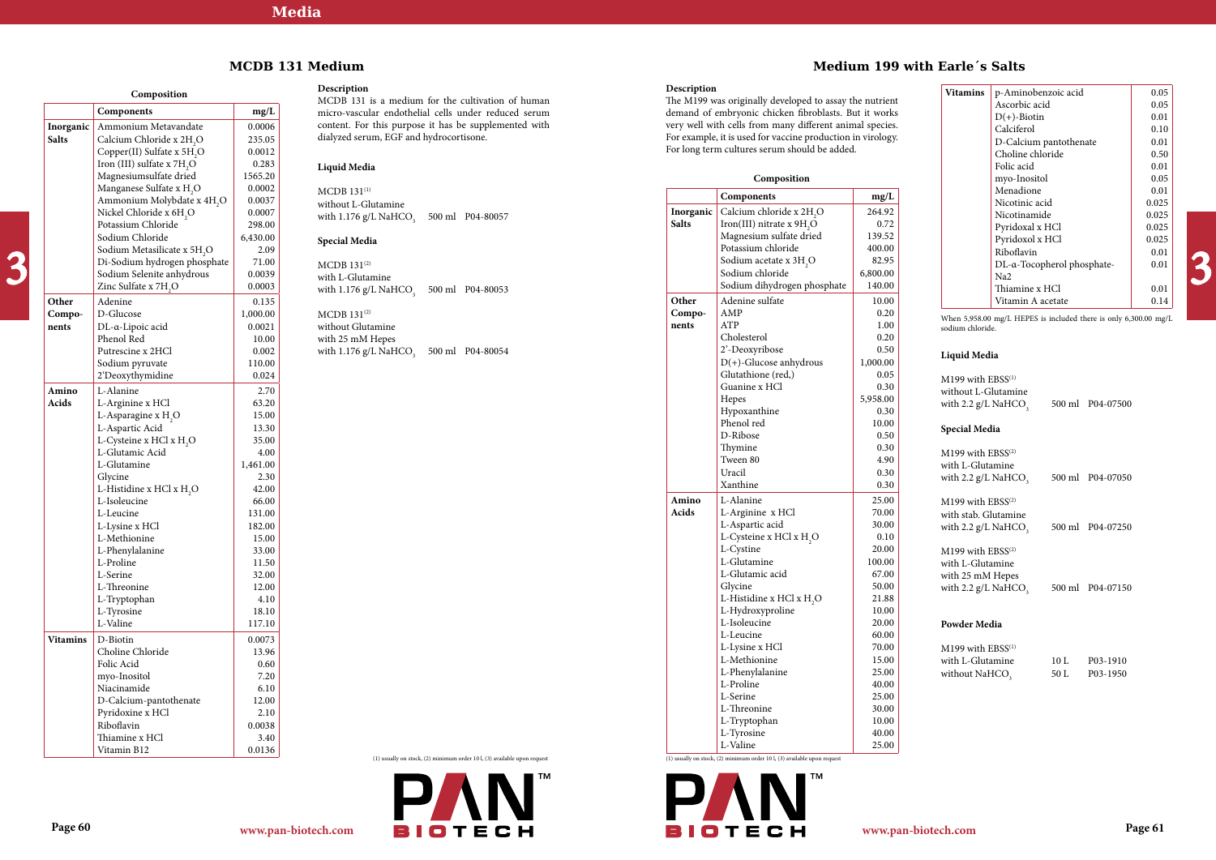## MCDB 131 Medium

### Composition

| | Components | mg/L |
|---|---|---|
| Inorganic Salts | Ammonium Metavandate | 0.0006 |
| | Calcium Chloride x $2H_2O$ | 235.05 |
| | Copper(II) Sulfate x $5H_2O$ | 0.0012 |
| | Iron (III) sulfate x $7H_2O$ | 0.283 |
| | Magnesiumsulfate dried | 1565.20 |
| | Manganese Sulfate x $H_2O$ | 0.0002 |
| | Ammonium Molybdate x $4H_2O$ | 0.0037 |
| | Nickel Chloride x $6H_2O$ | 0.0007 |
| | Potassium Chloride | 298.00 |
| | Sodium Chloride | 6,430.00 |
| | Sodium Metasilicate x $5H_2O$ | 2.09 |
| | Di-Sodium hydrogen phosphate | 71.00 |
| | Sodium Selenite anhydrous | 0.0039 |
| | Zinc Sulfate x $7H_2O$ | 0.0003 |
| Other Components | Adenine | 0.135 |
| | D-Glucose | 1,000.00 |
| | DL-α-Lipoic acid | 0.0021 |
| | Phenol Red | 10.00 |
| | Putrescine x 2HCl | 0.002 |
| | Sodium pyruvate | 110.00 |
| | 2'Deoxythymidine | 0.024 |
| Amino Acids | L-Alanine | 2.70 |
| | L-Arginine x HCl | 63.20 |
| | L-Asparagine x $H_2O$ | 15.00 |
| | L-Aspartic Acid | 13.30 |
| | L-Cysteine x HCl x $H_2O$ | 35.00 |
| | L-Glutamic Acid | 4.00 |
| | L-Glutamine | 1,461.00 |
| | Glycine | 2.30 |
| | L-Histidine x HCl x $H_2O$ | 42.00 |
| | L-Isoleucine | 66.00 |
| | L-Leucine | 131.00 |
| | L-Lysine x HCl | 182.00 |
| | L-Methionine | 15.00 |
| | L-Phenylalanine | 33.00 |
| | L-Proline | 11.50 |
| | L-Serine | 32.00 |
| | L-Threonine | 12.00 |
| | L-Tryptophan | 4.10 |
| | L-Tyrosine | 18.10 |
| | L-Valine | 117.10 |
| Vitamins | D-Biotin | 0.0073 |
| | Choline Chloride | 13.96 |
| | Folic Acid | 0.60 |
| | myo-Inositol | 7.20 |
| | Niacinamide | 6.10 |
| | D-Calcium-pantothenate | 12.00 |
| | Pyridoxine x HCl | 2.10 |
| | Riboflavin | 0.0038 |
| | Thiamine x HCl | 3.40 |
| | Vitamin B12 | 0.0136 |

### Description

MCDB 131 is a medium for the cultivation of human micro-vascular endothelial cells under reduced serum content. For this purpose it has be supplemented with dialyzed serum, EGF and hydrocortisone.

### Liquid Media

MCDB 131[1]
without L-Glutamine
with 1.176 g/L $NaHCO_3$ 500 ml P04-80057

### Special Media

MCDB 131[2]
with L-Glutamine
with 1.176 g/L $NaHCO_3$ 500 ml P04-80053

MCDB 131[2]
without Glutamine
with 25 mM Hepes
with 1.176 g/L $NaHCO_3$ 500 ml P04-80054

(1) usually on stock, (2) minimum order 10 l, (3) available upon request

## Medium 199 with Earle´s Salts

### Description

The M199 was originally developed to assay the nutrient demand of embryonic chicken fibroblasts. But it works very well with cells from many different animal species. For example, it is used for vaccine production in virology. For long term cultures serum should be added.

### Composition

| | Components | mg/L |
|---|---|---|
| Inorganic Salts | Calcium chloride x $2H_2O$ | 264.92 |
| | Iron(III) nitrate x $9H_2O$ | 0.72 |
| | Magnesium sulfate dried | 139.52 |
| | Potassium chloride | 400.00 |
| | Sodium acetate x $3H_2O$ | 82.95 |
| | Sodium chloride | 6,800.00 |
| | Sodium dihydrogen phosphate | 140.00 |
| Other Components | Adenine sulfate | 10.00 |
| | AMP | 0.20 |
| | ATP | 1.00 |
| | Cholesterol | 0.20 |
| | 2'-Deoxyribose | 0.50 |
| | D(+)-Glucose anhydrous | 1,000.00 |
| | Glutathione (red,) | 0.05 |
| | Guanine x HCl | 0.30 |
| | Hepes | 5,958.00 |
| | Hypoxanthine | 0.30 |
| | Phenol red | 10.00 |
| | D-Ribose | 0.50 |
| | Thymine | 0.30 |
| | Tween 80 | 4.90 |
| | Uracil | 0.30 |
| | Xanthine | 0.30 |
| Amino Acids | L-Alanine | 25.00 |
| | L-Arginine x HCl | 70.00 |
| | L-Aspartic acid | 30.00 |
| | L-Cysteine x HCl x $H_2O$ | 0.10 |
| | L-Cystine | 20.00 |
| | L-Glutamine | 100.00 |
| | L-Glutamic acid | 67.00 |
| | Glycine | 50.00 |
| | L-Histidine x HCl x $H_2O$ | 21.88 |
| | L-Hydroxyproline | 10.00 |
| | L-Isoleucine | 20.00 |
| | L-Leucine | 60.00 |
| | L-Lysine x HCl | 70.00 |
| | L-Methionine | 15.00 |
| | L-Phenylalanine | 25.00 |
| | L-Proline | 40.00 |
| | L-Serine | 25.00 |
| | L-Threonine | 30.00 |
| | L-Tryptophan | 10.00 |
| | L-Tyrosine | 40.00 |
| | L-Valine | 25.00 |
| Vitamins | p-Aminobenzoic acid | 0.05 |
| | Ascorbic acid | 0.05 |
| | D(+)-Biotin | 0.01 |
| | Calciferol | 0.10 |
| | D-Calcium pantothenate | 0.01 |
| | Choline chloride | 0.50 |
| | Folic acid | 0.01 |
| | myo-Inositol | 0.05 |
| | Menadione | 0.01 |
| | Nicotinic acid | 0.025 |
| | Nicotinamide | 0.025 |
| | Pyridoxal x HCl | 0.025 |
| | Pyridoxol x HCl | 0.025 |
| | Riboflavin | 0.01 |
| | DL-α-Tocopherol phosphate-Na2 | 0.01 |
| | Thiamine x HCl | 0.01 |
| | Vitamin A acetate | 0.14 |

When 5,958.00 mg/L HEPES is included there is only 6,300.00 mg/L sodium chloride.

### Liquid Media

M199 with EBSS[1]
without L-Glutamine
with 2.2 g/L $NaHCO_3$ 500 ml P04-07500

### Special Media

M199 with EBSS[2]
with L-Glutamine
with 2.2 g/L $NaHCO_3$ 500 ml P04-07050

M199 with EBSS[2]
with stab. Glutamine
with 2.2 g/L $NaHCO_3$ 500 ml P04-07250

M199 with EBSS[2]
with L-Glutamine
with 25 mM Hepes
with 2.2 g/L $NaHCO_3$ 500 ml P04-07150

### Powder Media

M199 with EBSS[1]
with L-Glutamine 10 L P03-1910
without $NaHCO_3$ 50 L P03-1950

(1) usually on stock, (2) minimum order 10 l, (3) available upon request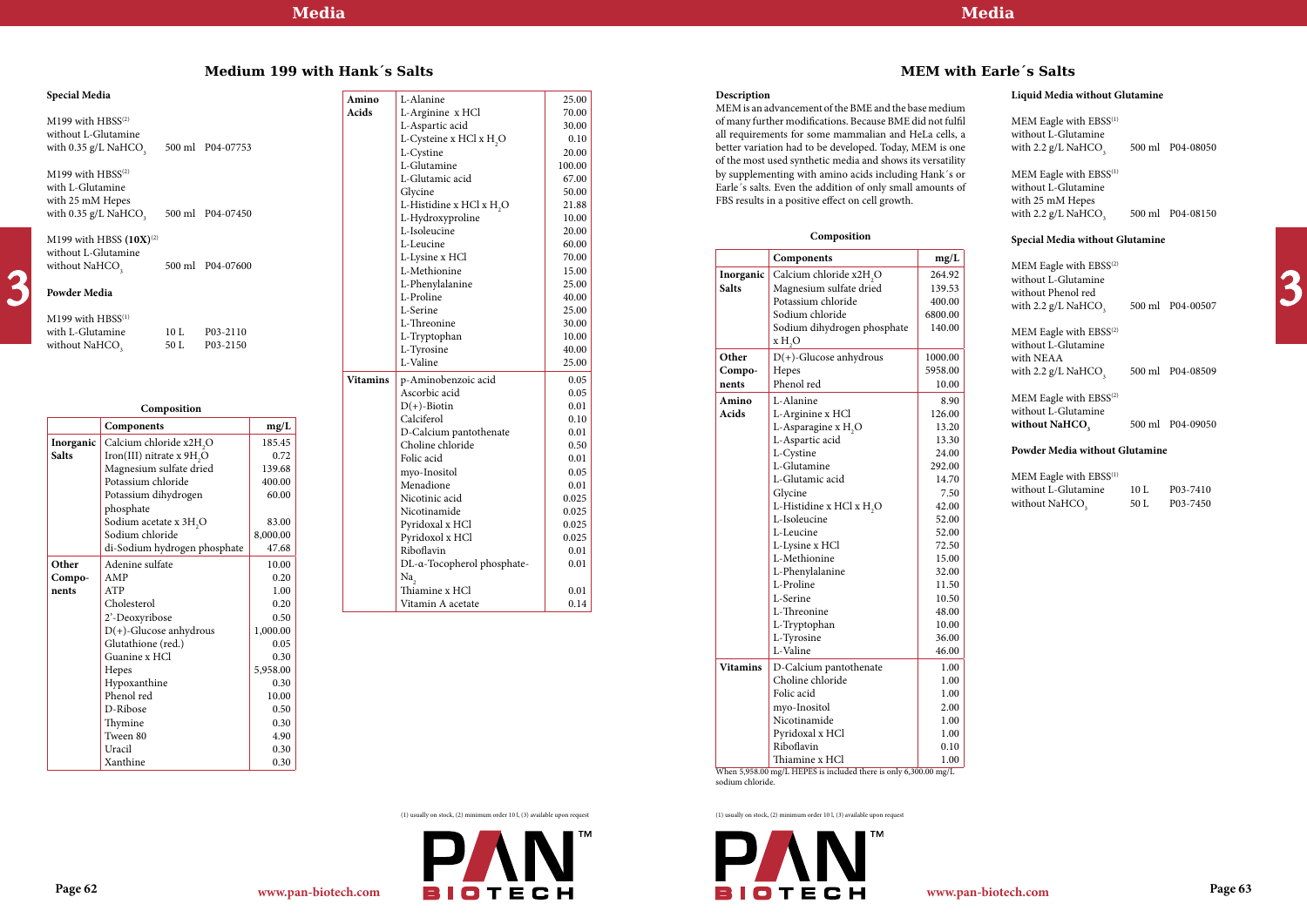## Medium 199 with Hank´s Salts

### Special Media

M199 with HBSS[2]
without L-Glutamine
with 0.35 g/L $NaHCO_3$ — 500 ml — P04-07753

M199 with HBSS[2]
with L-Glutamine
with 25 mM Hepes
with 0.35 g/L $NaHCO_3$ — 500 ml — P04-07450

M199 with HBSS **(10X)**[2]
without L-Glutamine
without $NaHCO_3$ — 500 ml — P04-07600

### Powder Media

M199 with HBSS[1]
with L-Glutamine — 10 L — P03-2110
without $NaHCO_3$ — 50 L — P03-2150

### Composition

| | Components | mg/L |
|---|---|---|
| **Inorganic Salts** | Calcium chloride x2$H_2O$ | 185.45 |
| | Iron(III) nitrate x 9$H_2O$ | 0.72 |
| | Magnesium sulfate dried | 139.68 |
| | Potassium chloride | 400.00 |
| | Potassium dihydrogen phosphate | 60.00 |
| | Sodium acetate x 3$H_2O$ | 83.00 |
| | Sodium chloride | 8,000.00 |
| | di-Sodium hydrogen phosphate | 47.68 |
| **Other Compo-nents** | Adenine sulfate | 10.00 |
| | AMP | 0.20 |
| | ATP | 1.00 |
| | Cholesterol | 0.20 |
| | 2'-Deoxyribose | 0.50 |
| | D(+)-Glucose anhydrous | 1,000.00 |
| | Glutathione (red.) | 0.05 |
| | Guanine x HCl | 0.30 |
| | Hepes | 5,958.00 |
| | Hypoxanthine | 0.30 |
| | Phenol red | 10.00 |
| | D-Ribose | 0.50 |
| | Thymine | 0.30 |
| | Tween 80 | 4.90 |
| | Uracil | 0.30 |
| | Xanthine | 0.30 |
| **Amino Acids** | L-Alanine | 25.00 |
| | L-Arginine x HCl | 70.00 |
| | L-Aspartic acid | 30.00 |
| | L-Cysteine x HCl x $H_2O$ | 0.10 |
| | L-Cystine | 20.00 |
| | L-Glutamine | 100.00 |
| | L-Glutamic acid | 67.00 |
| | Glycine | 50.00 |
| | L-Histidine x HCl x $H_2O$ | 21.88 |
| | L-Hydroxyproline | 10.00 |
| | L-Isoleucine | 20.00 |
| | L-Leucine | 60.00 |
| | L-Lysine x HCl | 70.00 |
| | L-Methionine | 15.00 |
| | L-Phenylalanine | 25.00 |
| | L-Proline | 40.00 |
| | L-Serine | 25.00 |
| | L-Threonine | 30.00 |
| | L-Tryptophan | 10.00 |
| | L-Tyrosine | 40.00 |
| | L-Valine | 25.00 |
| **Vitamins** | p-Aminobenzoic acid | 0.05 |
| | Ascorbic acid | 0.05 |
| | D(+)-Biotin | 0.01 |
| | Calciferol | 0.10 |
| | D-Calcium pantothenate | 0.01 |
| | Choline chloride | 0.50 |
| | Folic acid | 0.01 |
| | myo-Inositol | 0.05 |
| | Menadione | 0.01 |
| | Nicotinic acid | 0.025 |
| | Nicotinamide | 0.025 |
| | Pyridoxal x HCl | 0.025 |
| | Pyridoxol x HCl | 0.025 |
| | Riboflavin | 0.01 |
| | DL-α-Tocopherol phosphate-$Na_2$ | 0.01 |
| | Thiamine x HCl | 0.01 |
| | Vitamin A acetate | 0.14 |

(1) usually on stock, (2) minimum order 10 l, (3) available upon request

## MEM with Earle´s Salts

### Description

MEM is an advancement of the BME and the base medium of many further modifications. Because BME did not fulfil all requirements for some mammalian and HeLa cells, a better variation had to be developed. Today, MEM is one of the most used synthetic media and shows its versatility by supplementing with amino acids including Hank´s or Earle´s salts. Even the addition of only small amounts of FBS results in a positive effect on cell growth.

### Composition

| | Components | mg/L |
|---|---|---|
| **Inorganic Salts** | Calcium chloride x2$H_2O$ | 264.92 |
| | Magnesium sulfate dried | 139.53 |
| | Potassium chloride | 400.00 |
| | Sodium chloride | 6800.00 |
| | Sodium dihydrogen phosphate x $H_2O$ | 140.00 |
| **Other Compo-nents** | D(+)-Glucose anhydrous | 1000.00 |
| | Hepes | 5958.00 |
| | Phenol red | 10.00 |
| **Amino Acids** | L-Alanine | 8.90 |
| | L-Arginine x HCl | 126.00 |
| | L-Asparagine x $H_2O$ | 13.20 |
| | L-Aspartic acid | 13.30 |
| | L-Cystine | 24.00 |
| | L-Glutamine | 292.00 |
| | L-Glutamic acid | 14.70 |
| | Glycine | 7.50 |
| | L-Histidine x HCl x $H_2O$ | 42.00 |
| | L-Isoleucine | 52.00 |
| | L-Leucine | 52.00 |
| | L-Lysine x HCl | 72.50 |
| | L-Methionine | 15.00 |
| | L-Phenylalanine | 32.00 |
| | L-Proline | 11.50 |
| | L-Serine | 10.50 |
| | L-Threonine | 48.00 |
| | L-Tryptophan | 10.00 |
| | L-Tyrosine | 36.00 |
| | L-Valine | 46.00 |
| **Vitamins** | D-Calcium pantothenate | 1.00 |
| | Choline chloride | 1.00 |
| | Folic acid | 1.00 |
| | myo-Inositol | 2.00 |
| | Nicotinamide | 1.00 |
| | Pyridoxal x HCl | 1.00 |
| | Riboflavin | 0.10 |
| | Thiamine x HCl | 1.00 |

When 5,958.00 mg/L HEPES is included there is only 6,300.00 mg/L sodium chloride.

### Liquid Media without Glutamine

MEM Eagle with EBSS[1]
without L-Glutamine
with 2.2 g/L $NaHCO_3$ — 500 ml — P04-08050

MEM Eagle with EBSS[1]
without L-Glutamine
with 25 mM Hepes
with 2.2 g/L $NaHCO_3$ — 500 ml — P04-08150

### Special Media without Glutamine

MEM Eagle with EBSS[2]
without L-Glutamine
without Phenol red
with 2.2 g/L $NaHCO_3$ — 500 ml — P04-00507

MEM Eagle with EBSS[2]
without L-Glutamine
with NEAA
with 2.2 g/L $NaHCO_3$ — 500 ml — P04-08509

MEM Eagle with EBSS[2]
without L-Glutamine
**without $NaHCO_3$** — 500 ml — P04-09050

### Powder Media without Glutamine

MEM Eagle with EBSS[1]
without L-Glutamine — 10 L — P03-7410
without $NaHCO_3$ — 50 L — P03-7450

(1) usually on stock, (2) minimum order 10 l, (3) available upon request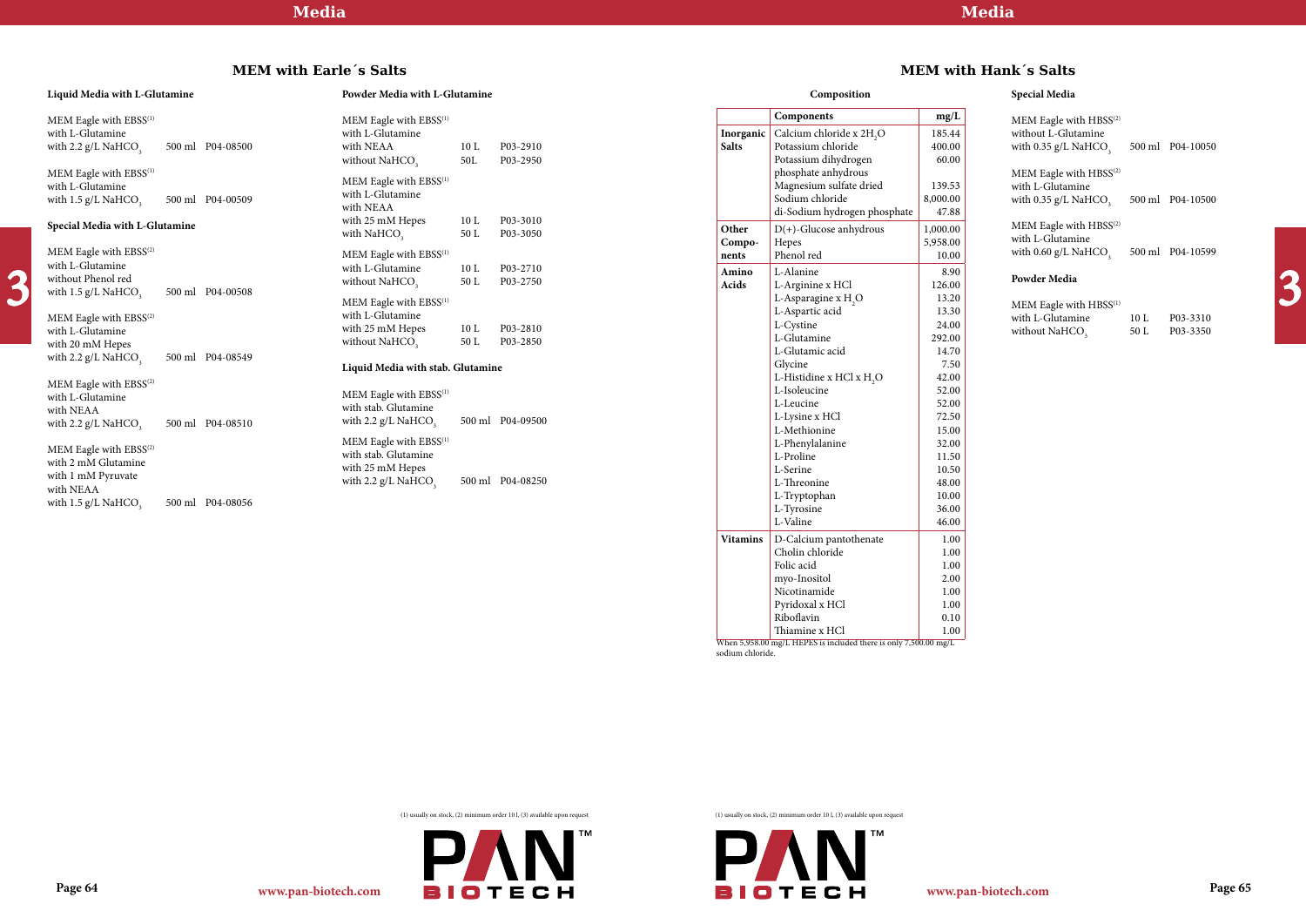## MEM with Earle´s Salts

### Liquid Media with L-Glutamine

| Product | Size | Cat. No. |
|---|---|---|
| MEM Eagle with EBSS[1] with L-Glutamine with 2.2 g/L $NaHCO_3$ | 500 ml | P04-08500 |
| MEM Eagle with EBSS[1] with L-Glutamine with 1.5 g/L $NaHCO_3$ | 500 ml | P04-00509 |

### Special Media with L-Glutamine

| Product | Size | Cat. No. |
|---|---|---|
| MEM Eagle with EBSS[2] with L-Glutamine without Phenol red with 1.5 g/L $NaHCO_3$ | 500 ml | P04-00508 |
| MEM Eagle with EBSS[2] with L-Glutamine with 20 mM Hepes with 2.2 g/L $NaHCO_3$ | 500 ml | P04-08549 |
| MEM Eagle with EBSS[2] with L-Glutamine with NEAA with 2.2 g/L $NaHCO_3$ | 500 ml | P04-08510 |
| MEM Eagle with EBSS[2] with 2 mM Glutamine with 1 mM Pyruvate with NEAA with 1.5 g/L $NaHCO_3$ | 500 ml | P04-08056 |

### Powder Media with L-Glutamine

| Product | Size | Cat. No. |
|---|---|---|
| MEM Eagle with EBSS[1] with L-Glutamine with NEAA without $NaHCO_3$ | 10 L / 50L | P03-2910 / P03-2950 |
| MEM Eagle with EBSS[1] with L-Glutamine with NEAA with 25 mM Hepes with $NaHCO_3$ | 10 L / 50 L | P03-3010 / P03-3050 |
| MEM Eagle with EBSS[1] with L-Glutamine without $NaHCO_3$ | 10 L / 50 L | P03-2710 / P03-2750 |
| MEM Eagle with EBSS[1] with L-Glutamine with 25 mM Hepes without $NaHCO_3$ | 10 L / 50 L | P03-2810 / P03-2850 |

### Liquid Media with stab. Glutamine

| Product | Size | Cat. No. |
|---|---|---|
| MEM Eagle with EBSS[1] with stab. Glutamine with 2.2 g/L $NaHCO_3$ | 500 ml | P04-09500 |
| MEM Eagle with EBSS[1] with stab. Glutamine with 25 mM Hepes with 2.2 g/L $NaHCO_3$ | 500 ml | P04-08250 |

(1) usually on stock, (2) minimum order 10 l, (3) available upon request

## MEM with Hank´s Salts

### Composition

| | Components | mg/L |
|---|---|---|
| Inorganic Salts | Calcium chloride x $2H_2O$ | 185.44 |
| | Potassium chloride | 400.00 |
| | Potassium dihydrogen phosphate anhydrous | 60.00 |
| | Magnesium sulfate dried | 139.53 |
| | Sodium chloride | 8,000.00 |
| | di-Sodium hydrogen phosphate | 47.88 |
| Other Compo-nents | D(+)-Glucose anhydrous | 1,000.00 |
| | Hepes | 5,958.00 |
| | Phenol red | 10.00 |
| Amino Acids | L-Alanine | 8.90 |
| | L-Arginine x HCl | 126.00 |
| | L-Asparagine x $H_2O$ | 13.20 |
| | L-Aspartic acid | 13.30 |
| | L-Cystine | 24.00 |
| | L-Glutamine | 292.00 |
| | L-Glutamic acid | 14.70 |
| | Glycine | 7.50 |
| | L-Histidine x HCl x $H_2O$ | 42.00 |
| | L-Isoleucine | 52.00 |
| | L-Leucine | 52.00 |
| | L-Lysine x HCl | 72.50 |
| | L-Methionine | 15.00 |
| | L-Phenylalanine | 32.00 |
| | L-Proline | 11.50 |
| | L-Serine | 10.50 |
| | L-Threonine | 48.00 |
| | L-Tryptophan | 10.00 |
| | L-Tyrosine | 36.00 |
| | L-Valine | 46.00 |
| Vitamins | D-Calcium pantothenate | 1.00 |
| | Cholin chloride | 1.00 |
| | Folic acid | 1.00 |
| | myo-Inositol | 2.00 |
| | Nicotinamide | 1.00 |
| | Pyridoxal x HCl | 1.00 |
| | Riboflavin | 0.10 |
| | Thiamine x HCl | 1.00 |

When 5,958.00 mg/L HEPES is included there is only 7,500.00 mg/L sodium chloride.

### Special Media

| Product | Size | Cat. No. |
|---|---|---|
| MEM Eagle with HBSS[2] without L-Glutamine with 0.35 g/L $NaHCO_3$ | 500 ml | P04-10050 |
| MEM Eagle with HBSS[2] with L-Glutamine with 0.35 g/L $NaHCO_3$ | 500 ml | P04-10500 |
| MEM Eagle with HBSS[2] with L-Glutamine with 0.60 g/L $NaHCO_3$ | 500 ml | P04-10599 |

### Powder Media

| Product | Size | Cat. No. |
|---|---|---|
| MEM Eagle with HBSS[1] with L-Glutamine without $NaHCO_3$ | 10 L / 50 L | P03-3310 / P03-3350 |

(1) usually on stock, (2) minimum order 10 l, (3) available upon request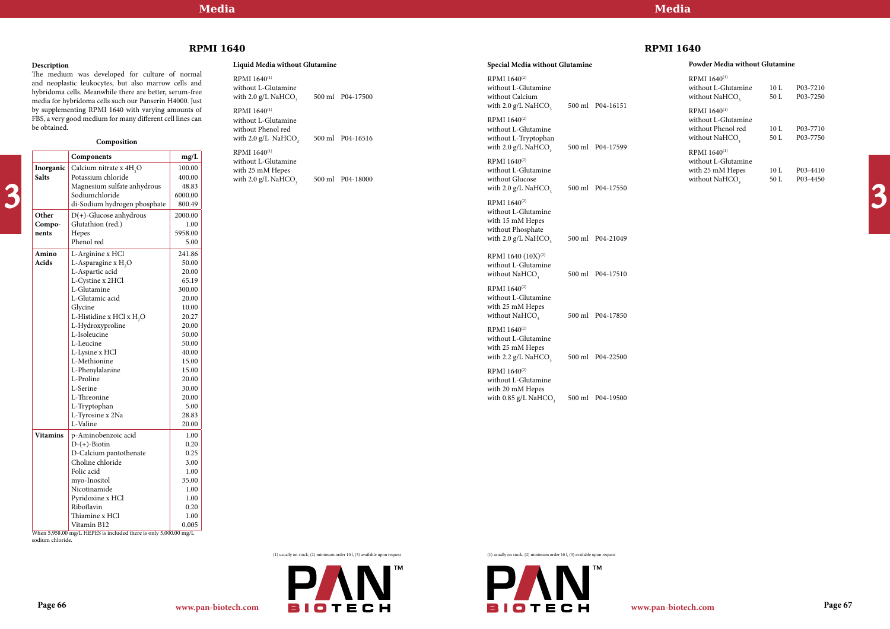# RPMI 1640

### Description

The medium was developed for culture of normal and neoplastic leukocytes, but also marrow cells and hybridoma cells. Meanwhile there are better, serum-free media for hybridoma cells such our Panserin H4000. Just by supplementing RPMI 1640 with varying amounts of FBS, a very good medium for many different cell lines can be obtained.

### Composition

| | Components | mg/L |
|---|---|---|
| Inorganic Salts | Calcium nitrate x $4H_2O$ | 100.00 |
| | Potassium chloride | 400.00 |
| | Magnesium sulfate anhydrous | 48.83 |
| | Sodiumchloride | 6000.00 |
| | di-Sodium hydrogen phosphate | 800.49 |
| Other Components | D(+)-Glucose anhydrous | 2000.00 |
| | Glutathion (red.) | 1.00 |
| | Hepes | 5958.00 |
| | Phenol red | 5.00 |
| Amino Acids | L-Arginine x HCl | 241.86 |
| | L-Asparagine x $H_2O$ | 50.00 |
| | L-Aspartic acid | 20.00 |
| | L-Cystine x 2HCl | 65.19 |
| | L-Glutamine | 300.00 |
| | L-Glutamic acid | 20.00 |
| | Glycine | 10.00 |
| | L-Histidine x HCl x $H_2O$ | 20.27 |
| | L-Hydroxyproline | 20.00 |
| | L-Isoleucine | 50.00 |
| | L-Leucine | 50.00 |
| | L-Lysine x HCl | 40.00 |
| | L-Methionine | 15.00 |
| | L-Phenylalanine | 15.00 |
| | L-Proline | 20.00 |
| | L-Serine | 30.00 |
| | L-Threonine | 20.00 |
| | L-Tryptophan | 5.00 |
| | L-Tyrosine x 2Na | 28.83 |
| | L-Valine | 20.00 |
| Vitamins | p-Aminobenzoic acid | 1.00 |
| | D-(+)-Biotin | 0.20 |
| | D-Calcium pantothenate | 0.25 |
| | Choline chloride | 3.00 |
| | Folic acid | 1.00 |
| | myo-Inositol | 35.00 |
| | Nicotinamide | 1.00 |
| | Pyridoxine x HCl | 1.00 |
| | Riboflavin | 0.20 |
| | Thiamine x HCl | 1.00 |
| | Vitamin B12 | 0.005 |

When 5,958.00 mg/L HEPES is included there is only 5,000.00 mg/L sodium chloride.

### Liquid Media without Glutamine

| Product | Size | Cat. No. |
|---|---|---|
| RPMI 1640[1] without L-Glutamine with 2.0 g/L $NaHCO_3$ | 500 ml | P04-17500 |
| RPMI 1640[1] without L-Glutamine without Phenol red with 2.0 g/L $NaHCO_3$ | 500 ml | P04-16516 |
| RPMI 1640[1] without L-Glutamine with 25 mM Hepes with 2.0 g/L $NaHCO_3$ | 500 ml | P04-18000 |

(1) usually on stock, (2) minimum order 10 l, (3) available upon request

# RPMI 1640

### Special Media without Glutamine

| Product | Size | Cat. No. |
|---|---|---|
| RPMI 1640[2] without L-Glutamine without Calcium with 2.0 g/L $NaHCO_3$ | 500 ml | P04-16151 |
| RPMI 1640[2] without L-Glutamine without L-Tryptophan with 2.0 g/L $NaHCO_3$ | 500 ml | P04-17599 |
| RPMI 1640[2] without L-Glutamine without Glucose with 2.0 g/L $NaHCO_3$ | 500 ml | P04-17550 |
| RPMI 1640[2] without L-Glutamine with 15 mM Hepes without Phosphate with 2.0 g/L $NaHCO_3$ | 500 ml | P04-21049 |
| RPMI 1640 (10X)[2] without L-Glutamine without $NaHCO_3$ | 500 ml | P04-17510 |
| RPMI 1640[2] without L-Glutamine with 25 mM Hepes without $NaHCO_3$ | 500 ml | P04-17850 |
| RPMI 1640[2] without L-Glutamine with 25 mM Hepes with 2.2 g/L $NaHCO_3$ | 500 ml | P04-22500 |
| RPMI 1640[2] without L-Glutamine with 20 mM Hepes with 0.85 g/L $NaHCO_3$ | 500 ml | P04-19500 |

### Powder Media without Glutamine

| Product | Size | Cat. No. |
|---|---|---|
| RPMI 1640[1] without L-Glutamine without $NaHCO_3$ | 10 L | P03-7210 |
| | 50 L | P03-7250 |
| RPMI 1640[1] without L-Glutamine without Phenol red without $NaHCO_3$ | 10 L | P03-7710 |
| | 50 L | P03-7750 |
| RPMI 1640[1] without L-Glutamine with 25 mM Hepes without $NaHCO_3$ | 10 L | P03-4410 |
| | 50 L | P03-4450 |

(1) usually on stock, (2) minimum order 10 l, (3) available upon request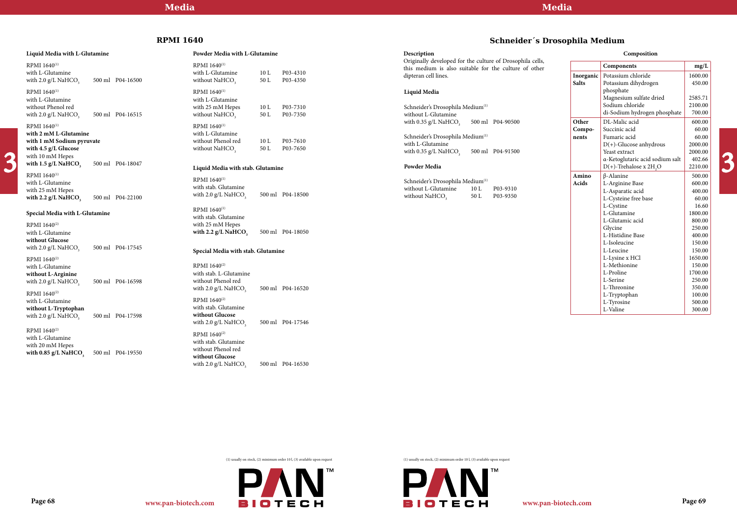# RPMI 1640

### Liquid Media with L-Glutamine

RPMI 1640[1]
with L-Glutamine
with 2.0 g/L $NaHCO_3$ — 500 ml — P04-16500

RPMI 1640[1]
with L-Glutamine
without Phenol red
with 2.0 g/L $NaHCO_3$ — 500 ml — P04-16515

RPMI 1640[1]
**with 2 mM L-Glutamine**
**with 1 mM Sodium pyruvate**
**with 4.5 g/L Glucose**
with 10 mM Hepes
**with 1.5 g/L $NaHCO_3$** — 500 ml — P04-18047

RPMI 1640[1]
with L-Glutamine
with 25 mM Hepes
**with 2.2 g/L $NaHCO_3$** — 500 ml — P04-22100

### Special Media with L-Glutamine

RPMI 1640[2]
with L-Glutamine
**without Glucose**
with 2.0 g/L $NaHCO_3$ — 500 ml — P04-17545

RPMI 1640[2]
with L-Glutamine
**without L-Arginine**
with 2.0 g/L $NaHCO_3$ — 500 ml — P04-16598

RPMI 1640[2]
with L-Glutamine
**without L-Tryptophan**
with 2.0 g/L $NaHCO_3$ — 500 ml — P04-17598

RPMI 1640[2]
with L-Glutamine
with 20 mM Hepes
**with 0.85 g/L $NaHCO_3$** — 500 ml — P04-19550

### Powder Media with L-Glutamine

RPMI 1640[1]
with L-Glutamine
without $NaHCO_3$ — 10 L — P03-4310; 50 L — P03-4350

RPMI 1640[1]
with L-Glutamine
with 25 mM Hepes
without $NaHCO_3$ — 10 L — P03-7310; 50 L — P03-7350

RPMI 1640[1]
with L-Glutamine
without Phenol red
without $NaHCO_3$ — 10 L — P03-7610; 50 L — P03-7650

### Liquid Media with stab. Glutamine

RPMI 1640[1]
with stab. Glutamine
with 2.0 g/L $NaHCO_3$ — 500 ml — P04-18500

RPMI 1640[1]
with stab. Glutamine
with 25 mM Hepes
**with 2.2 g/L $NaHCO_3$** — 500 ml — P04-18050

### Special Media with stab. Glutamine

RPMI 1640[2]
with stab. L-Glutamine
without Phenol red
with 2.0 g/L $NaHCO_3$ — 500 ml — P04-16520

RPMI 1640[2]
with stab. Glutamine
**without Glucose**
with 2.0 g/L $NaHCO_3$ — 500 ml — P04-17546

RPMI 1640[2]
with stab. Glutamine
without Phenol red
**without Glucose**
with 2.0 g/L $NaHCO_3$ — 500 ml — P04-16530

(1) usually on stock, (2) minimum order 10 l, (3) available upon request

# Schneider´s Drosophila Medium

### Description

Originally developed for the culture of Drosophila cells, this medium is also suitable for the culture of other dipteran cell lines.

### Liquid Media

Schneider's Drosophila Medium[1]
without L-Glutamine
with 0.35 g/L $NaHCO_3$ — 500 ml — P04-90500

Schneider's Drosophila Medium[1]
with L-Glutamine
with 0.35 g/L $NaHCO_3$ — 500 ml — P04-91500

### Powder Media

Schneider's Drosophila Medium[1]
without L-Glutamine — 10 L — P03-9310
without $NaHCO_3$ — 50 L — P03-9350

### Composition

| | Components | mg/L |
|---|---|---|
| **Inorganic Salts** | Potassium chloride | 1600.00 |
| | Potassium dihydrogen phosphate | 450.00 |
| | Magnesium sulfate dried | 2585.71 |
| | Sodium chloride | 2100.00 |
| | di-Sodium hydrogen phosphate | 700.00 |
| **Other Components** | DL-Malic acid | 600.00 |
| | Succinic acid | 60.00 |
| | Fumaric acid | 60.00 |
| | D(+)-Glucose anhydrous | 2000.00 |
| | Yeast extract | 2000.00 |
| | α-Ketoglutaric acid sodium salt | 402.66 |
| | D(+)-Trehalose x $2H_2O$ | 2210.00 |
| **Amino Acids** | β-Alanine | 500.00 |
| | L-Arginine Base | 600.00 |
| | L-Asparatic acid | 400.00 |
| | L-Cysteine free base | 60.00 |
| | L-Cystine | 16.60 |
| | L-Glutamine | 1800.00 |
| | L-Glutamic acid | 800.00 |
| | Glycine | 250.00 |
| | L-Histidine Base | 400.00 |
| | L-Isoleucine | 150.00 |
| | L-Leucine | 150.00 |
| | L-Lysine x HCl | 1650.00 |
| | L-Methionine | 150.00 |
| | L-Proline | 1700.00 |
| | L-Serine | 250.00 |
| | L-Threonine | 350.00 |
| | L-Tryptophan | 100.00 |
| | L-Tyrosine | 500.00 |
| | L-Valine | 300.00 |

(1) usually on stock, (2) minimum order 10 l, (3) available upon request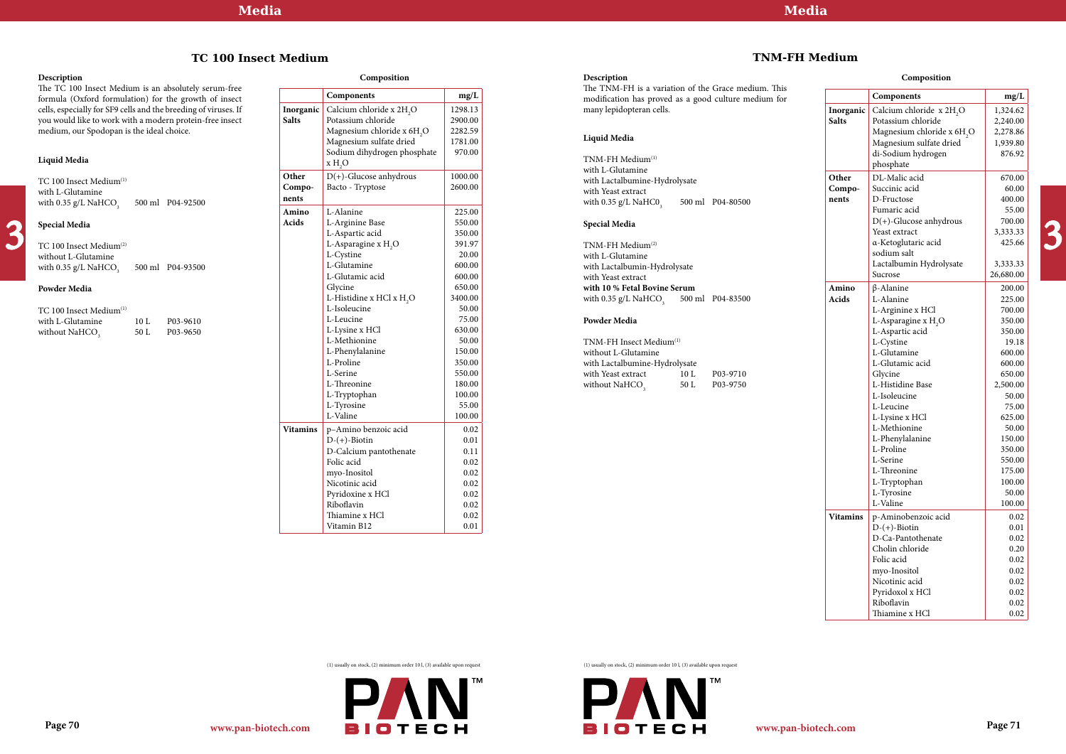## TC 100 Insect Medium

### Description

The TC 100 Insect Medium is an absolutely serum-free formula (Oxford formulation) for the growth of insect cells, especially for SF9 cells and the breeding of viruses. If you would like to work with a modern protein-free insect medium, our Spodopan is the ideal choice.

### Liquid Media

TC 100 Insect Medium(1)
with L-Glutamine
with 0.35 g/L $NaHCO_3$ 500 ml P04-92500

### Special Media

TC 100 Insect Medium(2)
without L-Glutamine
with 0.35 g/L $NaHCO_3$ 500 ml P04-93500

### Powder Media

TC 100 Insect Medium(1)
with L-Glutamine 10 L P03-9610
without $NaHCO_3$ 50 L P03-9650

### Composition

| | Components | mg/L |
|---|---|---|
| Inorganic Salts | Calcium chloride x $2H_2O$ | 1298.13 |
| | Potassium chloride | 2900.00 |
| | Magnesium chloride x $6H_2O$ | 2282.59 |
| | Magnesium sulfate dried | 1781.00 |
| | Sodium dihydrogen phosphate x $H_2O$ | 970.00 |
| Other Components | D(+)-Glucose anhydrous | 1000.00 |
| | Bacto - Tryptose | 2600.00 |
| Amino Acids | L-Alanine | 225.00 |
| | L-Arginine Base | 550.00 |
| | L-Aspartic acid | 350.00 |
| | L-Asparagine x $H_2O$ | 391.97 |
| | L-Cystine | 20.00 |
| | L-Glutamine | 600.00 |
| | L-Glutamic acid | 600.00 |
| | Glycine | 650.00 |
| | L-Histidine x HCl x $H_2O$ | 3400.00 |
| | L-Isoleucine | 50.00 |
| | L-Leucine | 75.00 |
| | L-Lysine x HCl | 630.00 |
| | L-Methionine | 50.00 |
| | L-Phenylalanine | 150.00 |
| | L-Proline | 350.00 |
| | L-Serine | 550.00 |
| | L-Threonine | 180.00 |
| | L-Tryptophan | 100.00 |
| | L-Tyrosine | 55.00 |
| | L-Valine | 100.00 |
| Vitamins | p–Amino benzoic acid | 0.02 |
| | D-(+)-Biotin | 0.01 |
| | D-Calcium pantothenate | 0.11 |
| | Folic acid | 0.02 |
| | myo-Inositol | 0.02 |
| | Nicotinic acid | 0.02 |
| | Pyridoxine x HCl | 0.02 |
| | Riboflavin | 0.02 |
| | Thiamine x HCl | 0.02 |
| | Vitamin B12 | 0.01 |

(1) usually on stock, (2) minimum order 10 l, (3) available upon request

## TNM-FH Medium

### Description

The TNM-FH is a variation of the Grace medium. This modification has proved as a good culture medium for many lepidopteran cells.

### Liquid Media

TNM-FH Medium(1)
with L-Glutamine
with Lactalbumine-Hydrolysate
with Yeast extract
with 0.35 g/L $NaHCO_3$ 500 ml P04-80500

### Special Media

TNM-FH Medium(2)
with L-Glutamine
with Lactalbumin-Hydrolysate
with Yeast extract
**with 10 % Fetal Bovine Serum**
with 0.35 g/L $NaHCO_3$ 500 ml P04-83500

### Powder Media

TNM-FH Insect Medium(1)
without L-Glutamine
with Lactalbumin-Hydrolysate
with Yeast extract 10 L P03-9710
without $NaHCO_3$ 50 L P03-9750

### Composition

| | Components | mg/L |
|---|---|---|
| Inorganic Salts | Calcium chloride x $2H_2O$ | 1,324.62 |
| | Potassium chloride | 2,240.00 |
| | Magnesium chloride x $6H_2O$ | 2,278.86 |
| | Magnesium sulfate dried | 1,939.80 |
| | di-Sodium hydrogen phosphate | 876.92 |
| Other Components | DL-Malic acid | 670.00 |
| | Succinic acid | 60.00 |
| | D-Fructose | 400.00 |
| | Fumaric acid | 55.00 |
| | D(+)-Glucose anhydrous | 700.00 |
| | Yeast extract | 3,333.33 |
| | α-Ketoglutaric acid sodium salt | 425.66 |
| | Lactalbumin Hydrolysate | 3,333.33 |
| | Sucrose | 26,680.00 |
| Amino Acids | β-Alanine | 200.00 |
| | L-Alanine | 225.00 |
| | L-Arginine x HCl | 700.00 |
| | L-Asparagine x $H_2O$ | 350.00 |
| | L-Aspartic acid | 350.00 |
| | L-Cystine | 19.18 |
| | L-Glutamine | 600.00 |
| | L-Glutamic acid | 600.00 |
| | Glycine | 650.00 |
| | L-Histidine Base | 2,500.00 |
| | L-Isoleucine | 50.00 |
| | L-Leucine | 75.00 |
| | L-Lysine x HCl | 625.00 |
| | L-Methionine | 50.00 |
| | L-Phenylalanine | 150.00 |
| | L-Proline | 350.00 |
| | L-Serine | 550.00 |
| | L-Threonine | 175.00 |
| | L-Tryptophan | 100.00 |
| | L-Tyrosine | 50.00 |
| | L-Valine | 100.00 |
| Vitamins | p-Aminobenzoic acid | 0.02 |
| | D-(+)-Biotin | 0.01 |
| | D-Ca-Pantothenate | 0.02 |
| | Cholin chloride | 0.20 |
| | Folic acid | 0.02 |
| | myo-Inositol | 0.02 |
| | Nicotinic acid | 0.02 |
| | Pyridoxol x HCl | 0.02 |
| | Riboflavin | 0.02 |
| | Thiamine x HCl | 0.02 |

(1) usually on stock, (2) minimum order 10 l, (3) available upon request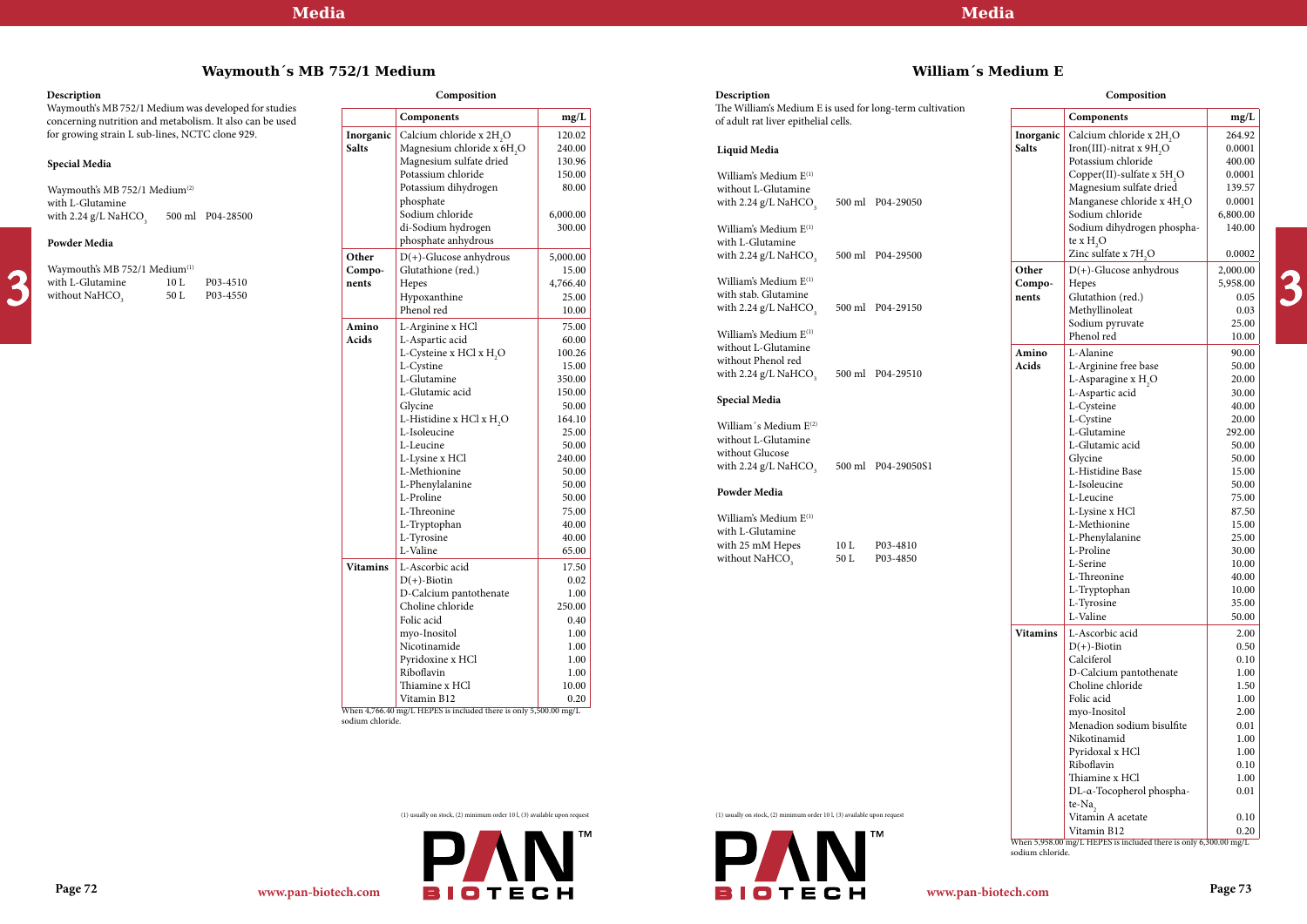# Waymouth´s MB 752/1 Medium

### Description

Waymouth's MB 752/1 Medium was developed for studies concerning nutrition and metabolism. It also can be used for growing strain L sub-lines, NCTC clone 929.

### Special Media

Waymouth's MB 752/1 Medium[2]
with L-Glutamine
with 2.24 g/L $NaHCO_3$ — 500 ml — P04-28500

### Powder Media

Waymouth's MB 752/1 Medium[1]
with L-Glutamine — 10 L — P03-4510
without $NaHCO_3$ — 50 L — P03-4550

### Composition

| | Components | mg/L |
|---|---|---|
| **Inorganic Salts** | Calcium chloride x $2H_2O$ | 120.02 |
| | Magnesium chloride x $6H_2O$ | 240.00 |
| | Magnesium sulfate dried | 130.96 |
| | Potassium chloride | 150.00 |
| | Potassium dihydrogen phosphate | 80.00 |
| | Sodium chloride | 6,000.00 |
| | di-Sodium hydrogen phosphate anhydrous | 300.00 |
| **Other Components** | D(+)-Glucose anhydrous | 5,000.00 |
| | Glutathione (red.) | 15.00 |
| | Hepes | 4,766.40 |
| | Hypoxanthine | 25.00 |
| | Phenol red | 10.00 |
| **Amino Acids** | L-Arginine x HCl | 75.00 |
| | L-Aspartic acid | 60.00 |
| | L-Cysteine x HCl x $H_2O$ | 100.26 |
| | L-Cystine | 15.00 |
| | L-Glutamine | 350.00 |
| | L-Glutamic acid | 150.00 |
| | Glycine | 50.00 |
| | L-Histidine x HCl x $H_2O$ | 164.10 |
| | L-Isoleucine | 25.00 |
| | L-Leucine | 50.00 |
| | L-Lysine x HCl | 240.00 |
| | L-Methionine | 50.00 |
| | L-Phenylalanine | 50.00 |
| | L-Proline | 50.00 |
| | L-Threonine | 75.00 |
| | L-Tryptophan | 40.00 |
| | L-Tyrosine | 40.00 |
| | L-Valine | 65.00 |
| **Vitamins** | L-Ascorbic acid | 17.50 |
| | D(+)-Biotin | 0.02 |
| | D-Calcium pantothenate | 1.00 |
| | Choline chloride | 250.00 |
| | Folic acid | 0.40 |
| | myo-Inositol | 1.00 |
| | Nicotinamide | 1.00 |
| | Pyridoxine x HCl | 1.00 |
| | Riboflavin | 1.00 |
| | Thiamine x HCl | 10.00 |
| | Vitamin B12 | 0.20 |

When 4,766.40 mg/L HEPES is included there is only 5,500.00 mg/L sodium chloride.

(1) usually on stock, (2) minimum order 10 l, (3) available upon request

# William´s Medium E

### Description

The William's Medium E is used for long-term cultivation of adult rat liver epithelial cells.

### Liquid Media

William's Medium E[1]
without L-Glutamine
with 2.24 g/L $NaHCO_3$ — 500 ml — P04-29050

William's Medium E[1]
with L-Glutamine
with 2.24 g/L $NaHCO_3$ — 500 ml — P04-29500

William's Medium E[1]
with stab. Glutamine
with 2.24 g/L $NaHCO_3$ — 500 ml — P04-29150

William's Medium E[1]
without L-Glutamine
without Phenol red
with 2.24 g/L $NaHCO_3$ — 500 ml — P04-29510

### Special Media

William´s Medium E[2]
without L-Glutamine
without Glucose
with 2.24 g/L $NaHCO_3$ — 500 ml — P04-29050S1

### Powder Media

William's Medium E[1]
with L-Glutamine
with 25 mM Hepes — 10 L — P03-4810
without $NaHCO_3$ — 50 L — P03-4850

### Composition

| | Components | mg/L |
|---|---|---|
| **Inorganic Salts** | Calcium chloride x $2H_2O$ | 264.92 |
| | Iron(III)-nitrat x $9H_2O$ | 0.0001 |
| | Potassium chloride | 400.00 |
| | Copper(II)-sulfate x $5H_2O$ | 0.0001 |
| | Magnesium sulfate dried | 139.57 |
| | Manganese chloride x $4H_2O$ | 0.0001 |
| | Sodium chloride | 6,800.00 |
| | Sodium dihydrogen phosphate x $H_2O$ | 140.00 |
| | Zinc sulfate x $7H_2O$ | 0.0002 |
| **Other Components** | D(+)-Glucose anhydrous | 2,000.00 |
| | Hepes | 5,958.00 |
| | Glutathion (red.) | 0.05 |
| | Methyllinoleat | 0.03 |
| | Sodium pyruvate | 25.00 |
| | Phenol red | 10.00 |
| **Amino Acids** | L-Alanine | 90.00 |
| | L-Arginine free base | 50.00 |
| | L-Asparagine x $H_2O$ | 20.00 |
| | L-Aspartic acid | 30.00 |
| | L-Cysteine | 40.00 |
| | L-Cystine | 20.00 |
| | L-Glutamine | 292.00 |
| | L-Glutamic acid | 50.00 |
| | Glycine | 50.00 |
| | L-Histidine Base | 15.00 |
| | L-Isoleucine | 50.00 |
| | L-Leucine | 75.00 |
| | L-Lysine x HCl | 87.50 |
| | L-Methionine | 15.00 |
| | L-Phenylalanine | 25.00 |
| | L-Proline | 30.00 |
| | L-Serine | 10.00 |
| | L-Threonine | 40.00 |
| | L-Tryptophan | 10.00 |
| | L-Tyrosine | 35.00 |
| | L-Valine | 50.00 |
| **Vitamins** | L-Ascorbic acid | 2.00 |
| | D(+)-Biotin | 0.50 |
| | Calciferol | 0.10 |
| | D-Calcium pantothenate | 1.00 |
| | Choline chloride | 1.50 |
| | Folic acid | 1.00 |
| | myo-Inositol | 2.00 |
| | Menadion sodium bisulfite | 0.01 |
| | Nikotinamid | 1.00 |
| | Pyridoxal x HCl | 1.00 |
| | Riboflavin | 0.10 |
| | Thiamine x HCl | 1.00 |
| | DL-α-Tocopherol phosphate-$Na_2$ | 0.01 |
| | Vitamin A acetate | 0.10 |
| | Vitamin B12 | 0.20 |

When 5,958.00 mg/L HEPES is included there is only 6,300.00 mg/L sodium chloride.

(1) usually on stock, (2) minimum order 10 l, (3) available upon request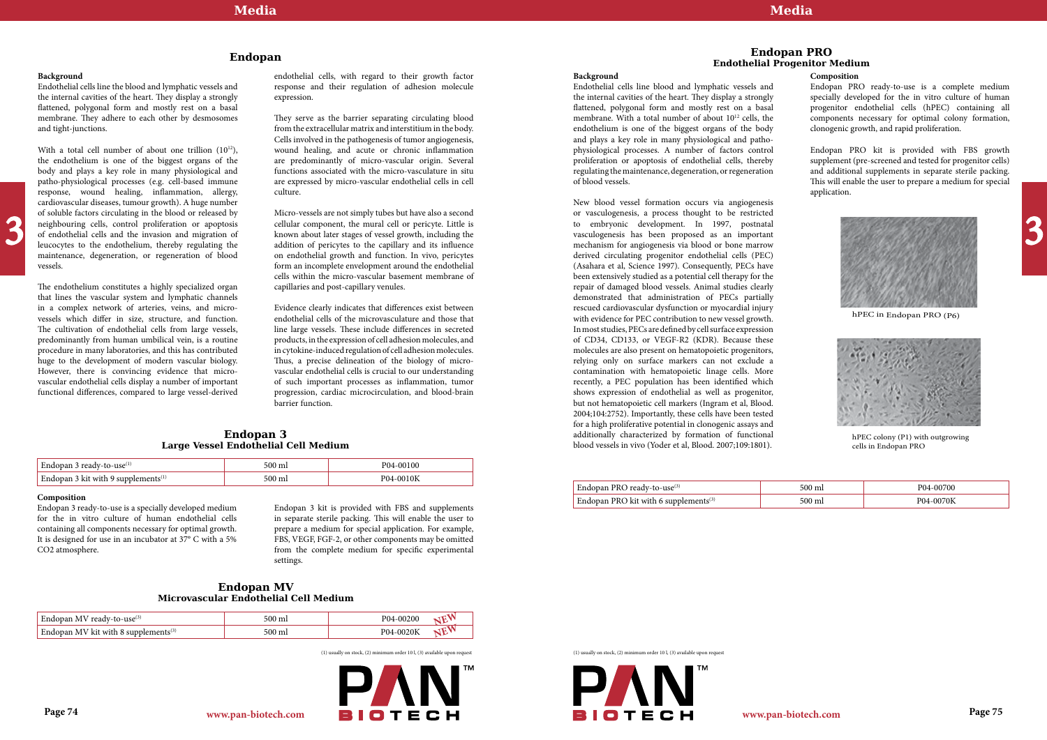## Endopan

### Background

Endothelial cells line the blood and lymphatic vessels and the internal cavities of the heart. They display a strongly flattened, polygonal form and mostly rest on a basal membrane. They adhere to each other by desmosomes and tight-junctions.

With a total cell number of about one trillion ($10^{12}$), the endothelium is one of the biggest organs of the body and plays a key role in many physiological and patho-physiological processes (e.g. cell-based immune response, wound healing, inflammation, allergy, cardiovascular diseases, tumour growth). A huge number of soluble factors circulating in the blood or released by neighbouring cells, control proliferation or apoptosis of endothelial cells and the invasion and migration of leucocytes to the endothelium, thereby regulating the maintenance, degeneration, or regeneration of blood vessels.

The endothelium constitutes a highly specialized organ that lines the vascular system and lymphatic channels in a complex network of arteries, veins, and micro-vessels which differ in size, structure, and function. The cultivation of endothelial cells from large vessels, predominantly from human umbilical vein, is a routine procedure in many laboratories, and this has contributed huge to the development of modern vascular biology. However, there is convincing evidence that micro-vascular endothelial cells display a number of important functional differences, compared to large vessel-derived endothelial cells, with regard to their growth factor response and their regulation of adhesion molecule expression.

They serve as the barrier separating circulating blood from the extracellular matrix and interstitium in the body. Cells involved in the pathogenesis of tumor angiogenesis, wound healing, and acute or chronic inflammation are predominantly of micro-vascular origin. Several functions associated with the micro-vasculature in situ are expressed by micro-vascular endothelial cells in cell culture.

Micro-vessels are not simply tubes but have also a second cellular component, the mural cell or pericyte. Little is known about later stages of vessel growth, including the addition of pericytes to the capillary and its influence on endothelial growth and function. In vivo, pericytes form an incomplete envelopment around the endothelial cells within the micro-vascular basement membrane of capillaries and post-capillary venules.

Evidence clearly indicates that differences exist between endothelial cells of the microvasculature and those that line large vessels. These include differences in secreted products, in the expression of cell adhesion molecules, and in cytokine-induced regulation of cell adhesion molecules. Thus, a precise delineation of the biology of micro-vascular endothelial cells is crucial to our understanding of such important processes as inflammation, tumor progression, cardiac microcirculation, and blood-brain barrier function.

## Endopan 3
### Large Vessel Endothelial Cell Medium

| Product | Size | Cat. No. |
|---|---|---|
| Endopan 3 ready-to-use(1) | 500 ml | P04-00100 |
| Endopan 3 kit with 9 supplements(1) | 500 ml | P04-0010K |

### Composition

Endopan 3 ready-to-use is a specially developed medium for the in vitro culture of human endothelial cells containing all components necessary for optimal growth. It is designed for use in an incubator at 37° C with a 5% CO2 atmosphere.

Endopan 3 kit is provided with FBS and supplements in separate sterile packing. This will enable the user to prepare a medium for special application. For example, FBS, VEGF, FGF-2, or other components may be omitted from the complete medium for specific experimental settings.

## Endopan MV
### Microvascular Endothelial Cell Medium

| Product | Size | Cat. No. |
|---|---|---|
| Endopan MV ready-to-use(3) | 500 ml | P04-00200 NEW |
| Endopan MV kit with 8 supplements(3) | 500 ml | P04-0020K NEW |

(1) usually on stock, (2) minimum order 10 l, (3) available upon request

## Endopan PRO
### Endothelial Progenitor Medium

### Background

Endothelial cells line blood and lymphatic vessels and the internal cavities of the heart. They display a strongly flattened, polygonal form and mostly rest on a basal membrane. With a total number of about $10^{12}$ cells, the endothelium is one of the biggest organs of the body and plays a key role in many physiological and patho-physiological processes. A number of factors control proliferation or apoptosis of endothelial cells, thereby regulating the maintenance, degeneration, or regeneration of blood vessels.

New blood vessel formation occurs via angiogenesis or vasculogenesis, a process thought to be restricted to embryonic development. In 1997, postnatal vasculogenesis has been proposed as an important mechanism for angiogenesis via blood or bone marrow derived circulating progenitor endothelial cells (PEC) (Asahara et al, Science 1997). Consequently, PECs have been extensively studied as a potential cell therapy for the repair of damaged blood vessels. Animal studies clearly demonstrated that administration of PECs partially rescued cardiovascular dysfunction or myocardial injury with evidence for PEC contribution to new vessel growth. In most studies, PECs are defined by cell surface expression of CD34, CD133, or VEGF-R2 (KDR). Because these molecules are also present on hematopoietic progenitors, relying only on surface markers can not exclude a contamination with hematopoietic linage cells. More recently, a PEC population has been identified which shows expression of endothelial as well as progenitor, but not hematopoietic cell markers (Ingram et al, Blood. 2004;104:2752). Importantly, these cells have been tested for a high proliferative potential in clonogenic assays and additionally characterized by formation of functional blood vessels in vivo (Yoder et al, Blood. 2007;109:1801).

### Composition

Endopan PRO ready-to-use is a complete medium specially developed for the in vitro culture of human progenitor endothelial cells (hPEC) containing all components necessary for optimal colony formation, clonogenic growth, and rapid proliferation.

Endopan PRO kit is provided with FBS growth supplement (pre-screened and tested for progenitor cells) and additional supplements in separate sterile packing. This will enable the user to prepare a medium for special application.

hPEC in Endopan PRO (P6)

hPEC colony (P1) with outgrowing cells in Endopan PRO

| Product | Size | Cat. No. |
|---|---|---|
| Endopan PRO ready-to-use(3) | 500 ml | P04-00700 |
| Endopan PRO kit with 6 supplements(3) | 500 ml | P04-0070K |

(1) usually on stock, (2) minimum order 10 l, (3) available upon request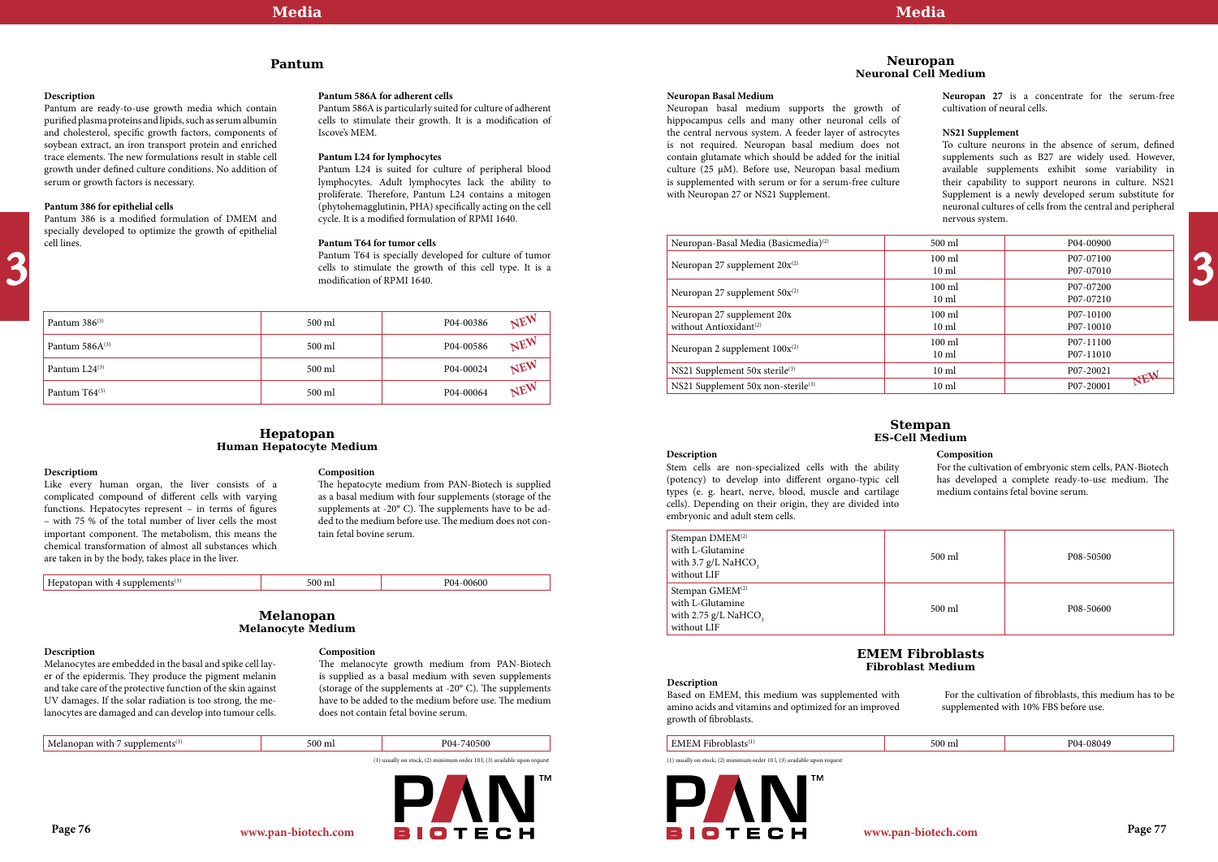## Pantum

### Description

Pantum are ready-to-use growth media which contain purified plasma proteins and lipids, such as serum albumin and cholesterol, specific growth factors, components of soybean extract, an iron transport protein and enriched trace elements. The new formulations result in stable cell growth under defined culture conditions. No addition of serum or growth factors is necessary.

### Pantum 386 for epithelial cells

Pantum 386 is a modified formulation of DMEM and specially developed to optimize the growth of epithelial cell lines.

### Pantum 586A for adherent cells

Pantum 586A is particularly suited for culture of adherent cells to stimulate their growth. It is a modification of Iscove's MEM.

### Pantum L24 for lymphocytes

Pantum L24 is suited for culture of peripheral blood lymphocytes. Adult lymphocytes lack the ability to proliferate. Therefore, Pantum L24 contains a mitogen (phytohemagglutinin, PHA) specifically acting on the cell cycle. It is a modified formulation of RPMI 1640.

### Pantum T64 for tumor cells

Pantum T64 is specially developed for culture of tumor cells to stimulate the growth of this cell type. It is a modification of RPMI 1640.

| Product | Size | Cat. No. |
|---|---|---|
| Pantum 386[3] | 500 ml | P04-00386 NEW |
| Pantum 586A[3] | 500 ml | P04-00586 NEW |
| Pantum L24[3] | 500 ml | P04-00024 NEW |
| Pantum T64[3] | 500 ml | P04-00064 NEW |

## Hepatopan
### Human Hepatocyte Medium

### Description

Like every human organ, the liver consists of a complicated compound of different cells with varying functions. Hepatocytes represent – in terms of figures – with 75 % of the total number of liver cells the most important component. The metabolism, this means the chemical transformation of almost all substances which are taken in by the body, takes place in the liver.

### Composition

The hepatocyte medium from PAN-Biotech is supplied as a basal medium with four supplements (storage of the supplements at -20° C). The supplements have to be added to the medium before use. The medium does not contain fetal bovine serum.

| Product | Size | Cat. No. |
|---|---|---|
| Hepatopan with 4 supplements[3] | 500 ml | P04-00600 |

## Melanopan
### Melanocyte Medium

### Description

Melanocytes are embedded in the basal and spike cell layer of the epidermis. They produce the pigment melanin and take care of the protective function of the skin against UV damages. If the solar radiation is too strong, the melanocytes are damaged and can develop into tumour cells.

### Composition

The melanocyte growth medium from PAN-Biotech is supplied as a basal medium with seven supplements (storage of the supplements at -20° C). The supplements have to be added to the medium before use. The medium does not contain fetal bovine serum.

| Product | Size | Cat. No. |
|---|---|---|
| Melanopan with 7 supplements[3] | 500 ml | P04-740500 |

(1) usually on stock, (2) minimum order 10 l, (3) available upon request

## Neuropan
### Neuronal Cell Medium

### Neuropan Basal Medium

Neuropan basal medium supports the growth of hippocampus cells and many other neuronal cells of the central nervous system. A feeder layer of astrocytes is not required. Neuropan basal medium does not contain glutamate which should be added for the initial culture (25 µM). Before use, Neuropan basal medium is supplemented with serum or for a serum-free culture with Neuropan 27 or NS21 Supplement.

**Neuropan 27** is a concentrate for the serum-free cultivation of neural cells.

### NS21 Supplement

To culture neurons in the absence of serum, defined supplements such as B27 are widely used. However, available supplements exhibit some variability in their capability to support neurons in culture. NS21 Supplement is a newly developed serum substitute for neuronal cultures of cells from the central and peripheral nervous system.

| Product | Size | Cat. No. |
|---|---|---|
| Neuropan-Basal Media (Basicmedia)[2] | 500 ml | P04-00900 |
| Neuropan 27 supplement 20x[2] | 100 ml<br>10 ml | P07-07100<br>P07-07010 |
| Neuropan 27 supplement 50x[2] | 100 ml<br>10 ml | P07-07200<br>P07-07210 |
| Neuropan 27 supplement 20x without Antioxidant[2] | 100 ml<br>10 ml | P07-10100<br>P07-10010 |
| Neuropan 2 supplement 100x[2] | 100 ml<br>10 ml | P07-11100<br>P07-11010 |
| NS21 Supplement 50x sterile[3] | 10 ml | P07-20021 NEW |
| NS21 Supplement 50x non-sterile[3] | 10 ml | P07-20001 |

## Stempan
### ES-Cell Medium

### Description

Stem cells are non-specialized cells with the ability (potency) to develop into different organo-typic cell types (e. g. heart, nerve, blood, muscle and cartilage cells). Depending on their origin, they are divided into embryonic and adult stem cells.

### Composition

For the cultivation of embryonic stem cells, PAN-Biotech has developed a complete ready-to-use medium. The medium contains fetal bovine serum.

| Product | Size | Cat. No. |
|---|---|---|
| Stempan DMEM[2]<br>with L-Glutamine<br>with 3.7 g/L $NaHCO_3$<br>without LIF | 500 ml | P08-50500 |
| Stempan GMEM[2]<br>with L-Glutamine<br>with 2.75 g/L $NaHCO_3$<br>without LIF | 500 ml | P08-50600 |

## EMEM Fibroblasts
### Fibroblast Medium

### Description

Based on EMEM, this medium was supplemented with amino acids and vitamins and optimized for an improved growth of fibroblasts.

For the cultivation of fibroblasts, this medium has to be supplemented with 10% FBS before use.

| Product | Size | Cat. No. |
|---|---|---|
| EMEM Fibroblasts[1] | 500 ml | P04-08049 |

(1) usually on stock, (2) minimum order 10 l, (3) available upon request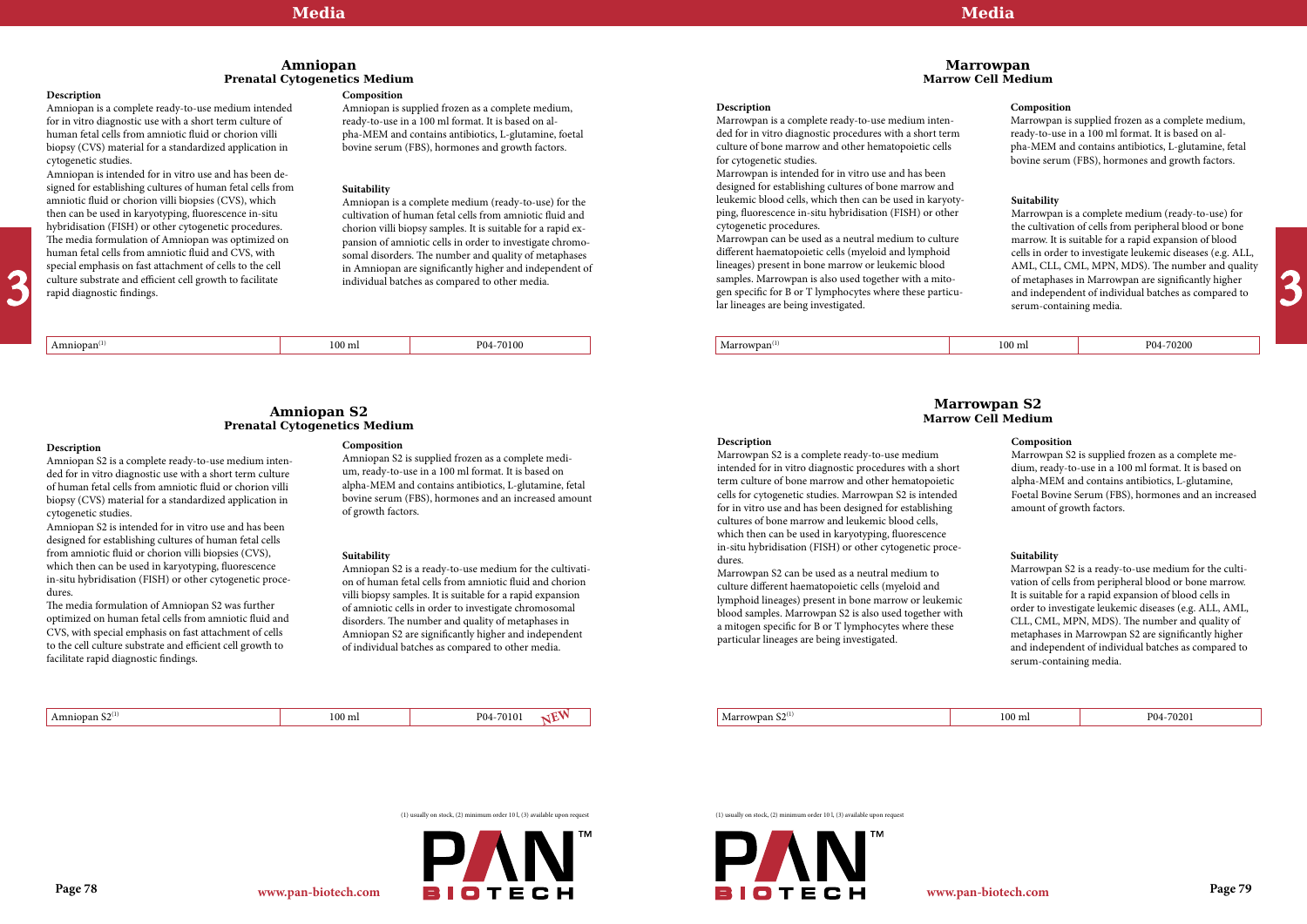## Amniopan
### Prenatal Cytogenetics Medium

**Description**

Amniopan is a complete ready-to-use medium intended for in vitro diagnostic use with a short term culture of human fetal cells from amniotic fluid or chorion villi biopsy (CVS) material for a standardized application in cytogenetic studies.

Amniopan is intended for in vitro use and has been designed for establishing cultures of human fetal cells from amniotic fluid or chorion villi biopsies (CVS), which then can be used in karyotyping, fluorescence in-situ hybridisation (FISH) or other cytogenetic procedures. The media formulation of Amniopan was optimized on human fetal cells from amniotic fluid and CVS, with special emphasis on fast attachment of cells to the cell culture substrate and efficient cell growth to facilitate rapid diagnostic findings.

**Composition**

Amniopan is supplied frozen as a complete medium, ready-to-use in a 100 ml format. It is based on alpha-MEM and contains antibiotics, L-glutamine, foetal bovine serum (FBS), hormones and growth factors.

**Suitability**

Amniopan is a complete medium (ready-to-use) for the cultivation of human fetal cells from amniotic fluid and chorion villi biopsy samples. It is suitable for a rapid expansion of amniotic cells in order to investigate chromosomal disorders. The number and quality of metaphases in Amniopan are significantly higher and independent of individual batches as compared to other media.

| Amniopan[1] | 100 ml | P04-70100 |
|---|---|---|

## Amniopan S2
### Prenatal Cytogenetics Medium

**Description**

Amniopan S2 is a complete ready-to-use medium intended for in vitro diagnostic use with a short term culture of human fetal cells from amniotic fluid or chorion villi biopsy (CVS) material for a standardized application in cytogenetic studies.

Amniopan S2 is intended for in vitro use and has been designed for establishing cultures of human fetal cells from amniotic fluid or chorion villi biopsies (CVS), which then can be used in karyotyping, fluorescence in-situ hybridisation (FISH) or other cytogenetic procedures.

The media formulation of Amniopan S2 was further optimized on human fetal cells from amniotic fluid and CVS, with special emphasis on fast attachment of cells to the cell culture substrate and efficient cell growth to facilitate rapid diagnostic findings.

**Composition**

Amniopan S2 is supplied frozen as a complete medium, ready-to-use in a 100 ml format. It is based on alpha-MEM and contains antibiotics, L-glutamine, fetal bovine serum (FBS), hormones and an increased amount of growth factors.

**Suitability**

Amniopan S2 is a ready-to-use medium for the cultivation of human fetal cells from amniotic fluid and chorion villi biopsy samples. It is suitable for a rapid expansion of amniotic cells in order to investigate chromosomal disorders. The number and quality of metaphases in Amniopan S2 are significantly higher and independent of individual batches as compared to other media.

| Amniopan S2[1] | 100 ml | P04-70101 NEW |
|---|---|---|

## Marrowpan
### Marrow Cell Medium

**Description**

Marrowpan is a complete ready-to-use medium intended for in vitro diagnostic procedures with a short term culture of bone marrow and other hematopoietic cells for cytogenetic studies.

Marrowpan is intended for in vitro use and has been designed for establishing cultures of bone marrow and leukemic blood cells, which then can be used in karyotyping, fluorescence in-situ hybridisation (FISH) or other cytogenetic procedures.

Marrowpan can be used as a neutral medium to culture different haematopoietic cells (myeloid and lymphoid lineages) present in bone marrow or leukemic blood samples. Marrowpan is also used together with a mitogen specific for B or T lymphocytes where these particular lineages are being investigated.

**Composition**

Marrowpan is supplied frozen as a complete medium, ready-to-use in a 100 ml format. It is based on alpha-MEM and contains antibiotics, L-glutamine, fetal bovine serum (FBS), hormones and growth factors.

**Suitability**

Marrowpan is a complete medium (ready-to-use) for the cultivation of cells from peripheral blood or bone marrow. It is suitable for a rapid expansion of blood cells in order to investigate leukemic diseases (e.g. ALL, AML, CLL, CML, MPN, MDS). The number and quality of metaphases in Marrowpan are significantly higher and independent of individual batches as compared to serum-containing media.

| Marrowpan[1] | 100 ml | P04-70200 |
|---|---|---|

## Marrowpan S2
### Marrow Cell Medium

**Description**

Marrowpan S2 is a complete ready-to-use medium intended for in vitro diagnostic procedures with a short term culture of bone marrow and other hematopoietic cells for cytogenetic studies. Marrowpan S2 is intended for in vitro use and has been designed for establishing cultures of bone marrow and leukemic blood cells, which then can be used in karyotyping, fluorescence in-situ hybridisation (FISH) or other cytogenetic procedures.

Marrowpan S2 can be used as a neutral medium to culture different haematopoietic cells (myeloid and lymphoid lineages) present in bone marrow or leukemic blood samples. Marrowpan S2 is also used together with a mitogen specific for B or T lymphocytes where these particular lineages are being investigated.

**Composition**

Marrowpan S2 is supplied frozen as a complete medium, ready-to-use in a 100 ml format. It is based on alpha-MEM and contains antibiotics, L-glutamine, Foetal Bovine Serum (FBS), hormones and an increased amount of growth factors.

**Suitability**

Marrowpan S2 is a ready-to-use medium for the cultivation of cells from peripheral blood or bone marrow. It is suitable for a rapid expansion of blood cells in order to investigate leukemic diseases (e.g. ALL, AML, CLL, CML, MPN, MDS). The number and quality of metaphases in Marrowpan S2 are significantly higher and independent of individual batches as compared to serum-containing media.

| Marrowpan S2[1] | 100 ml | P04-70201 |
|---|---|---|

(1) usually on stock, (2) minimum order 10 l, (3) available upon request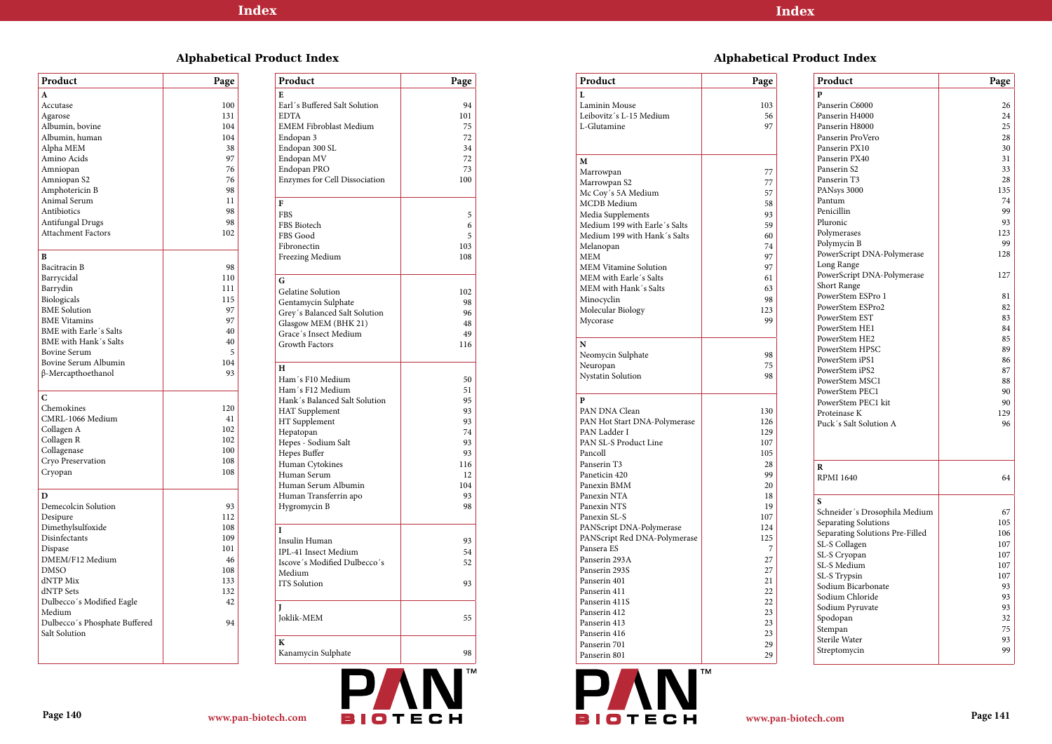## Alphabetical Product Index

| Product | Page |
|---|---|
| **A** | |
| Accutase | 100 |
| Agarose | 131 |
| Albumin, bovine | 104 |
| Albumin, human | 104 |
| Alpha MEM | 38 |
| Amino Acids | 97 |
| Amniopan | 76 |
| Amniopan S2 | 76 |
| Amphotericin B | 98 |
| Animal Serum | 11 |
| Antibiotics | 98 |
| Antifungal Drugs | 98 |
| Attachment Factors | 102 |
| **B** | |
| Bacitracin B | 98 |
| Barrycidal | 110 |
| Barrydin | 111 |
| Biologicals | 115 |
| BME Solution | 97 |
| BME Vitamins | 97 |
| BME with Earle´s Salts | 40 |
| BME with Hank´s Salts | 40 |
| Bovine Serum | 5 |
| Bovine Serum Albumin | 104 |
| β-Mercapthoethanol | 93 |
| **C** | |
| Chemokines | 120 |
| CMRL-1066 Medium | 41 |
| Collagen A | 102 |
| Collagen R | 102 |
| Collagenase | 100 |
| Cryo Preservation | 108 |
| Cryopan | 108 |
| **D** | |
| Demecolcin Solution | 93 |
| Desipure | 112 |
| Dimethylsulfoxide | 108 |
| Disinfectants | 109 |
| Dispase | 101 |
| DMEM/F12 Medium | 46 |
| DMSO | 108 |
| dNTP Mix | 133 |
| dNTP Sets | 132 |
| Dulbecco´s Modified Eagle Medium | 42 |
| Dulbecco´s Phosphate Buffered Salt Solution | 94 |
| **E** | |
| Earl´s Buffered Salt Solution | 94 |
| EDTA | 101 |
| EMEM Fibroblast Medium | 75 |
| Endopan 3 | 72 |
| Endopan 300 SL | 34 |
| Endopan MV | 72 |
| Endopan PRO | 73 |
| Enzymes for Cell Dissociation | 100 |
| **F** | |
| FBS | 5 |
| FBS Biotech | 6 |
| FBS Good | 5 |
| Fibronectin | 103 |
| Freezing Medium | 108 |
| **G** | |
| Gelatine Solution | 102 |
| Gentamycin Sulphate | 98 |
| Grey´s Balanced Salt Solution | 96 |
| Glasgow MEM (BHK 21) | 48 |
| Grace´s Insect Medium | 49 |
| Growth Factors | 116 |
| **H** | |
| Ham´s F10 Medium | 50 |
| Ham´s F12 Medium | 51 |
| Hank´s Balanced Salt Solution | 95 |
| HAT Supplement | 93 |
| HT Supplement | 93 |
| Hepatopan | 74 |
| Hepes - Sodium Salt | 93 |
| Hepes Buffer | 93 |
| Human Cytokines | 116 |
| Human Serum | 12 |
| Human Serum Albumin | 104 |
| Human Transferrin apo | 93 |
| Hygromycin B | 98 |
| **I** | |
| Insulin Human | 93 |
| IPL-41 Insect Medium | 54 |
| Iscove´s Modified Dulbecco´s Medium | 52 |
| ITS Solution | 93 |
| **J** | |
| Joklik-MEM | 55 |
| **K** | |
| Kanamycin Sulphate | 98 |
| **L** | |
| Laminin Mouse | 103 |
| Leibovitz´s L-15 Medium | 56 |
| L-Glutamine | 97 |
| **M** | |
| Marrowpan | 77 |
| Marrowpan S2 | 77 |
| Mc Coy´s 5A Medium | 57 |
| MCDB Medium | 58 |
| Media Supplements | 93 |
| Medium 199 with Earle´s Salts | 59 |
| Medium 199 with Hank´s Salts | 60 |
| Melanopan | 74 |
| MEM | 97 |
| MEM Vitamine Solution | 97 |
| MEM with Earle´s Salts | 61 |
| MEM with Hank´s Salts | 63 |
| Minocyclin | 98 |
| Molecular Biology | 123 |
| Mycorase | 99 |
| **N** | |
| Neomycin Sulphate | 98 |
| Neuropan | 75 |
| Nystatin Solution | 98 |
| **P** | |
| PAN DNA Clean | 130 |
| PAN Hot Start DNA-Polymerase | 126 |
| PAN Ladder I | 129 |
| PAN SL-S Product Line | 107 |
| Pancoll | 105 |
| Panserin T3 | 28 |
| Paneticin 420 | 99 |
| Panexin BMM | 20 |
| Panexin NTA | 18 |
| Panexin NTS | 19 |
| Panexin SL-S | 107 |
| PANScript DNA-Polymerase | 124 |
| PANScript Red DNA-Polymerase | 125 |
| Pansera ES | 7 |
| Panserin 293A | 27 |
| Panserin 293S | 27 |
| Panserin 401 | 21 |
| Panserin 411 | 22 |
| Panserin 411S | 22 |
| Panserin 412 | 23 |
| Panserin 413 | 23 |
| Panserin 416 | 23 |
| Panserin 701 | 29 |
| Panserin 801 | 29 |
| Panserin C6000 | 26 |
| Panserin H4000 | 24 |
| Panserin H8000 | 25 |
| Panserin ProVero | 28 |
| Panserin PX10 | 30 |
| Panserin PX40 | 31 |
| Panserin S2 | 33 |
| Panserin T3 | 28 |
| PANsys 3000 | 135 |
| Pantum | 74 |
| Penicillin | 99 |
| Pluronic | 93 |
| Polymerases | 123 |
| Polymycin B | 99 |
| PowerScript DNA-Polymerase Long Range | 128 |
| PowerScript DNA-Polymerase Short Range | 127 |
| PowerStem ESPro 1 | 81 |
| PowerStem ESPro2 | 82 |
| PowerStem EST | 83 |
| PowerStem HE1 | 84 |
| PowerStem HE2 | 85 |
| PowerStem HPSC | 89 |
| PowerStem iPS1 | 86 |
| PowerStem iPS2 | 87 |
| PowerStem MSC1 | 88 |
| PowerStem PEC1 | 90 |
| PowerStem PEC1 kit | 90 |
| Proteinase K | 129 |
| Puck´s Salt Solution A | 96 |
| **R** | |
| RPMI 1640 | 64 |
| **S** | |
| Schneider´s Drosophila Medium | 67 |
| Separating Solutions | 105 |
| Separating Solutions Pre-Filled | 106 |
| SL-S Collagen | 107 |
| SL-S Cryopan | 107 |
| SL-S Medium | 107 |
| SL-S Trypsin | 107 |
| Sodium Bicarbonate | 93 |
| Sodium Chloride | 93 |
| Sodium Pyruvate | 93 |
| Spodopan | 32 |
| Stempan | 75 |
| Sterile Water | 93 |
| Streptomycin | 99 |

www.pan-biotech.com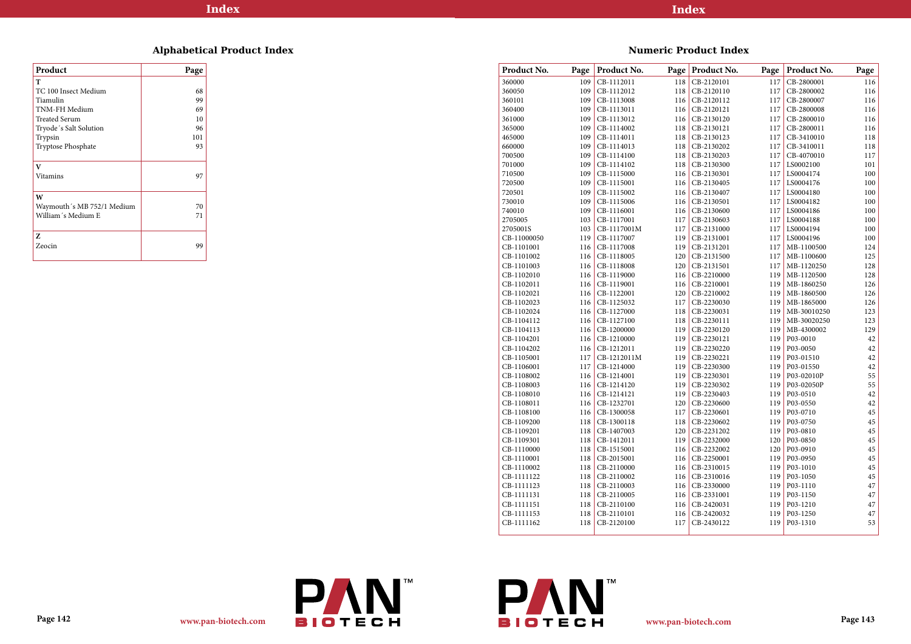## Alphabetical Product Index

| Product | Page |
|---|---|
| **T** | |
| TC 100 Insect Medium | 68 |
| Tiamulin | 99 |
| TNM-FH Medium | 69 |
| Treated Serum | 10 |
| Tryode´s Salt Solution | 96 |
| Trypsin | 101 |
| Tryptose Phosphate | 93 |
| **V** | |
| Vitamins | 97 |
| **W** | |
| Waymouth´s MB 752/1 Medium | 70 |
| William´s Medium E | 71 |
| **Z** | |
| Zeocin | 99 |

## Numeric Product Index

| Product No. | Page | Product No. | Page | Product No. | Page | Product No. | Page |
|---|---|---|---|---|---|---|---|
| 360000 | 109 | CB-1112011 | 118 | CB-2120101 | 117 | CB-2800001 | 116 |
| 360050 | 109 | CB-1112012 | 118 | CB-2120110 | 117 | CB-2800002 | 116 |
| 360101 | 109 | CB-1113008 | 116 | CB-2120112 | 117 | CB-2800007 | 116 |
| 360400 | 109 | CB-1113011 | 116 | CB-2120121 | 117 | CB-2800008 | 116 |
| 361000 | 109 | CB-1113012 | 116 | CB-2130120 | 117 | CB-2800010 | 116 |
| 365000 | 109 | CB-1114002 | 118 | CB-2130121 | 117 | CB-2800011 | 116 |
| 465000 | 109 | CB-1114011 | 118 | CB-2130123 | 117 | CB-3410010 | 118 |
| 660000 | 109 | CB-1114013 | 118 | CB-2130202 | 117 | CB-3410011 | 118 |
| 700500 | 109 | CB-1114100 | 118 | CB-2130203 | 117 | CB-4070010 | 117 |
| 701000 | 109 | CB-1114102 | 118 | CB-2130300 | 117 | LS0002100 | 101 |
| 710500 | 109 | CB-1115000 | 116 | CB-2130301 | 117 | LS0004174 | 100 |
| 720500 | 109 | CB-1115001 | 116 | CB-2130405 | 117 | LS0004176 | 100 |
| 720501 | 109 | CB-1115002 | 116 | CB-2130407 | 117 | LS0004180 | 100 |
| 730010 | 109 | CB-1115006 | 116 | CB-2130501 | 117 | LS0004182 | 100 |
| 740010 | 109 | CB-1116001 | 116 | CB-2130600 | 117 | LS0004186 | 100 |
| 2705005 | 103 | CB-1117001 | 117 | CB-2130603 | 117 | LS0004188 | 100 |
| 2705001S | 103 | CB-1117001M | 117 | CB-2131000 | 117 | LS0004194 | 100 |
| CB-11000050 | 119 | CB-1117007 | 119 | CB-2131001 | 117 | LS0004196 | 100 |
| CB-1101001 | 116 | CB-1117008 | 119 | CB-2131201 | 117 | MB-1100500 | 124 |
| CB-1101002 | 116 | CB-1118005 | 120 | CB-2131500 | 117 | MB-1100600 | 125 |
| CB-1101003 | 116 | CB-1118008 | 120 | CB-2131501 | 117 | MB-1120250 | 128 |
| CB-1102010 | 116 | CB-1119000 | 116 | CB-2210000 | 119 | MB-1120500 | 128 |
| CB-1102011 | 116 | CB-1119001 | 116 | CB-2210001 | 119 | MB-1860250 | 126 |
| CB-1102021 | 116 | CB-1122001 | 120 | CB-2210002 | 119 | MB-1860500 | 126 |
| CB-1102023 | 116 | CB-1125032 | 117 | CB-2230030 | 119 | MB-1865000 | 126 |
| CB-1102024 | 116 | CB-1127000 | 118 | CB-2230031 | 119 | MB-30010250 | 123 |
| CB-1104112 | 116 | CB-1127100 | 118 | CB-2230111 | 119 | MB-30020250 | 123 |
| CB-1104113 | 116 | CB-1200000 | 119 | CB-2230120 | 119 | MB-4300002 | 129 |
| CB-1104201 | 116 | CB-1210000 | 119 | CB-2230121 | 119 | P03-0010 | 42 |
| CB-1104202 | 116 | CB-1212011 | 119 | CB-2230220 | 119 | P03-0050 | 42 |
| CB-1105001 | 117 | CB-1212011M | 119 | CB-2230221 | 119 | P03-01510 | 42 |
| CB-1106001 | 117 | CB-1214000 | 119 | CB-2230300 | 119 | P03-01550 | 42 |
| CB-1108002 | 116 | CB-1214001 | 119 | CB-2230301 | 119 | P03-02010P | 55 |
| CB-1108003 | 116 | CB-1214120 | 119 | CB-2230302 | 119 | P03-02050P | 55 |
| CB-1108010 | 116 | CB-1214121 | 119 | CB-2230403 | 119 | P03-0510 | 42 |
| CB-1108011 | 116 | CB-1232701 | 120 | CB-2230600 | 119 | P03-0550 | 42 |
| CB-1108100 | 116 | CB-1300058 | 117 | CB-2230601 | 119 | P03-0710 | 45 |
| CB-1109200 | 118 | CB-1300118 | 118 | CB-2230602 | 119 | P03-0750 | 45 |
| CB-1109201 | 118 | CB-1407003 | 120 | CB-2231202 | 119 | P03-0810 | 45 |
| CB-1109301 | 118 | CB-1412011 | 119 | CB-2232000 | 120 | P03-0850 | 45 |
| CB-1110000 | 118 | CB-1515001 | 116 | CB-2232002 | 120 | P03-0910 | 45 |
| CB-1110001 | 118 | CB-2015001 | 116 | CB-2250001 | 119 | P03-0950 | 45 |
| CB-1110002 | 118 | CB-2110000 | 116 | CB-2310015 | 119 | P03-1010 | 45 |
| CB-1111122 | 118 | CB-2110002 | 116 | CB-2310016 | 119 | P03-1050 | 45 |
| CB-1111123 | 118 | CB-2110003 | 116 | CB-2330000 | 119 | P03-1110 | 47 |
| CB-1111131 | 118 | CB-2110005 | 116 | CB-2331001 | 119 | P03-1150 | 47 |
| CB-1111151 | 118 | CB-2110100 | 116 | CB-2420031 | 119 | P03-1210 | 47 |
| CB-1111153 | 118 | CB-2110101 | 116 | CB-2420032 | 119 | P03-1250 | 47 |
| CB-1111162 | 118 | CB-2120100 | 117 | CB-2430122 | 119 | P03-1310 | 53 |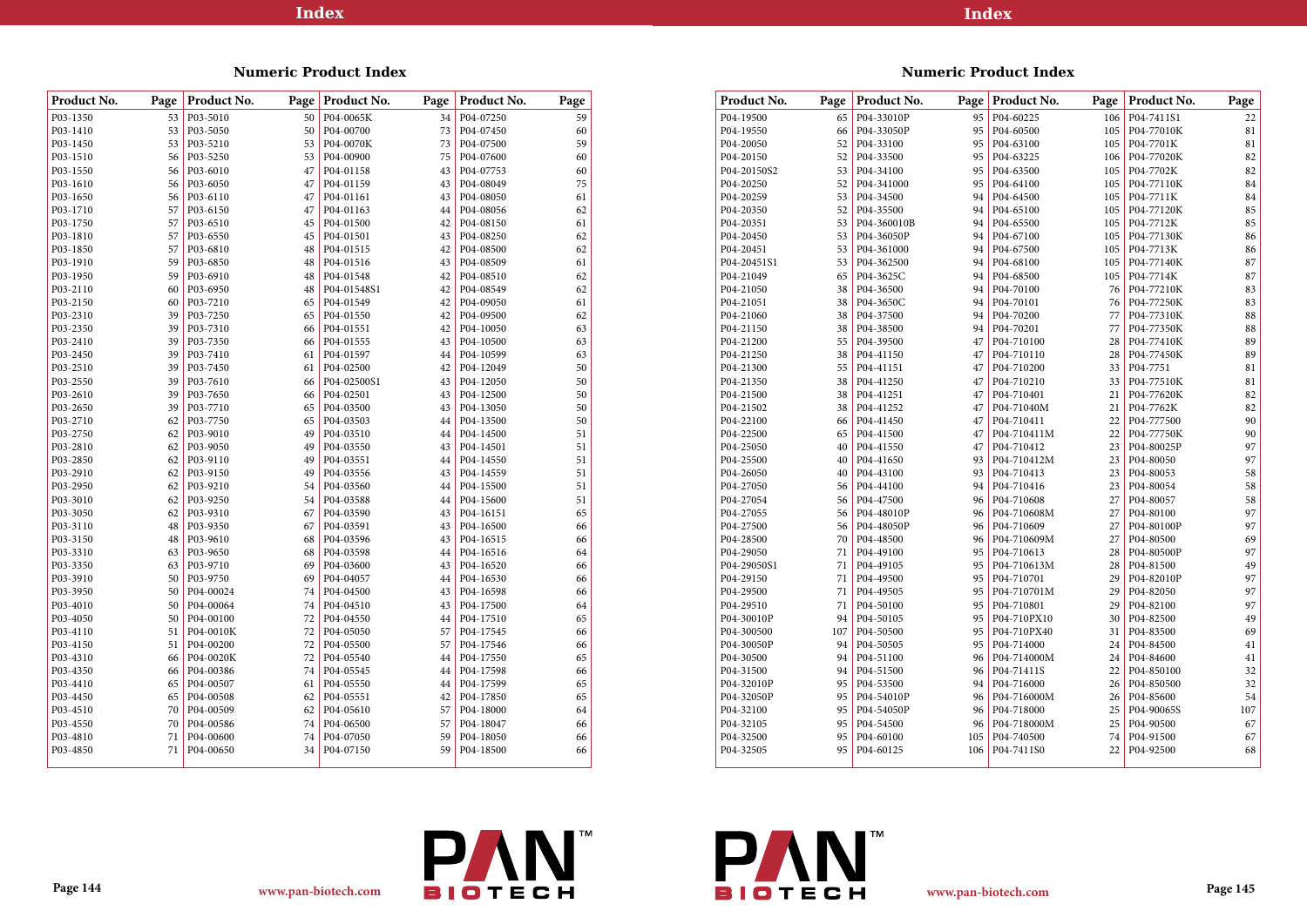## Numeric Product Index

| Product No. | Page | Product No. | Page | Product No. | Page | Product No. | Page |
|---|---|---|---|---|---|---|---|
| P03-1350 | 53 | P03-5010 | 50 | P04-0065K | 34 | P04-07250 | 59 |
| P03-1410 | 53 | P03-5050 | 50 | P04-00700 | 73 | P04-07450 | 60 |
| P03-1450 | 53 | P03-5210 | 53 | P04-0070K | 73 | P04-07500 | 59 |
| P03-1510 | 56 | P03-5250 | 53 | P04-00900 | 75 | P04-07600 | 60 |
| P03-1550 | 56 | P03-6010 | 47 | P04-01158 | 43 | P04-07753 | 60 |
| P03-1610 | 56 | P03-6050 | 47 | P04-01159 | 43 | P04-08049 | 75 |
| P03-1650 | 56 | P03-6110 | 47 | P04-01161 | 43 | P04-08050 | 61 |
| P03-1710 | 57 | P03-6150 | 47 | P04-01163 | 44 | P04-08056 | 62 |
| P03-1750 | 57 | P03-6510 | 45 | P04-01500 | 42 | P04-08150 | 61 |
| P03-1810 | 57 | P03-6550 | 45 | P04-01501 | 43 | P04-08250 | 62 |
| P03-1850 | 57 | P03-6810 | 48 | P04-01515 | 42 | P04-08500 | 62 |
| P03-1910 | 59 | P03-6850 | 48 | P04-01516 | 43 | P04-08509 | 61 |
| P03-1950 | 59 | P03-6910 | 48 | P04-01548 | 42 | P04-08510 | 62 |
| P03-2110 | 60 | P03-6950 | 48 | P04-01548S1 | 42 | P04-08549 | 62 |
| P03-2150 | 60 | P03-7210 | 65 | P04-01549 | 42 | P04-09050 | 61 |
| P03-2310 | 39 | P03-7250 | 65 | P04-01550 | 42 | P04-09500 | 62 |
| P03-2350 | 39 | P03-7310 | 66 | P04-01551 | 42 | P04-10050 | 63 |
| P03-2410 | 39 | P03-7350 | 66 | P04-01555 | 43 | P04-10500 | 63 |
| P03-2450 | 39 | P03-7410 | 61 | P04-01597 | 44 | P04-10599 | 63 |
| P03-2510 | 39 | P03-7450 | 61 | P04-02500 | 42 | P04-12049 | 50 |
| P03-2550 | 39 | P03-7610 | 66 | P04-02500S1 | 43 | P04-12050 | 50 |
| P03-2610 | 39 | P03-7650 | 66 | P04-02501 | 43 | P04-12500 | 50 |
| P03-2650 | 39 | P03-7710 | 65 | P04-03500 | 43 | P04-13050 | 50 |
| P03-2710 | 62 | P03-7750 | 65 | P04-03503 | 44 | P04-13500 | 50 |
| P03-2750 | 62 | P03-9010 | 49 | P04-03510 | 44 | P04-14500 | 51 |
| P03-2810 | 62 | P03-9050 | 49 | P04-03550 | 43 | P04-14501 | 51 |
| P03-2850 | 62 | P03-9110 | 49 | P04-03551 | 44 | P04-14550 | 51 |
| P03-2910 | 62 | P03-9150 | 49 | P04-03556 | 43 | P04-14559 | 51 |
| P03-2950 | 62 | P03-9210 | 54 | P04-03560 | 44 | P04-15500 | 51 |
| P03-3010 | 62 | P03-9250 | 54 | P04-03588 | 44 | P04-15600 | 51 |
| P03-3050 | 62 | P03-9310 | 67 | P04-03590 | 43 | P04-16151 | 65 |
| P03-3110 | 48 | P03-9350 | 67 | P04-03591 | 43 | P04-16500 | 66 |
| P03-3150 | 48 | P03-9610 | 68 | P04-03596 | 43 | P04-16515 | 66 |
| P03-3310 | 63 | P03-9650 | 68 | P04-03598 | 44 | P04-16516 | 64 |
| P03-3350 | 63 | P03-9710 | 69 | P04-03600 | 43 | P04-16520 | 66 |
| P03-3910 | 50 | P03-9750 | 69 | P04-04057 | 44 | P04-16530 | 66 |
| P03-3950 | 50 | P04-00024 | 74 | P04-04500 | 43 | P04-16598 | 66 |
| P03-4010 | 50 | P04-00064 | 74 | P04-04510 | 43 | P04-17500 | 64 |
| P03-4050 | 50 | P04-00100 | 72 | P04-04550 | 44 | P04-17510 | 65 |
| P03-4110 | 51 | P04-0010K | 72 | P04-05050 | 57 | P04-17545 | 66 |
| P03-4150 | 51 | P04-00200 | 72 | P04-05500 | 57 | P04-17546 | 66 |
| P03-4310 | 66 | P04-0020K | 72 | P04-05540 | 44 | P04-17550 | 65 |
| P03-4350 | 66 | P04-00386 | 74 | P04-05545 | 44 | P04-17598 | 66 |
| P03-4410 | 65 | P04-00507 | 61 | P04-05550 | 44 | P04-17599 | 65 |
| P03-4450 | 65 | P04-00508 | 62 | P04-05551 | 42 | P04-17850 | 65 |
| P03-4510 | 70 | P04-00509 | 62 | P04-05610 | 57 | P04-18000 | 64 |
| P03-4550 | 70 | P04-00586 | 74 | P04-06500 | 57 | P04-18047 | 66 |
| P03-4810 | 71 | P04-00600 | 74 | P04-07050 | 59 | P04-18050 | 66 |
| P03-4850 | 71 | P04-00650 | 34 | P04-07150 | 59 | P04-18500 | 66 |

www.pan-biotech.com

## Numeric Product Index

| Product No. | Page | Product No. | Page | Product No. | Page | Product No. | Page |
|---|---|---|---|---|---|---|---|
| P04-19500 | 65 | P04-33010P | 95 | P04-60225 | 106 | P04-7411S1 | 22 |
| P04-19550 | 66 | P04-33050P | 95 | P04-60500 | 105 | P04-77010K | 81 |
| P04-20050 | 52 | P04-33100 | 95 | P04-63100 | 105 | P04-7701K | 81 |
| P04-20150 | 52 | P04-33500 | 95 | P04-63225 | 106 | P04-77020K | 82 |
| P04-20150S2 | 53 | P04-34100 | 95 | P04-63500 | 105 | P04-7702K | 82 |
| P04-20250 | 52 | P04-341000 | 95 | P04-64100 | 105 | P04-77110K | 84 |
| P04-20259 | 53 | P04-34500 | 94 | P04-64500 | 105 | P04-7711K | 84 |
| P04-20350 | 52 | P04-35500 | 94 | P04-65100 | 105 | P04-77120K | 85 |
| P04-20351 | 53 | P04-360010B | 94 | P04-65500 | 105 | P04-7712K | 85 |
| P04-20450 | 53 | P04-36050P | 94 | P04-67100 | 105 | P04-77130K | 86 |
| P04-20451 | 53 | P04-361000 | 94 | P04-67500 | 105 | P04-7713K | 86 |
| P04-20451S1 | 53 | P04-362500 | 94 | P04-68100 | 105 | P04-77140K | 87 |
| P04-21049 | 65 | P04-3625C | 94 | P04-68500 | 105 | P04-7714K | 87 |
| P04-21050 | 38 | P04-36500 | 94 | P04-70100 | 76 | P04-77210K | 83 |
| P04-21051 | 38 | P04-3650C | 94 | P04-70101 | 76 | P04-77250K | 83 |
| P04-21060 | 38 | P04-37500 | 94 | P04-70200 | 77 | P04-77310K | 88 |
| P04-21150 | 38 | P04-38500 | 94 | P04-70201 | 77 | P04-77350K | 88 |
| P04-21200 | 55 | P04-39500 | 47 | P04-710100 | 28 | P04-77410K | 89 |
| P04-21250 | 38 | P04-41150 | 47 | P04-710110 | 28 | P04-77450K | 89 |
| P04-21300 | 55 | P04-41151 | 47 | P04-710200 | 33 | P04-7751 | 81 |
| P04-21350 | 38 | P04-41250 | 47 | P04-710210 | 33 | P04-77510K | 81 |
| P04-21500 | 38 | P04-41251 | 47 | P04-710401 | 21 | P04-77620K | 82 |
| P04-21502 | 38 | P04-41252 | 47 | P04-71040M | 21 | P04-7762K | 82 |
| P04-22100 | 66 | P04-41450 | 47 | P04-710411 | 22 | P04-777500 | 90 |
| P04-22500 | 65 | P04-41500 | 47 | P04-710411M | 22 | P04-77750K | 90 |
| P04-25050 | 40 | P04-41550 | 47 | P04-710412 | 23 | P04-80025P | 97 |
| P04-25500 | 40 | P04-41650 | 93 | P04-710412M | 23 | P04-80050 | 97 |
| P04-26050 | 40 | P04-43100 | 93 | P04-710413 | 23 | P04-80053 | 58 |
| P04-27050 | 56 | P04-44100 | 94 | P04-710416 | 23 | P04-80054 | 58 |
| P04-27054 | 56 | P04-47500 | 96 | P04-710608 | 27 | P04-80057 | 58 |
| P04-27055 | 56 | P04-48010P | 96 | P04-710608M | 27 | P04-80100 | 97 |
| P04-27500 | 56 | P04-48050P | 96 | P04-710609 | 27 | P04-80100P | 97 |
| P04-28500 | 70 | P04-48500 | 96 | P04-710609M | 27 | P04-80500 | 69 |
| P04-29050 | 71 | P04-49100 | 95 | P04-710613 | 28 | P04-80500P | 97 |
| P04-29050S1 | 71 | P04-49105 | 95 | P04-710613M | 28 | P04-81500 | 49 |
| P04-29150 | 71 | P04-49500 | 95 | P04-710701 | 29 | P04-82010P | 97 |
| P04-29500 | 71 | P04-49505 | 95 | P04-710701M | 29 | P04-82050 | 97 |
| P04-29510 | 71 | P04-50100 | 95 | P04-710801 | 29 | P04-82100 | 97 |
| P04-30010P | 94 | P04-50105 | 95 | P04-710PX10 | 30 | P04-82500 | 49 |
| P04-300500 | 107 | P04-50500 | 95 | P04-710PX40 | 31 | P04-83500 | 69 |
| P04-30050P | 94 | P04-50505 | 95 | P04-714000 | 24 | P04-84500 | 41 |
| P04-30500 | 94 | P04-51100 | 96 | P04-714000M | 24 | P04-84600 | 41 |
| P04-31500 | 94 | P04-51500 | 96 | P04-71411S | 22 | P04-850100 | 32 |
| P04-32010P | 95 | P04-53500 | 94 | P04-716000 | 26 | P04-850500 | 32 |
| P04-32050P | 95 | P04-54010P | 96 | P04-716000M | 26 | P04-85600 | 54 |
| P04-32100 | 95 | P04-54050P | 96 | P04-718000 | 25 | P04-90065S | 107 |
| P04-32105 | 95 | P04-54500 | 96 | P04-718000M | 25 | P04-90500 | 67 |
| P04-32500 | 95 | P04-60100 | 105 | P04-740500 | 74 | P04-91500 | 67 |
| P04-32505 | 95 | P04-60125 | 106 | P04-7411S0 | 22 | P04-92500 | 68 |

www.pan-biotech.com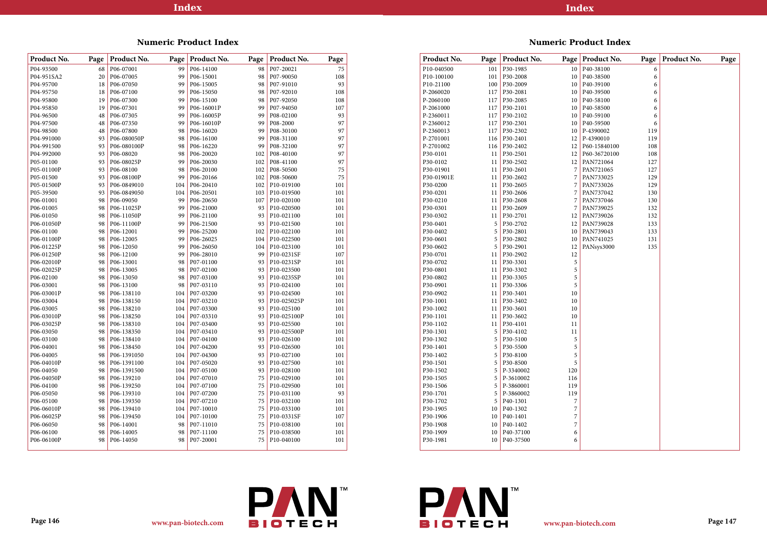## Numeric Product Index

| Product No. | Page | Product No. | Page | Product No. | Page | Product No. | Page |
|---|---|---|---|---|---|---|---|
| P04-93500 | 68 | P06-07001 | 99 | P06-14100 | 98 | P07-20021 | 75 |
| P04-951SA2 | 20 | P06-07005 | 99 | P06-15001 | 98 | P07-90050 | 108 |
| P04-95700 | 18 | P06-07050 | 99 | P06-15005 | 98 | P07-91010 | 93 |
| P04-95750 | 18 | P06-07100 | 99 | P06-15050 | 98 | P07-92010 | 108 |
| P04-95800 | 19 | P06-07300 | 99 | P06-15100 | 98 | P07-92050 | 108 |
| P04-95850 | 19 | P06-07301 | 99 | P06-16001P | 99 | P07-94050 | 107 |
| P04-96500 | 48 | P06-07305 | 99 | P06-16005P | 99 | P08-02100 | 93 |
| P04-97500 | 48 | P06-07350 | 99 | P06-16010P | 99 | P08-2000 | 97 |
| P04-98500 | 48 | P06-07800 | 98 | P06-16020 | 99 | P08-30100 | 97 |
| P04-991000 | 93 | P06-080050P | 98 | P06-16100 | 99 | P08-31100 | 97 |
| P04-991500 | 93 | P06-080100P | 98 | P06-16220 | 99 | P08-32100 | 97 |
| P04-992000 | 93 | P06-08020 | 98 | P06-20020 | 102 | P08-40100 | 97 |
| P05-01100 | 93 | P06-08025P | 99 | P06-20030 | 102 | P08-41100 | 97 |
| P05-01100P | 93 | P06-08100 | 98 | P06-20100 | 102 | P08-50500 | 75 |
| P05-01500 | 93 | P06-08100P | 99 | P06-20166 | 102 | P08-50600 | 75 |
| P05-01500P | 93 | P06-0849010 | 104 | P06-20410 | 102 | P10-019100 | 101 |
| P05-39500 | 93 | P06-0849050 | 104 | P06-20501 | 103 | P10-019500 | 101 |
| P06-01001 | 98 | P06-09050 | 99 | P06-20650 | 107 | P10-020100 | 101 |
| P06-01005 | 98 | P06-11025P | 99 | P06-21000 | 93 | P10-020500 | 101 |
| P06-01050 | 98 | P06-11050P | 99 | P06-21100 | 93 | P10-021100 | 101 |
| P06-01050P | 98 | P06-11100P | 99 | P06-21500 | 93 | P10-021500 | 101 |
| P06-01100 | 98 | P06-12001 | 99 | P06-25200 | 102 | P10-022100 | 101 |
| P06-01100P | 98 | P06-12005 | 99 | P06-26025 | 104 | P10-022500 | 101 |
| P06-01225P | 98 | P06-12050 | 99 | P06-26050 | 104 | P10-023100 | 101 |
| P06-01250P | 98 | P06-12100 | 99 | P06-28010 | 99 | P10-0231SF | 107 |
| P06-02010P | 98 | P06-13001 | 98 | P07-01100 | 93 | P10-0231SP | 101 |
| P06-02025P | 98 | P06-13005 | 98 | P07-02100 | 93 | P10-023500 | 101 |
| P06-02100 | 98 | P06-13050 | 98 | P07-03100 | 93 | P10-0235SP | 101 |
| P06-03001 | 98 | P06-13100 | 98 | P07-03110 | 93 | P10-024100 | 101 |
| P06-03001P | 98 | P06-138110 | 104 | P07-03200 | 93 | P10-024500 | 101 |
| P06-03004 | 98 | P06-138150 | 104 | P07-03210 | 93 | P10-025025P | 101 |
| P06-03005 | 98 | P06-138210 | 104 | P07-03300 | 93 | P10-025100 | 101 |
| P06-03010P | 98 | P06-138250 | 104 | P07-03310 | 93 | P10-025100P | 101 |
| P06-03025P | 98 | P06-138310 | 104 | P07-03400 | 93 | P10-025500 | 101 |
| P06-03050 | 98 | P06-138350 | 104 | P07-03410 | 93 | P10-025500P | 101 |
| P06-03100 | 98 | P06-138410 | 104 | P07-04100 | 93 | P10-026100 | 101 |
| P06-04001 | 98 | P06-138450 | 104 | P07-04200 | 93 | P10-026500 | 101 |
| P06-04005 | 98 | P06-1391050 | 104 | P07-04300 | 93 | P10-027100 | 101 |
| P06-04010P | 98 | P06-1391100 | 104 | P07-05020 | 93 | P10-027500 | 101 |
| P06-04050 | 98 | P06-1391500 | 104 | P07-05100 | 93 | P10-028100 | 101 |
| P06-04050P | 98 | P06-139210 | 104 | P07-07010 | 75 | P10-029100 | 101 |
| P06-04100 | 98 | P06-139250 | 104 | P07-07100 | 75 | P10-029500 | 101 |
| P06-05050 | 98 | P06-139310 | 104 | P07-07200 | 75 | P10-031100 | 93 |
| P06-05100 | 98 | P06-139350 | 104 | P07-07210 | 75 | P10-032100 | 101 |
| P06-06010P | 98 | P06-139410 | 104 | P07-10010 | 75 | P10-033100 | 101 |
| P06-06025P | 98 | P06-139450 | 104 | P07-10100 | 75 | P10-0331SF | 107 |
| P06-06050 | 98 | P06-14001 | 98 | P07-11010 | 75 | P10-038100 | 101 |
| P06-06100 | 98 | P06-14005 | 98 | P07-11100 | 75 | P10-038500 | 101 |
| P06-06100P | 98 | P06-14050 | 98 | P07-20001 | 75 | P10-040100 | 101 |

## Numeric Product Index

| Product No. | Page | Product No. | Page | Product No. | Page | Product No. | Page |
|---|---|---|---|---|---|---|---|
| P10-040500 | 101 | P30-1985 | 10 | P40-38100 | 6 | | |
| P10-100100 | 101 | P30-2008 | 10 | P40-38500 | 6 | | |
| P10-21100 | 100 | P30-2009 | 10 | P40-39100 | 6 | | |
| P-2060020 | 117 | P30-2081 | 10 | P40-39500 | 6 | | |
| P-2060100 | 117 | P30-2085 | 10 | P40-58100 | 6 | | |
| P-2061000 | 117 | P30-2101 | 10 | P40-58500 | 6 | | |
| P-2360011 | 117 | P30-2102 | 10 | P40-59100 | 6 | | |
| P-2360012 | 117 | P30-2301 | 10 | P40-59500 | 6 | | |
| P-2360013 | 117 | P30-2302 | 10 | P-4390002 | 119 | | |
| P-2701001 | 116 | P30-2401 | 12 | P-4390010 | 119 | | |
| P-2701002 | 116 | P30-2402 | 12 | P60-15840100 | 108 | | |
| P30-0101 | 11 | P30-2501 | 12 | P60-36720100 | 108 | | |
| P30-0102 | 11 | P30-2502 | 12 | PAN721064 | 127 | | |
| P30-01901 | 11 | P30-2601 | 7 | PAN721065 | 127 | | |
| P30-01901E | 11 | P30-2602 | 7 | PAN733025 | 129 | | |
| P30-0200 | 11 | P30-2605 | 7 | PAN733026 | 129 | | |
| P30-0201 | 11 | P30-2606 | 7 | PAN737042 | 130 | | |
| P30-0210 | 11 | P30-2608 | 7 | PAN737046 | 130 | | |
| P30-0301 | 11 | P30-2609 | 7 | PAN739025 | 132 | | |
| P30-0302 | 11 | P30-2701 | 12 | PAN739026 | 132 | | |
| P30-0401 | 5 | P30-2702 | 12 | PAN739028 | 133 | | |
| P30-0402 | 5 | P30-2801 | 10 | PAN739043 | 133 | | |
| P30-0601 | 5 | P30-2802 | 10 | PAN741025 | 131 | | |
| P30-0602 | 5 | P30-2901 | 12 | PANsys3000 | 135 | | |
| P30-0701 | 11 | P30-2902 | 12 | | | | |
| P30-0702 | 11 | P30-3301 | 5 | | | | |
| P30-0801 | 11 | P30-3302 | 5 | | | | |
| P30-0802 | 11 | P30-3305 | 5 | | | | |
| P30-0901 | 11 | P30-3306 | 5 | | | | |
| P30-0902 | 11 | P30-3401 | 10 | | | | |
| P30-1001 | 11 | P30-3402 | 10 | | | | |
| P30-1002 | 11 | P30-3601 | 10 | | | | |
| P30-1101 | 11 | P30-3602 | 10 | | | | |
| P30-1102 | 11 | P30-4101 | 11 | | | | |
| P30-1301 | 5 | P30-4102 | 11 | | | | |
| P30-1302 | 5 | P30-5100 | 5 | | | | |
| P30-1401 | 5 | P30-5500 | 5 | | | | |
| P30-1402 | 5 | P30-8100 | 5 | | | | |
| P30-1501 | 5 | P30-8500 | 5 | | | | |
| P30-1502 | 5 | P-3340002 | 120 | | | | |
| P30-1505 | 5 | P-3610002 | 116 | | | | |
| P30-1506 | 5 | P-3860001 | 119 | | | | |
| P30-1701 | 5 | P-3860002 | 119 | | | | |
| P30-1702 | 5 | P40-1301 | 7 | | | | |
| P30-1905 | 10 | P40-1302 | 7 | | | | |
| P30-1906 | 10 | P40-1401 | 7 | | | | |
| P30-1908 | 10 | P40-1402 | 7 | | | | |
| P30-1909 | 10 | P40-37100 | 6 | | | | |
| P30-1981 | 10 | P40-37500 | 6 | | | | |

www.pan-biotech.com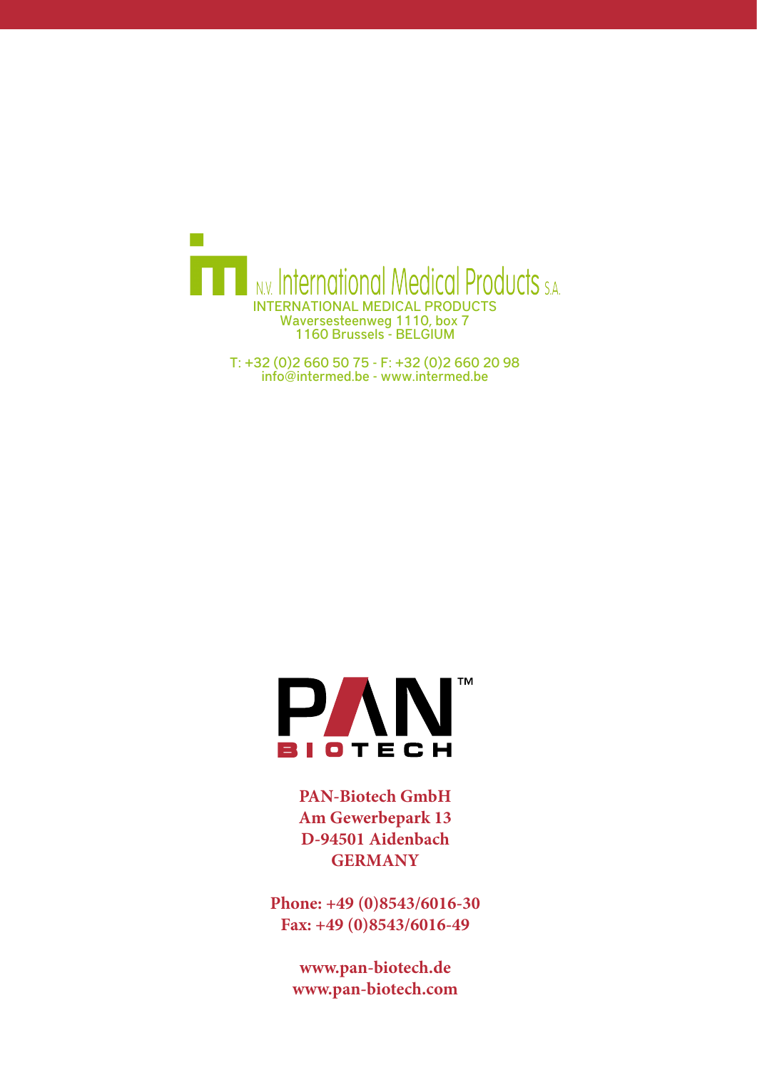N.V. International Medical Products S.A.

INTERNATIONAL MEDICAL PRODUCTS
Waversesteenweg 1110, box 7
1160 Brussels - BELGIUM

T: +32 (0)2 660 50 75 - F: +32 (0)2 660 20 98
info@intermed.be - www.intermed.be

PAN™ BIOTECH

**PAN-Biotech GmbH**
**Am Gewerbepark 13**
**D-94501 Aidenbach**
**GERMANY**

**Phone: +49 (0)8543/6016-30**
**Fax: +49 (0)8543/6016-49**

**www.pan-biotech.de**
**www.pan-biotech.com**